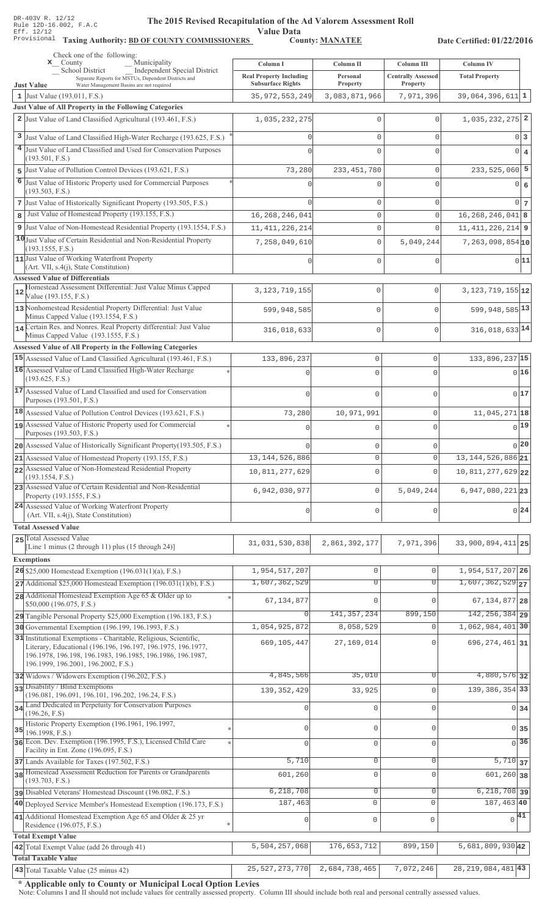DR-403V R. 12/12
Rule 12D-16.002, F.A.C
Eff. 12/12
Provisional

# The 2015 Revised Recapitulation of the Ad Valorem Assessment Roll

**Value Data**

**Taxing Authority: BD OF COUNTY COMMISSIONERS** **County: MANATEE** **Date Certified: 01/22/2016**

Check one of the following:
x County
_ Municipality
_ School District
_ Independent Special District
Separate Reports for MSTUs, Dependent Districts and Water Management Basins are not required

| | Column I Real Property Including Subsurface Rights | Column II Personal Property | Column III Centrally Assessed Property | Column IV Total Property | |
|---|---|---|---|---|---|
| **Just Value** | | | | | |
| 1 Just Value (193.011, F.S.) | 35,972,553,249 | 3,083,871,966 | 7,971,396 | 39,064,396,611 | 1 |
| **Just Value of All Property in the Following Categories** | | | | | |
| 2 Just Value of Land Classified Agricultural (193.461, F.S.) | 1,035,232,275 | 0 | 0 | 1,035,232,275 | 2 |
| 3 Just Value of Land Classified High-Water Recharge (193.625, F.S.) * | 0 | 0 | 0 | 0 | 3 |
| 4 Just Value of Land Classified and Used for Conservation Purposes (193.501, F.S.) | 0 | 0 | 0 | 0 | 4 |
| 5 Just Value of Pollution Control Devices (193.621, F.S.) | 73,280 | 233,451,780 | 0 | 233,525,060 | 5 |
| 6 Just Value of Historic Property used for Commercial Purposes (193.503, F.S.) * | 0 | 0 | 0 | 0 | 6 |
| 7 Just Value of Historically Significant Property (193.505, F.S.) | 0 | 0 | 0 | 0 | 7 |
| 8 Just Value of Homestead Property (193.155, F.S.) | 16,268,246,041 | 0 | 0 | 16,268,246,041 | 8 |
| 9 Just Value of Non-Homestead Residential Property (193.1554, F.S.) | 11,411,226,214 | 0 | 0 | 11,411,226,214 | 9 |
| 10 Just Value of Certain Residential and Non-Residential Property (193.1555, F.S.) | 7,258,049,610 | 0 | 5,049,244 | 7,263,098,854 | 10 |
| 11 Just Value of Working Waterfront Property (Art. VII, s.4(j), State Constitution) | 0 | 0 | 0 | 0 | 11 |
| **Assessed Value of Differentials** | | | | | |
| 12 Homestead Assessment Differential: Just Value Minus Capped Value (193.155, F.S.) | 3,123,719,155 | 0 | 0 | 3,123,719,155 | 12 |
| 13 Nonhomestead Residential Property Differential: Just Value Minus Capped Value (193.1554, F.S.) | 599,948,585 | 0 | 0 | 599,948,585 | 13 |
| 14 Certain Res. and Nonres. Real Property differential: Just Value Minus Capped Value (193.1555, F.S.) | 316,018,633 | 0 | 0 | 316,018,633 | 14 |
| **Assessed Value of All Property in the Following Categories** | | | | | |
| 15 Assessed Value of Land Classified Agricultural (193.461, F.S.) | 133,896,237 | 0 | 0 | 133,896,237 | 15 |
| 16 Assessed Value of Land Classified High-Water Recharge (193.625, F.S.) * | 0 | 0 | 0 | 0 | 16 |
| 17 Assessed Value of Land Classified and used for Conservation Purposes (193.501, F.S.) | 0 | 0 | 0 | 0 | 17 |
| 18 Assessed Value of Pollution Control Devices (193.621, F.S.) | 73,280 | 10,971,991 | 0 | 11,045,271 | 18 |
| 19 Assessed Value of Historic Property used for Commercial Purposes (193.503, F.S.) * | 0 | 0 | 0 | 0 | 19 |
| 20 Assessed Value of Historically Significant Property(193.505, F.S.) | 0 | 0 | 0 | 0 | 20 |
| 21 Assessed Value of Homestead Property (193.155, F.S.) | 13,144,526,886 | 0 | 0 | 13,144,526,886 | 21 |
| 22 Assessed Value of Non-Homestead Residential Property (193.1554, F.S.) | 10,811,277,629 | 0 | 0 | 10,811,277,629 | 22 |
| 23 Assessed Value of Certain Residential and Non-Residential Property (193.1555, F.S.) | 6,942,030,977 | 0 | 5,049,244 | 6,947,080,221 | 23 |
| 24 Assessed Value of Working Waterfront Property (Art. VII, s.4(j), State Constitution) | 0 | 0 | 0 | 0 | 24 |
| **Total Assessed Value** | | | | | |
| 25 Total Assessed Value [Line 1 minus (2 through 11) plus (15 through 24)] | 31,031,530,838 | 2,861,392,177 | 7,971,396 | 33,900,894,411 | 25 |
| **Exemptions** | | | | | |
| 26 $25,000 Homestead Exemption (196.031(1)(a), F.S.) | 1,954,517,207 | 0 | 0 | 1,954,517,207 | 26 |
| 27 Additional $25,000 Homestead Exemption (196.031(1)(b), F.S.) | 1,607,362,529 | 0 | 0 | 1,607,362,529 | 27 |
| 28 Additional Homestead Exemption Age 65 & Older up to $50,000 (196.075, F.S.) * | 67,134,877 | 0 | 0 | 67,134,877 | 28 |
| 29 Tangible Personal Property $25,000 Exemption (196.183, F.S.) | 0 | 141,357,234 | 899,150 | 142,256,384 | 29 |
| 30 Governmental Exemption (196.199, 196.1993, F.S.) | 1,054,925,872 | 8,058,529 | 0 | 1,062,984,401 | 30 |
| 31 Institutional Exemptions - Charitable, Religious, Scientific, Literary, Educational (196.196, 196.197, 196.1975, 196.1977, 196.1978, 196.198, 196.1983, 196.1985, 196.1986, 196.1987, 196.1999, 196.2001, 196.2002, F.S.) | 669,105,447 | 27,169,014 | 0 | 696,274,461 | 31 |
| 32 Widows / Widowers Exemption (196.202, F.S.) | 4,845,566 | 35,010 | 0 | 4,880,576 | 32 |
| 33 Disability / Blind Exemptions (196.081, 196.091, 196.101, 196.202, 196.24, F.S.) | 139,352,429 | 33,925 | 0 | 139,386,354 | 33 |
| 34 Land Dedicated in Perpetuity for Conservation Purposes (196.26, F.S) | 0 | 0 | 0 | 0 | 34 |
| 35 Historic Property Exemption (196.1961, 196.1997, 196.1998, F.S.) * | 0 | 0 | 0 | 0 | 35 |
| 36 Econ. Dev. Exemption (196.1995, F.S.), Licensed Child Care Facility in Ent. Zone (196.095, F.S.) * | 0 | 0 | 0 | 0 | 36 |
| 37 Lands Available for Taxes (197.502, F.S.) | 5,710 | 0 | 0 | 5,710 | 37 |
| 38 Homestead Assessment Reduction for Parents or Grandparents (193.703, F.S.) | 601,260 | 0 | 0 | 601,260 | 38 |
| 39 Disabled Veterans' Homestead Discount (196.082, F.S.) | 6,218,708 | 0 | 0 | 6,218,708 | 39 |
| 40 Deployed Service Member's Homestead Exemption (196.173, F.S.) | 187,463 | 0 | 0 | 187,463 | 40 |
| 41 Additional Homestead Exemption Age 65 and Older & 25 yr Residence (196.075, F.S.) * | 0 | 0 | 0 | 0 | 41 |
| **Total Exempt Value** | | | | | |
| 42 Total Exempt Value (add 26 through 41) | 5,504,257,068 | 176,653,712 | 899,150 | 5,681,809,930 | 42 |
| **Total Taxable Value** | | | | | |
| 43 Total Taxable Value (25 minus 42) | 25,527,273,770 | 2,684,738,465 | 7,072,246 | 28,219,084,481 | 43 |

**\* Applicable only to County or Municipal Local Option Levies**

Note: Columns I and II should not include values for centrally assessed property. Column III should include both real and personal centrally assessed values.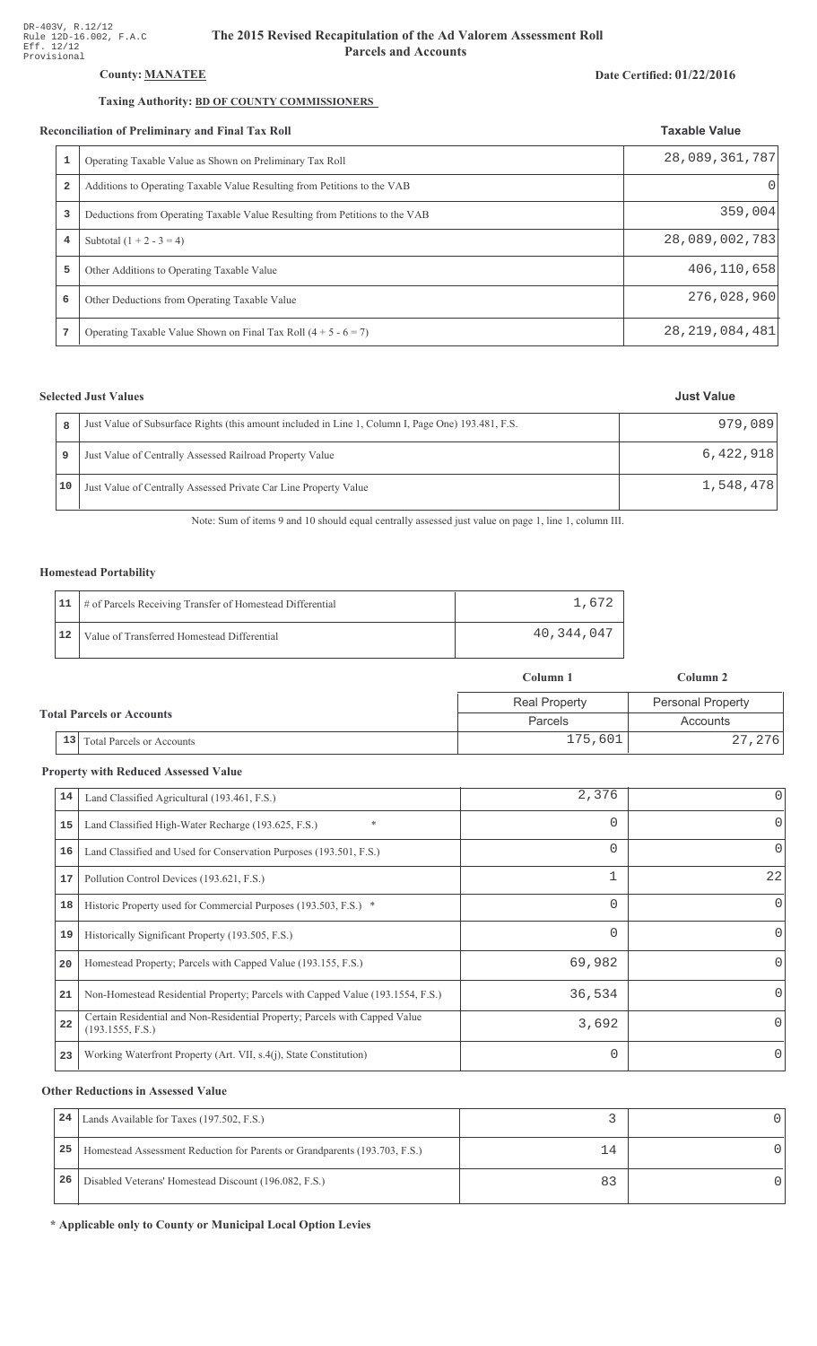DR-403V, R.12/12
Rule 12D-16.002, F.A.C
Eff. 12/12
Provisional

# The 2015 Revised Recapitulation of the Ad Valorem Assessment Roll
## Parcels and Accounts

**County: MANATEE**

**Date Certified: 01/22/2016**

**Taxing Authority: BD OF COUNTY COMMISSIONERS**

### Reconciliation of Preliminary and Final Tax Roll

| | | Taxable Value |
|---|---|---|
| 1 | Operating Taxable Value as Shown on Preliminary Tax Roll | 28,089,361,787 |
| 2 | Additions to Operating Taxable Value Resulting from Petitions to the VAB | 0 |
| 3 | Deductions from Operating Taxable Value Resulting from Petitions to the VAB | 359,004 |
| 4 | Subtotal (1 + 2 - 3 = 4) | 28,089,002,783 |
| 5 | Other Additions to Operating Taxable Value | 406,110,658 |
| 6 | Other Deductions from Operating Taxable Value | 276,028,960 |
| 7 | Operating Taxable Value Shown on Final Tax Roll (4 + 5 - 6 = 7) | 28,219,084,481 |

### Selected Just Values

| | | Just Value |
|---|---|---|
| 8 | Just Value of Subsurface Rights (this amount included in Line 1, Column I, Page One) 193.481, F.S. | 979,089 |
| 9 | Just Value of Centrally Assessed Railroad Property Value | 6,422,918 |
| 10 | Just Value of Centrally Assessed Private Car Line Property Value | 1,548,478 |

Note: Sum of items 9 and 10 should equal centrally assessed just value on page 1, line 1, column III.

### Homestead Portability

| | | |
|---|---|---|
| 11 | # of Parcels Receiving Transfer of Homestead Differential | 1,672 |
| 12 | Value of Transferred Homestead Differential | 40,344,047 |

### Total Parcels or Accounts

| | | Column 1 | Column 2 |
|---|---|---|---|
| | | Real Property | Personal Property |
| | | Parcels | Accounts |
| 13 | Total Parcels or Accounts | 175,601 | 27,276 |

### Property with Reduced Assessed Value

| | | Column 1 | Column 2 |
|---|---|---|---|
| 14 | Land Classified Agricultural (193.461, F.S.) | 2,376 | 0 |
| 15 | Land Classified High-Water Recharge (193.625, F.S.) * | 0 | 0 |
| 16 | Land Classified and Used for Conservation Purposes (193.501, F.S.) | 0 | 0 |
| 17 | Pollution Control Devices (193.621, F.S.) | 1 | 22 |
| 18 | Historic Property used for Commercial Purposes (193.503, F.S.) * | 0 | 0 |
| 19 | Historically Significant Property (193.505, F.S.) | 0 | 0 |
| 20 | Homestead Property; Parcels with Capped Value (193.155, F.S.) | 69,982 | 0 |
| 21 | Non-Homestead Residential Property; Parcels with Capped Value (193.1554, F.S.) | 36,534 | 0 |
| 22 | Certain Residential and Non-Residential Property; Parcels with Capped Value (193.1555, F.S.) | 3,692 | 0 |
| 23 | Working Waterfront Property (Art. VII, s.4(j), State Constitution) | 0 | 0 |

### Other Reductions in Assessed Value

| | | Column 1 | Column 2 |
|---|---|---|---|
| 24 | Lands Available for Taxes (197.502, F.S.) | 3 | 0 |
| 25 | Homestead Assessment Reduction for Parents or Grandparents (193.703, F.S.) | 14 | 0 |
| 26 | Disabled Veterans' Homestead Discount (196.082, F.S.) | 83 | 0 |

**\* Applicable only to County or Municipal Local Option Levies**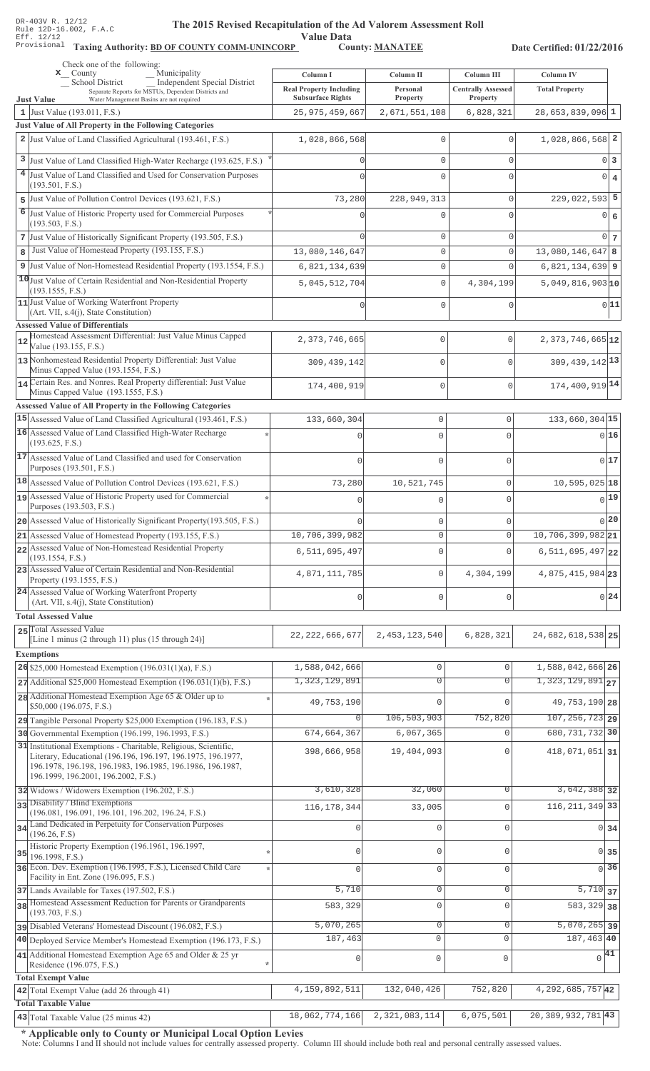DR-403V R. 12/12
Rule 12D-16.002, F.A.C
Eff. 12/12
Provisional

# The 2015 Revised Recapitulation of the Ad Valorem Assessment Roll

## Value Data

**Taxing Authority: BD OF COUNTY COMM-UNINCORP** **County: MANATEE** **Date Certified: 01/22/2016**

Check one of the following:
x County
_ Municipality
_ School District
_ Independent Special District
Separate Reports for MSTUs, Dependent Districts and Water Management Basins are not required

| | Just Value | Column I Real Property Including Subsurface Rights | Column II Personal Property | Column III Centrally Assessed Property | Column IV Total Property | |
|---|---|---|---|---|---|---|
| 1 | Just Value (193.011, F.S.) | 25,975,459,667 | 2,671,551,108 | 6,828,321 | 28,653,839,096 | 1 |
| | **Just Value of All Property in the Following Categories** | | | | | |
| 2 | Just Value of Land Classified Agricultural (193.461, F.S.) | 1,028,866,568 | 0 | 0 | 1,028,866,568 | 2 |
| 3 | Just Value of Land Classified High-Water Recharge (193.625, F.S.) * | 0 | 0 | 0 | 0 | 3 |
| 4 | Just Value of Land Classified and Used for Conservation Purposes (193.501, F.S.) | 0 | 0 | 0 | 0 | 4 |
| 5 | Just Value of Pollution Control Devices (193.621, F.S.) | 73,280 | 228,949,313 | 0 | 229,022,593 | 5 |
| 6 | Just Value of Historic Property used for Commercial Purposes (193.503, F.S.) * | 0 | 0 | 0 | 0 | 6 |
| 7 | Just Value of Historically Significant Property (193.505, F.S.) | 0 | 0 | 0 | 0 | 7 |
| 8 | Just Value of Homestead Property (193.155, F.S.) | 13,080,146,647 | 0 | 0 | 13,080,146,647 | 8 |
| 9 | Just Value of Non-Homestead Residential Property (193.1554, F.S.) | 6,821,134,639 | 0 | 0 | 6,821,134,639 | 9 |
| 10 | Just Value of Certain Residential and Non-Residential Property (193.1555, F.S.) | 5,045,512,704 | 0 | 4,304,199 | 5,049,816,903 | 10 |
| 11 | Just Value of Working Waterfront Property (Art. VII, s.4(j), State Constitution) | 0 | 0 | 0 | 0 | 11 |
| | **Assessed Value of Differentials** | | | | | |
| 12 | Homestead Assessment Differential: Just Value Minus Capped Value (193.155, F.S.) | 2,373,746,665 | 0 | 0 | 2,373,746,665 | 12 |
| 13 | Nonhomestead Residential Property Differential: Just Value Minus Capped Value (193.1554, F.S.) | 309,439,142 | 0 | 0 | 309,439,142 | 13 |
| 14 | Certain Res. and Nonres. Real Property differential: Just Value Minus Capped Value (193.1555, F.S.) | 174,400,919 | 0 | 0 | 174,400,919 | 14 |
| | **Assessed Value of All Property in the Following Categories** | | | | | |
| 15 | Assessed Value of Land Classified Agricultural (193.461, F.S.) | 133,660,304 | 0 | 0 | 133,660,304 | 15 |
| 16 | Assessed Value of Land Classified High-Water Recharge (193.625, F.S.) * | 0 | 0 | 0 | 0 | 16 |
| 17 | Assessed Value of Land Classified and used for Conservation Purposes (193.501, F.S.) | 0 | 0 | 0 | 0 | 17 |
| 18 | Assessed Value of Pollution Control Devices (193.621, F.S.) | 73,280 | 10,521,745 | 0 | 10,595,025 | 18 |
| 19 | Assessed Value of Historic Property used for Commercial Purposes (193.503, F.S.) * | 0 | 0 | 0 | 0 | 19 |
| 20 | Assessed Value of Historically Significant Property(193.505, F.S.) | 0 | 0 | 0 | 0 | 20 |
| 21 | Assessed Value of Homestead Property (193.155, F.S.) | 10,706,399,982 | 0 | 0 | 10,706,399,982 | 21 |
| 22 | Assessed Value of Non-Homestead Residential Property (193.1554, F.S.) | 6,511,695,497 | 0 | 0 | 6,511,695,497 | 22 |
| 23 | Assessed Value of Certain Residential and Non-Residential Property (193.1555, F.S.) | 4,871,111,785 | 0 | 4,304,199 | 4,875,415,984 | 23 |
| 24 | Assessed Value of Working Waterfront Property (Art. VII, s.4(j), State Constitution) | 0 | 0 | 0 | 0 | 24 |
| | **Total Assessed Value** | | | | | |
| 25 | Total Assessed Value [Line 1 minus (2 through 11) plus (15 through 24)] | 22,222,666,677 | 2,453,123,540 | 6,828,321 | 24,682,618,538 | 25 |
| | **Exemptions** | | | | | |
| 26 | $25,000 Homestead Exemption (196.031(1)(a), F.S.) | 1,588,042,666 | 0 | 0 | 1,588,042,666 | 26 |
| 27 | Additional $25,000 Homestead Exemption (196.031(1)(b), F.S.) | 1,323,129,891 | 0 | 0 | 1,323,129,891 | 27 |
| 28 | Additional Homestead Exemption Age 65 & Older up to $50,000 (196.075, F.S.) * | 49,753,190 | 0 | 0 | 49,753,190 | 28 |
| 29 | Tangible Personal Property $25,000 Exemption (196.183, F.S.) | 0 | 106,503,903 | 752,820 | 107,256,723 | 29 |
| 30 | Governmental Exemption (196.199, 196.1993, F.S.) | 674,664,367 | 6,067,365 | 0 | 680,731,732 | 30 |
| 31 | Institutional Exemptions - Charitable, Religious, Scientific, Literary, Educational (196.196, 196.197, 196.1975, 196.1977, 196.1978, 196.198, 196.1983, 196.1985, 196.1986, 196.1987, 196.1999, 196.2001, 196.2002, F.S.) | 398,666,958 | 19,404,093 | 0 | 418,071,051 | 31 |
| 32 | Widows / Widowers Exemption (196.202, F.S.) | 3,610,328 | 32,060 | 0 | 3,642,388 | 32 |
| 33 | Disability / Blind Exemptions (196.081, 196.091, 196.101, 196.202, 196.24, F.S.) | 116,178,344 | 33,005 | 0 | 116,211,349 | 33 |
| 34 | Land Dedicated in Perpetuity for Conservation Purposes (196.26, F.S) | 0 | 0 | 0 | 0 | 34 |
| 35 | Historic Property Exemption (196.1961, 196.1997, 196.1998, F.S.) * | 0 | 0 | 0 | 0 | 35 |
| 36 | Econ. Dev. Exemption (196.1995, F.S.), Licensed Child Care Facility in Ent. Zone (196.095, F.S.) * | 0 | 0 | 0 | 0 | 36 |
| 37 | Lands Available for Taxes (197.502, F.S.) | 5,710 | 0 | 0 | 5,710 | 37 |
| 38 | Homestead Assessment Reduction for Parents or Grandparents (193.703, F.S.) | 583,329 | 0 | 0 | 583,329 | 38 |
| 39 | Disabled Veterans' Homestead Discount (196.082, F.S.) | 5,070,265 | 0 | 0 | 5,070,265 | 39 |
| 40 | Deployed Service Member's Homestead Exemption (196.173, F.S.) | 187,463 | 0 | 0 | 187,463 | 40 |
| 41 | Additional Homestead Exemption Age 65 and Older & 25 yr Residence (196.075, F.S.) * | 0 | 0 | 0 | 0 | 41 |
| | **Total Exempt Value** | | | | | |
| 42 | Total Exempt Value (add 26 through 41) | 4,159,892,511 | 132,040,426 | 752,820 | 4,292,685,757 | 42 |
| | **Total Taxable Value** | | | | | |
| 43 | Total Taxable Value (25 minus 42) | 18,062,774,166 | 2,321,083,114 | 6,075,501 | 20,389,932,781 | 43 |

**\* Applicable only to County or Municipal Local Option Levies**

Note: Columns I and II should not include values for centrally assessed property. Column III should include both real and personal centrally assessed values.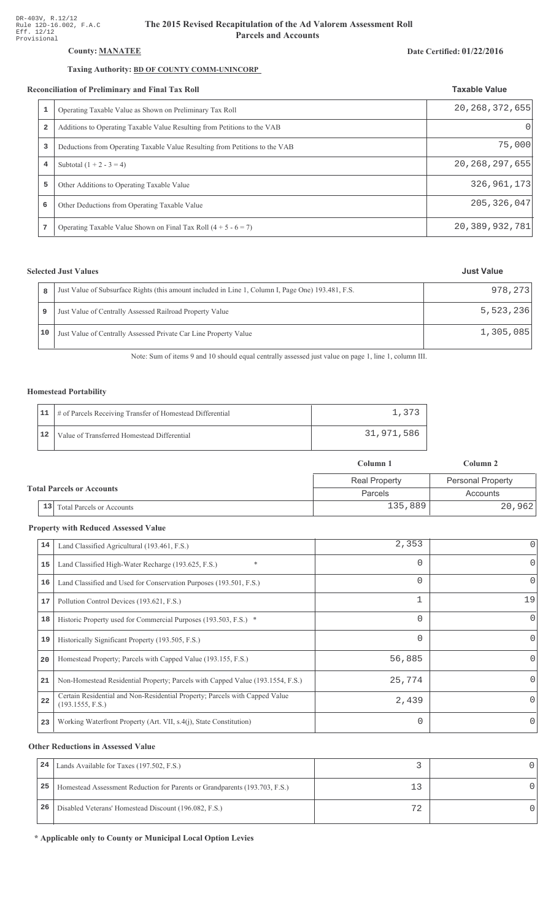DR-403V, R.12/12
Rule 12D-16.002, F.A.C
Eff. 12/12
Provisional

# The 2015 Revised Recapitulation of the Ad Valorem Assessment Roll
## Parcels and Accounts

**County: MANATEE**

**Date Certified: 01/22/2016**

**Taxing Authority: BD OF COUNTY COMM-UNINCORP**

### Reconciliation of Preliminary and Final Tax Roll

| | | Taxable Value |
|---|---|---|
| 1 | Operating Taxable Value as Shown on Preliminary Tax Roll | 20,268,372,655 |
| 2 | Additions to Operating Taxable Value Resulting from Petitions to the VAB | 0 |
| 3 | Deductions from Operating Taxable Value Resulting from Petitions to the VAB | 75,000 |
| 4 | Subtotal (1 + 2 - 3 = 4) | 20,268,297,655 |
| 5 | Other Additions to Operating Taxable Value | 326,961,173 |
| 6 | Other Deductions from Operating Taxable Value | 205,326,047 |
| 7 | Operating Taxable Value Shown on Final Tax Roll (4 + 5 - 6 = 7) | 20,389,932,781 |

### Selected Just Values

| | | Just Value |
|---|---|---|
| 8 | Just Value of Subsurface Rights (this amount included in Line 1, Column I, Page One) 193.481, F.S. | 978,273 |
| 9 | Just Value of Centrally Assessed Railroad Property Value | 5,523,236 |
| 10 | Just Value of Centrally Assessed Private Car Line Property Value | 1,305,085 |

Note: Sum of items 9 and 10 should equal centrally assessed just value on page 1, line 1, column III.

### Homestead Portability

| | | |
|---|---|---|
| 11 | # of Parcels Receiving Transfer of Homestead Differential | 1,373 |
| 12 | Value of Transferred Homestead Differential | 31,971,586 |

### Total Parcels or Accounts

| | | Column 1 | Column 2 |
|---|---|---|---|
| | | Real Property | Personal Property |
| | | Parcels | Accounts |
| 13 | Total Parcels or Accounts | 135,889 | 20,962 |

### Property with Reduced Assessed Value

| | | Column 1 | Column 2 |
|---|---|---|---|
| 14 | Land Classified Agricultural (193.461, F.S.) | 2,353 | 0 |
| 15 | Land Classified High-Water Recharge (193.625, F.S.) * | 0 | 0 |
| 16 | Land Classified and Used for Conservation Purposes (193.501, F.S.) | 0 | 0 |
| 17 | Pollution Control Devices (193.621, F.S.) | 1 | 19 |
| 18 | Historic Property used for Commercial Purposes (193.503, F.S.) * | 0 | 0 |
| 19 | Historically Significant Property (193.505, F.S.) | 0 | 0 |
| 20 | Homestead Property; Parcels with Capped Value (193.155, F.S.) | 56,885 | 0 |
| 21 | Non-Homestead Residential Property; Parcels with Capped Value (193.1554, F.S.) | 25,774 | 0 |
| 22 | Certain Residential and Non-Residential Property; Parcels with Capped Value (193.1555, F.S.) | 2,439 | 0 |
| 23 | Working Waterfront Property (Art. VII, s.4(j), State Constitution) | 0 | 0 |

### Other Reductions in Assessed Value

| | | Column 1 | Column 2 |
|---|---|---|---|
| 24 | Lands Available for Taxes (197.502, F.S.) | 3 | 0 |
| 25 | Homestead Assessment Reduction for Parents or Grandparents (193.703, F.S.) | 13 | 0 |
| 26 | Disabled Veterans' Homestead Discount (196.082, F.S.) | 72 | 0 |

**\* Applicable only to County or Municipal Local Option Levies**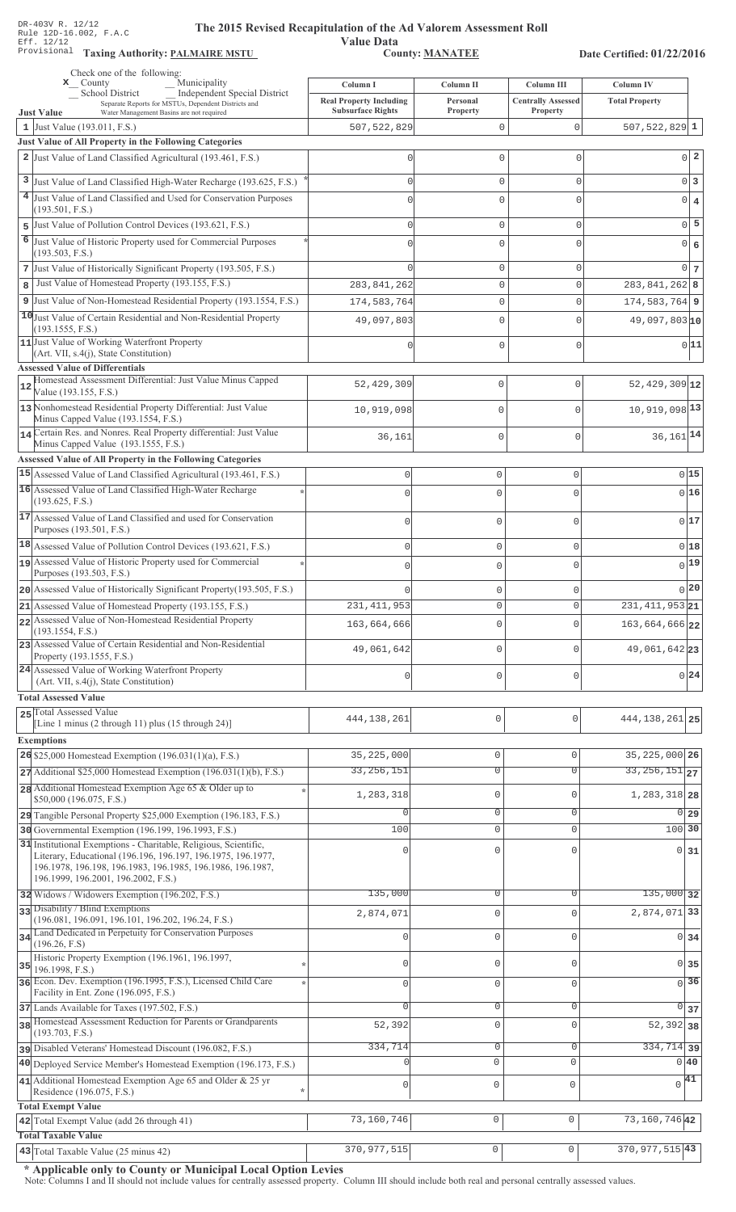DR-403V R. 12/12
Rule 12D-16.002, F.A.C
Eff. 12/12
Provisional

# The 2015 Revised Recapitulation of the Ad Valorem Assessment Roll

## Value Data

**Taxing Authority: PALMAIRE MSTU** **County: MANATEE** **Date Certified: 01/22/2016**

Check one of the following:
x County
_ Municipality
_ School District
_ Independent Special District
Separate Reports for MSTUs, Dependent Districts and Water Management Basins are not required

| | Just Value | Column I Real Property Including Subsurface Rights | Column II Personal Property | Column III Centrally Assessed Property | Column IV Total Property | |
|---|---|---|---|---|---|---|
| 1 | Just Value (193.011, F.S.) | 507,522,829 | 0 | 0 | 507,522,829 | 1 |
| | **Just Value of All Property in the Following Categories** | | | | | |
| 2 | Just Value of Land Classified Agricultural (193.461, F.S.) | 0 | 0 | 0 | 0 | 2 |
| 3 | Just Value of Land Classified High-Water Recharge (193.625, F.S.) * | 0 | 0 | 0 | 0 | 3 |
| 4 | Just Value of Land Classified and Used for Conservation Purposes (193.501, F.S.) | 0 | 0 | 0 | 0 | 4 |
| 5 | Just Value of Pollution Control Devices (193.621, F.S.) | 0 | 0 | 0 | 0 | 5 |
| 6 | Just Value of Historic Property used for Commercial Purposes (193.503, F.S.) * | 0 | 0 | 0 | 0 | 6 |
| 7 | Just Value of Historically Significant Property (193.505, F.S.) | 0 | 0 | 0 | 0 | 7 |
| 8 | Just Value of Homestead Property (193.155, F.S.) | 283,841,262 | 0 | 0 | 283,841,262 | 8 |
| 9 | Just Value of Non-Homestead Residential Property (193.1554, F.S.) | 174,583,764 | 0 | 0 | 174,583,764 | 9 |
| 10 | Just Value of Certain Residential and Non-Residential Property (193.1555, F.S.) | 49,097,803 | 0 | 0 | 49,097,803 | 10 |
| 11 | Just Value of Working Waterfront Property (Art. VII, s.4(j), State Constitution) | 0 | 0 | 0 | 0 | 11 |
| | **Assessed Value of Differentials** | | | | | |
| 12 | Homestead Assessment Differential: Just Value Minus Capped Value (193.155, F.S.) | 52,429,309 | 0 | 0 | 52,429,309 | 12 |
| 13 | Nonhomestead Residential Property Differential: Just Value Minus Capped Value (193.1554, F.S.) | 10,919,098 | 0 | 0 | 10,919,098 | 13 |
| 14 | Certain Res. and Nonres. Real Property differential: Just Value Minus Capped Value (193.1555, F.S.) | 36,161 | 0 | 0 | 36,161 | 14 |
| | **Assessed Value of All Property in the Following Categories** | | | | | |
| 15 | Assessed Value of Land Classified Agricultural (193.461, F.S.) | 0 | 0 | 0 | 0 | 15 |
| 16 | Assessed Value of Land Classified High-Water Recharge (193.625, F.S.) * | 0 | 0 | 0 | 0 | 16 |
| 17 | Assessed Value of Land Classified and used for Conservation Purposes (193.501, F.S.) | 0 | 0 | 0 | 0 | 17 |
| 18 | Assessed Value of Pollution Control Devices (193.621, F.S.) | 0 | 0 | 0 | 0 | 18 |
| 19 | Assessed Value of Historic Property used for Commercial Purposes (193.503, F.S.) * | 0 | 0 | 0 | 0 | 19 |
| 20 | Assessed Value of Historically Significant Property(193.505, F.S.) | 0 | 0 | 0 | 0 | 20 |
| 21 | Assessed Value of Homestead Property (193.155, F.S.) | 231,411,953 | 0 | 0 | 231,411,953 | 21 |
| 22 | Assessed Value of Non-Homestead Residential Property (193.1554, F.S.) | 163,664,666 | 0 | 0 | 163,664,666 | 22 |
| 23 | Assessed Value of Certain Residential and Non-Residential Property (193.1555, F.S.) | 49,061,642 | 0 | 0 | 49,061,642 | 23 |
| 24 | Assessed Value of Working Waterfront Property (Art. VII, s.4(j), State Constitution) | 0 | 0 | 0 | 0 | 24 |
| | **Total Assessed Value** | | | | | |
| 25 | Total Assessed Value [Line 1 minus (2 through 11) plus (15 through 24)] | 444,138,261 | 0 | 0 | 444,138,261 | 25 |
| | **Exemptions** | | | | | |
| 26 | $25,000 Homestead Exemption (196.031(1)(a), F.S.) | 35,225,000 | 0 | 0 | 35,225,000 | 26 |
| 27 | Additional $25,000 Homestead Exemption (196.031(1)(b), F.S.) | 33,256,151 | 0 | 0 | 33,256,151 | 27 |
| 28 | Additional Homestead Exemption Age 65 & Older up to $50,000 (196.075, F.S.) * | 1,283,318 | 0 | 0 | 1,283,318 | 28 |
| 29 | Tangible Personal Property $25,000 Exemption (196.183, F.S.) | 0 | 0 | 0 | 0 | 29 |
| 30 | Governmental Exemption (196.199, 196.1993, F.S.) | 100 | 0 | 0 | 100 | 30 |
| 31 | Institutional Exemptions - Charitable, Religious, Scientific, Literary, Educational (196.196, 196.197, 196.1975, 196.1977, 196.1978, 196.198, 196.1983, 196.1985, 196.1986, 196.1987, 196.1999, 196.2001, 196.2002, F.S.) | 0 | 0 | 0 | 0 | 31 |
| 32 | Widows / Widowers Exemption (196.202, F.S.) | 135,000 | 0 | 0 | 135,000 | 32 |
| 33 | Disability / Blind Exemptions (196.081, 196.091, 196.101, 196.202, 196.24, F.S.) | 2,874,071 | 0 | 0 | 2,874,071 | 33 |
| 34 | Land Dedicated in Perpetuity for Conservation Purposes (196.26, F.S) | 0 | 0 | 0 | 0 | 34 |
| 35 | Historic Property Exemption (196.1961, 196.1997, 196.1998, F.S.) * | 0 | 0 | 0 | 0 | 35 |
| 36 | Econ. Dev. Exemption (196.1995, F.S.), Licensed Child Care Facility in Ent. Zone (196.095, F.S.) * | 0 | 0 | 0 | 0 | 36 |
| 37 | Lands Available for Taxes (197.502, F.S.) | 0 | 0 | 0 | 0 | 37 |
| 38 | Homestead Assessment Reduction for Parents or Grandparents (193.703, F.S.) | 52,392 | 0 | 0 | 52,392 | 38 |
| 39 | Disabled Veterans' Homestead Discount (196.082, F.S.) | 334,714 | 0 | 0 | 334,714 | 39 |
| 40 | Deployed Service Member's Homestead Exemption (196.173, F.S.) | 0 | 0 | 0 | 0 | 40 |
| 41 | Additional Homestead Exemption Age 65 and Older & 25 yr Residence (196.075, F.S.) * | 0 | 0 | 0 | 0 | 41 |
| | **Total Exempt Value** | | | | | |
| 42 | Total Exempt Value (add 26 through 41) | 73,160,746 | 0 | 0 | 73,160,746 | 42 |
| | **Total Taxable Value** | | | | | |
| 43 | Total Taxable Value (25 minus 42) | 370,977,515 | 0 | 0 | 370,977,515 | 43 |

**\* Applicable only to County or Municipal Local Option Levies**

Note: Columns I and II should not include values for centrally assessed property. Column III should include both real and personal centrally assessed values.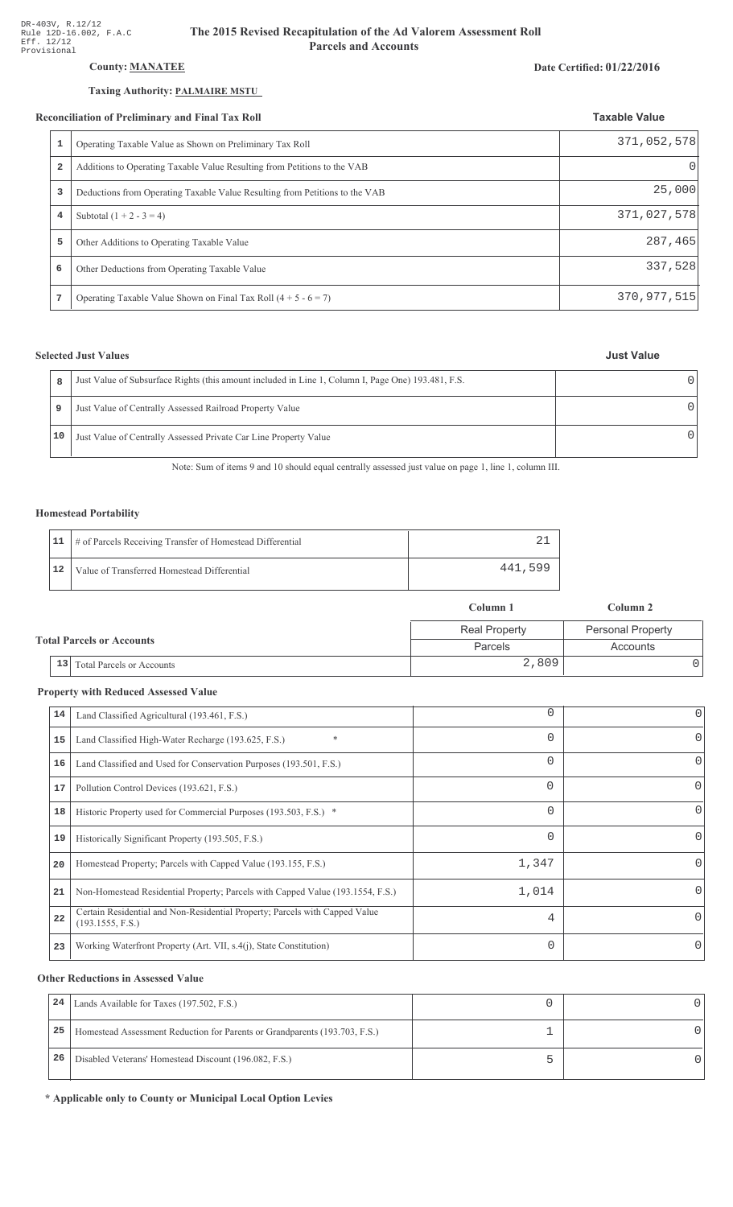DR-403V, R.12/12
Rule 12D-16.002, F.A.C
Eff. 12/12
Provisional

# The 2015 Revised Recapitulation of the Ad Valorem Assessment Roll
## Parcels and Accounts

**County: MANATEE**

**Date Certified: 01/22/2016**

**Taxing Authority: PALMAIRE MSTU**

### Reconciliation of Preliminary and Final Tax Roll

| | | Taxable Value |
|---|---|---|
| 1 | Operating Taxable Value as Shown on Preliminary Tax Roll | 371,052,578 |
| 2 | Additions to Operating Taxable Value Resulting from Petitions to the VAB | 0 |
| 3 | Deductions from Operating Taxable Value Resulting from Petitions to the VAB | 25,000 |
| 4 | Subtotal (1 + 2 - 3 = 4) | 371,027,578 |
| 5 | Other Additions to Operating Taxable Value | 287,465 |
| 6 | Other Deductions from Operating Taxable Value | 337,528 |
| 7 | Operating Taxable Value Shown on Final Tax Roll (4 + 5 - 6 = 7) | 370,977,515 |

### Selected Just Values

| | | Just Value |
|---|---|---|
| 8 | Just Value of Subsurface Rights (this amount included in Line 1, Column I, Page One) 193.481, F.S. | 0 |
| 9 | Just Value of Centrally Assessed Railroad Property Value | 0 |
| 10 | Just Value of Centrally Assessed Private Car Line Property Value | 0 |

Note: Sum of items 9 and 10 should equal centrally assessed just value on page 1, line 1, column III.

### Homestead Portability

| | | |
|---|---|---|
| 11 | # of Parcels Receiving Transfer of Homestead Differential | 21 |
| 12 | Value of Transferred Homestead Differential | 441,599 |

### Total Parcels or Accounts

| | | Column 1 | Column 2 |
|---|---|---|---|
| | | Real Property | Personal Property |
| | | Parcels | Accounts |
| 13 | Total Parcels or Accounts | 2,809 | 0 |

### Property with Reduced Assessed Value

| | | Column 1 | Column 2 |
|---|---|---|---|
| 14 | Land Classified Agricultural (193.461, F.S.) | 0 | 0 |
| 15 | Land Classified High-Water Recharge (193.625, F.S.) * | 0 | 0 |
| 16 | Land Classified and Used for Conservation Purposes (193.501, F.S.) | 0 | 0 |
| 17 | Pollution Control Devices (193.621, F.S.) | 0 | 0 |
| 18 | Historic Property used for Commercial Purposes (193.503, F.S.) * | 0 | 0 |
| 19 | Historically Significant Property (193.505, F.S.) | 0 | 0 |
| 20 | Homestead Property; Parcels with Capped Value (193.155, F.S.) | 1,347 | 0 |
| 21 | Non-Homestead Residential Property; Parcels with Capped Value (193.1554, F.S.) | 1,014 | 0 |
| 22 | Certain Residential and Non-Residential Property; Parcels with Capped Value (193.1555, F.S.) | 4 | 0 |
| 23 | Working Waterfront Property (Art. VII, s.4(j), State Constitution) | 0 | 0 |

### Other Reductions in Assessed Value

| | | Column 1 | Column 2 |
|---|---|---|---|
| 24 | Lands Available for Taxes (197.502, F.S.) | 0 | 0 |
| 25 | Homestead Assessment Reduction for Parents or Grandparents (193.703, F.S.) | 1 | 0 |
| 26 | Disabled Veterans' Homestead Discount (196.082, F.S.) | 5 | 0 |

**\* Applicable only to County or Municipal Local Option Levies**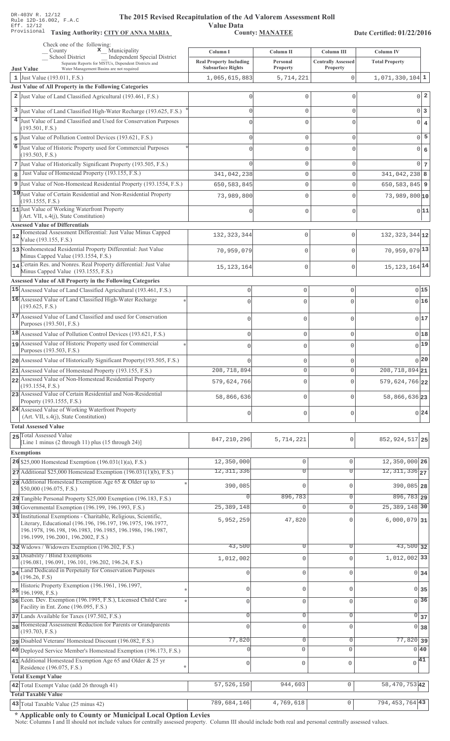DR-403V R. 12/12
Rule 12D-16.002, F.A.C
Eff. 12/12
Provisional

# The 2015 Revised Recapitulation of the Ad Valorem Assessment Roll Value Data

**Taxing Authority: CITY OF ANNA MARIA** | **County: MANATEE** | **Date Certified: 01/22/2016**

Check one of the following:
__ County  **x** Municipality
__ School District  __ Independent Special District
Separate Reports for MSTUs, Dependent Districts and Water Management Basins are not required

| | Just Value | Column I Real Property Including Subsurface Rights | Column II Personal Property | Column III Centrally Assessed Property | Column IV Total Property | |
|---|---|---|---|---|---|---|
| 1 | Just Value (193.011, F.S.) | 1,065,615,883 | 5,714,221 | 0 | 1,071,330,104 | 1 |
| | **Just Value of All Property in the Following Categories** | | | | | |
| 2 | Just Value of Land Classified Agricultural (193.461, F.S.) | 0 | 0 | 0 | 0 | 2 |
| 3 | Just Value of Land Classified High-Water Recharge (193.625, F.S.) * | 0 | 0 | 0 | 0 | 3 |
| 4 | Just Value of Land Classified and Used for Conservation Purposes (193.501, F.S.) | 0 | 0 | 0 | 0 | 4 |
| 5 | Just Value of Pollution Control Devices (193.621, F.S.) | 0 | 0 | 0 | 0 | 5 |
| 6 | Just Value of Historic Property used for Commercial Purposes (193.503, F.S.) * | 0 | 0 | 0 | 0 | 6 |
| 7 | Just Value of Historically Significant Property (193.505, F.S.) | 0 | 0 | 0 | 0 | 7 |
| 8 | Just Value of Homestead Property (193.155, F.S.) | 341,042,238 | 0 | 0 | 341,042,238 | 8 |
| 9 | Just Value of Non-Homestead Residential Property (193.1554, F.S.) | 650,583,845 | 0 | 0 | 650,583,845 | 9 |
| 10 | Just Value of Certain Residential and Non-Residential Property (193.1555, F.S.) | 73,989,800 | 0 | 0 | 73,989,800 | 10 |
| 11 | Just Value of Working Waterfront Property (Art. VII, s.4(j), State Constitution) | 0 | 0 | 0 | 0 | 11 |
| | **Assessed Value of Differentials** | | | | | |
| 12 | Homestead Assessment Differential: Just Value Minus Capped Value (193.155, F.S.) | 132,323,344 | 0 | 0 | 132,323,344 | 12 |
| 13 | Nonhomestead Residential Property Differential: Just Value Minus Capped Value (193.1554, F.S.) | 70,959,079 | 0 | 0 | 70,959,079 | 13 |
| 14 | Certain Res. and Nonres. Real Property differential: Just Value Minus Capped Value (193.1555, F.S.) | 15,123,164 | 0 | 0 | 15,123,164 | 14 |
| | **Assessed Value of All Property in the Following Categories** | | | | | |
| 15 | Assessed Value of Land Classified Agricultural (193.461, F.S.) | 0 | 0 | 0 | 0 | 15 |
| 16 | Assessed Value of Land Classified High-Water Recharge (193.625, F.S.) * | 0 | 0 | 0 | 0 | 16 |
| 17 | Assessed Value of Land Classified and used for Conservation Purposes (193.501, F.S.) | 0 | 0 | 0 | 0 | 17 |
| 18 | Assessed Value of Pollution Control Devices (193.621, F.S.) | 0 | 0 | 0 | 0 | 18 |
| 19 | Assessed Value of Historic Property used for Commercial Purposes (193.503, F.S.) * | 0 | 0 | 0 | 0 | 19 |
| 20 | Assessed Value of Historically Significant Property(193.505, F.S.) | 0 | 0 | 0 | 0 | 20 |
| 21 | Assessed Value of Homestead Property (193.155, F.S.) | 208,718,894 | 0 | 0 | 208,718,894 | 21 |
| 22 | Assessed Value of Non-Homestead Residential Property (193.1554, F.S.) | 579,624,766 | 0 | 0 | 579,624,766 | 22 |
| 23 | Assessed Value of Certain Residential and Non-Residential Property (193.1555, F.S.) | 58,866,636 | 0 | 0 | 58,866,636 | 23 |
| 24 | Assessed Value of Working Waterfront Property (Art. VII, s.4(j), State Constitution) | 0 | 0 | 0 | 0 | 24 |
| | **Total Assessed Value** | | | | | |
| 25 | Total Assessed Value [Line 1 minus (2 through 11) plus (15 through 24)] | 847,210,296 | 5,714,221 | 0 | 852,924,517 | 25 |
| | **Exemptions** | | | | | |
| 26 | $25,000 Homestead Exemption (196.031(1)(a), F.S.) | 12,350,000 | 0 | 0 | 12,350,000 | 26 |
| 27 | Additional $25,000 Homestead Exemption (196.031(1)(b), F.S.) | 12,311,336 | 0 | 0 | 12,311,336 | 27 |
| 28 | Additional Homestead Exemption Age 65 & Older up to $50,000 (196.075, F.S.) * | 390,085 | 0 | 0 | 390,085 | 28 |
| 29 | Tangible Personal Property $25,000 Exemption (196.183, F.S.) | 0 | 896,783 | 0 | 896,783 | 29 |
| 30 | Governmental Exemption (196.199, 196.1993, F.S.) | 25,389,148 | 0 | 0 | 25,389,148 | 30 |
| 31 | Institutional Exemptions - Charitable, Religious, Scientific, Literary, Educational (196.196, 196.197, 196.1975, 196.1977, 196.1978, 196.198, 196.1983, 196.1985, 196.1986, 196.1987, 196.1999, 196.2001, 196.2002, F.S.) | 5,952,259 | 47,820 | 0 | 6,000,079 | 31 |
| 32 | Widows / Widowers Exemption (196.202, F.S.) | 43,500 | 0 | 0 | 43,500 | 32 |
| 33 | Disability / Blind Exemptions (196.081, 196.091, 196.101, 196.202, 196.24, F.S.) | 1,012,002 | 0 | 0 | 1,012,002 | 33 |
| 34 | Land Dedicated in Perpetuity for Conservation Purposes (196.26, F.S) | 0 | 0 | 0 | 0 | 34 |
| 35 | Historic Property Exemption (196.1961, 196.1997, 196.1998, F.S.) * | 0 | 0 | 0 | 0 | 35 |
| 36 | Econ. Dev. Exemption (196.1995, F.S.), Licensed Child Care Facility in Ent. Zone (196.095, F.S.) * | 0 | 0 | 0 | 0 | 36 |
| 37 | Lands Available for Taxes (197.502, F.S.) | 0 | 0 | 0 | 0 | 37 |
| 38 | Homestead Assessment Reduction for Parents or Grandparents (193.703, F.S.) | 0 | 0 | 0 | 0 | 38 |
| 39 | Disabled Veterans' Homestead Discount (196.082, F.S.) | 77,820 | 0 | 0 | 77,820 | 39 |
| 40 | Deployed Service Member's Homestead Exemption (196.173, F.S.) | 0 | 0 | 0 | 0 | 40 |
| 41 | Additional Homestead Exemption Age 65 and Older & 25 yr Residence (196.075, F.S.) * | 0 | 0 | 0 | 0 | 41 |
| | **Total Exempt Value** | | | | | |
| 42 | Total Exempt Value (add 26 through 41) | 57,526,150 | 944,603 | 0 | 58,470,753 | 42 |
| | **Total Taxable Value** | | | | | |
| 43 | Total Taxable Value (25 minus 42) | 789,684,146 | 4,769,618 | 0 | 794,453,764 | 43 |

**\* Applicable only to County or Municipal Local Option Levies**

Note: Columns I and II should not include values for centrally assessed property. Column III should include both real and personal centrally assessed values.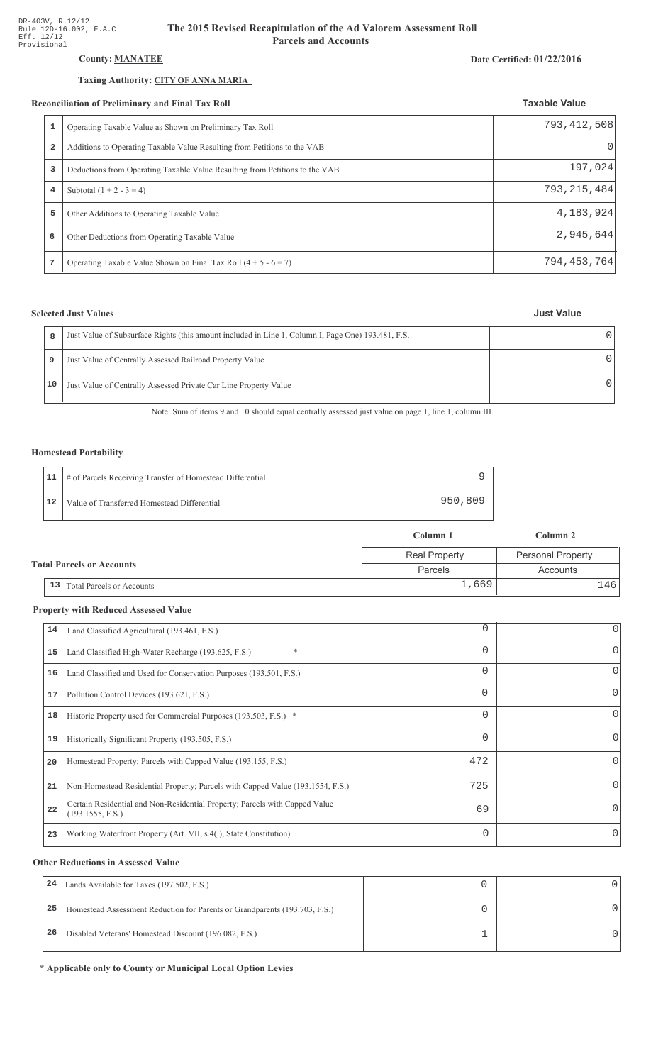DR-403V, R.12/12
Rule 12D-16.002, F.A.C
Eff. 12/12
Provisional

# The 2015 Revised Recapitulation of the Ad Valorem Assessment Roll
## Parcels and Accounts

**County: MANATEE**

**Date Certified: 01/22/2016**

**Taxing Authority: CITY OF ANNA MARIA**

### Reconciliation of Preliminary and Final Tax Roll

| | | Taxable Value |
|---|---|---|
| 1 | Operating Taxable Value as Shown on Preliminary Tax Roll | 793,412,508 |
| 2 | Additions to Operating Taxable Value Resulting from Petitions to the VAB | 0 |
| 3 | Deductions from Operating Taxable Value Resulting from Petitions to the VAB | 197,024 |
| 4 | Subtotal (1 + 2 - 3 = 4) | 793,215,484 |
| 5 | Other Additions to Operating Taxable Value | 4,183,924 |
| 6 | Other Deductions from Operating Taxable Value | 2,945,644 |
| 7 | Operating Taxable Value Shown on Final Tax Roll (4 + 5 - 6 = 7) | 794,453,764 |

### Selected Just Values

| | | Just Value |
|---|---|---|
| 8 | Just Value of Subsurface Rights (this amount included in Line 1, Column I, Page One) 193.481, F.S. | 0 |
| 9 | Just Value of Centrally Assessed Railroad Property Value | 0 |
| 10 | Just Value of Centrally Assessed Private Car Line Property Value | 0 |

Note: Sum of items 9 and 10 should equal centrally assessed just value on page 1, line 1, column III.

### Homestead Portability

| | | |
|---|---|---|
| 11 | # of Parcels Receiving Transfer of Homestead Differential | 9 |
| 12 | Value of Transferred Homestead Differential | 950,809 |

### Total Parcels or Accounts

| | | Column 1 | Column 2 |
|---|---|---|---|
| | | Real Property | Personal Property |
| | | Parcels | Accounts |
| 13 | Total Parcels or Accounts | 1,669 | 146 |

### Property with Reduced Assessed Value

| | | Column 1 | Column 2 |
|---|---|---|---|
| 14 | Land Classified Agricultural (193.461, F.S.) | 0 | 0 |
| 15 | Land Classified High-Water Recharge (193.625, F.S.) * | 0 | 0 |
| 16 | Land Classified and Used for Conservation Purposes (193.501, F.S.) | 0 | 0 |
| 17 | Pollution Control Devices (193.621, F.S.) | 0 | 0 |
| 18 | Historic Property used for Commercial Purposes (193.503, F.S.) * | 0 | 0 |
| 19 | Historically Significant Property (193.505, F.S.) | 0 | 0 |
| 20 | Homestead Property; Parcels with Capped Value (193.155, F.S.) | 472 | 0 |
| 21 | Non-Homestead Residential Property; Parcels with Capped Value (193.1554, F.S.) | 725 | 0 |
| 22 | Certain Residential and Non-Residential Property; Parcels with Capped Value (193.1555, F.S.) | 69 | 0 |
| 23 | Working Waterfront Property (Art. VII, s.4(j), State Constitution) | 0 | 0 |

### Other Reductions in Assessed Value

| | | Column 1 | Column 2 |
|---|---|---|---|
| 24 | Lands Available for Taxes (197.502, F.S.) | 0 | 0 |
| 25 | Homestead Assessment Reduction for Parents or Grandparents (193.703, F.S.) | 0 | 0 |
| 26 | Disabled Veterans' Homestead Discount (196.082, F.S.) | 1 | 0 |

**\* Applicable only to County or Municipal Local Option Levies**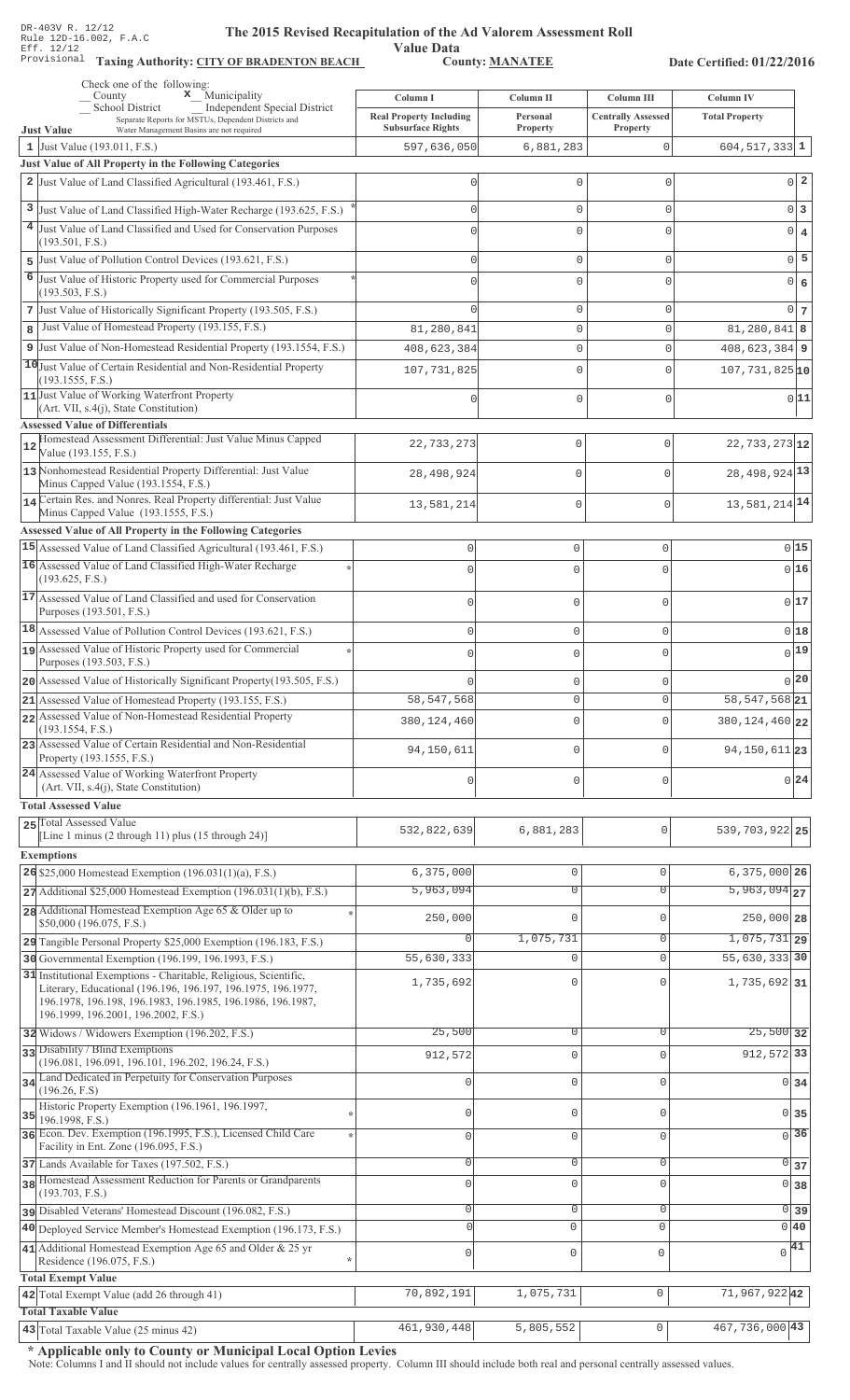DR-403V R. 12/12
Rule 12D-16.002, F.A.C
Eff. 12/12
Provisional

# The 2015 Revised Recapitulation of the Ad Valorem Assessment Roll Value Data

**Taxing Authority: CITY OF BRADENTON BEACH** **County: MANATEE** **Date Certified: 01/22/2016**

Check one of the following:
_ County  **x** Municipality
_ School District  _ Independent Special District
Separate Reports for MSTUs, Dependent Districts and Water Management Basins are not required

| | Just Value | Column I<br>Real Property Including Subsurface Rights | Column II<br>Personal Property | Column III<br>Centrally Assessed Property | Column IV<br>Total Property | |
|---|---|---|---|---|---|---|
| 1 | Just Value (193.011, F.S.) | 597,636,050 | 6,881,283 | 0 | 604,517,333 | 1 |
| | **Just Value of All Property in the Following Categories** | | | | | |
| 2 | Just Value of Land Classified Agricultural (193.461, F.S.) | 0 | 0 | 0 | 0 | 2 |
| 3 | Just Value of Land Classified High-Water Recharge (193.625, F.S.) * | 0 | 0 | 0 | 0 | 3 |
| 4 | Just Value of Land Classified and Used for Conservation Purposes (193.501, F.S.) | 0 | 0 | 0 | 0 | 4 |
| 5 | Just Value of Pollution Control Devices (193.621, F.S.) | 0 | 0 | 0 | 0 | 5 |
| 6 | Just Value of Historic Property used for Commercial Purposes (193.503, F.S.) * | 0 | 0 | 0 | 0 | 6 |
| 7 | Just Value of Historically Significant Property (193.505, F.S.) | 0 | 0 | 0 | 0 | 7 |
| 8 | Just Value of Homestead Property (193.155, F.S.) | 81,280,841 | 0 | 0 | 81,280,841 | 8 |
| 9 | Just Value of Non-Homestead Residential Property (193.1554, F.S.) | 408,623,384 | 0 | 0 | 408,623,384 | 9 |
| 10 | Just Value of Certain Residential and Non-Residential Property (193.1555, F.S.) | 107,731,825 | 0 | 0 | 107,731,825 | 10 |
| 11 | Just Value of Working Waterfront Property (Art. VII, s.4(j), State Constitution) | 0 | 0 | 0 | 0 | 11 |
| | **Assessed Value of Differentials** | | | | | |
| 12 | Homestead Assessment Differential: Just Value Minus Capped Value (193.155, F.S.) | 22,733,273 | 0 | 0 | 22,733,273 | 12 |
| 13 | Nonhomestead Residential Property Differential: Just Value Minus Capped Value (193.1554, F.S.) | 28,498,924 | 0 | 0 | 28,498,924 | 13 |
| 14 | Certain Res. and Nonres. Real Property differential: Just Value Minus Capped Value (193.1555, F.S.) | 13,581,214 | 0 | 0 | 13,581,214 | 14 |
| | **Assessed Value of All Property in the Following Categories** | | | | | |
| 15 | Assessed Value of Land Classified Agricultural (193.461, F.S.) | 0 | 0 | 0 | 0 | 15 |
| 16 | Assessed Value of Land Classified High-Water Recharge (193.625, F.S.) * | 0 | 0 | 0 | 0 | 16 |
| 17 | Assessed Value of Land Classified and used for Conservation Purposes (193.501, F.S.) | 0 | 0 | 0 | 0 | 17 |
| 18 | Assessed Value of Pollution Control Devices (193.621, F.S.) | 0 | 0 | 0 | 0 | 18 |
| 19 | Assessed Value of Historic Property used for Commercial Purposes (193.503, F.S.) * | 0 | 0 | 0 | 0 | 19 |
| 20 | Assessed Value of Historically Significant Property(193.505, F.S.) | 0 | 0 | 0 | 0 | 20 |
| 21 | Assessed Value of Homestead Property (193.155, F.S.) | 58,547,568 | 0 | 0 | 58,547,568 | 21 |
| 22 | Assessed Value of Non-Homestead Residential Property (193.1554, F.S.) | 380,124,460 | 0 | 0 | 380,124,460 | 22 |
| 23 | Assessed Value of Certain Residential and Non-Residential Property (193.1555, F.S.) | 94,150,611 | 0 | 0 | 94,150,611 | 23 |
| 24 | Assessed Value of Working Waterfront Property (Art. VII, s.4(j), State Constitution) | 0 | 0 | 0 | 0 | 24 |
| | **Total Assessed Value** | | | | | |
| 25 | Total Assessed Value [Line 1 minus (2 through 11) plus (15 through 24)] | 532,822,639 | 6,881,283 | 0 | 539,703,922 | 25 |
| | **Exemptions** | | | | | |
| 26 | $25,000 Homestead Exemption (196.031(1)(a), F.S.) | 6,375,000 | 0 | 0 | 6,375,000 | 26 |
| 27 | Additional $25,000 Homestead Exemption (196.031(1)(b), F.S.) | 5,963,094 | 0 | 0 | 5,963,094 | 27 |
| 28 | Additional Homestead Exemption Age 65 & Older up to $50,000 (196.075, F.S.) * | 250,000 | 0 | 0 | 250,000 | 28 |
| 29 | Tangible Personal Property $25,000 Exemption (196.183, F.S.) | 0 | 1,075,731 | 0 | 1,075,731 | 29 |
| 30 | Governmental Exemption (196.199, 196.1993, F.S.) | 55,630,333 | 0 | 0 | 55,630,333 | 30 |
| 31 | Institutional Exemptions - Charitable, Religious, Scientific, Literary, Educational (196.196, 196.197, 196.1975, 196.1977, 196.1978, 196.198, 196.1983, 196.1985, 196.1986, 196.1987, 196.1999, 196.2001, 196.2002, F.S.) | 1,735,692 | 0 | 0 | 1,735,692 | 31 |
| 32 | Widows / Widowers Exemption (196.202, F.S.) | 25,500 | 0 | 0 | 25,500 | 32 |
| 33 | Disability / Blind Exemptions (196.081, 196.091, 196.101, 196.202, 196.24, F.S.) | 912,572 | 0 | 0 | 912,572 | 33 |
| 34 | Land Dedicated in Perpetuity for Conservation Purposes (196.26, F.S) | 0 | 0 | 0 | 0 | 34 |
| 35 | Historic Property Exemption (196.1961, 196.1997, 196.1998, F.S.) * | 0 | 0 | 0 | 0 | 35 |
| 36 | Econ. Dev. Exemption (196.1995, F.S.), Licensed Child Care Facility in Ent. Zone (196.095, F.S.) * | 0 | 0 | 0 | 0 | 36 |
| 37 | Lands Available for Taxes (197.502, F.S.) | 0 | 0 | 0 | 0 | 37 |
| 38 | Homestead Assessment Reduction for Parents or Grandparents (193.703, F.S.) | 0 | 0 | 0 | 0 | 38 |
| 39 | Disabled Veterans' Homestead Discount (196.082, F.S.) | 0 | 0 | 0 | 0 | 39 |
| 40 | Deployed Service Member's Homestead Exemption (196.173, F.S.) | 0 | 0 | 0 | 0 | 40 |
| 41 | Additional Homestead Exemption Age 65 and Older & 25 yr Residence (196.075, F.S.) * | 0 | 0 | 0 | 0 | 41 |
| | **Total Exempt Value** | | | | | |
| 42 | Total Exempt Value (add 26 through 41) | 70,892,191 | 1,075,731 | 0 | 71,967,922 | 42 |
| | **Total Taxable Value** | | | | | |
| 43 | Total Taxable Value (25 minus 42) | 461,930,448 | 5,805,552 | 0 | 467,736,000 | 43 |

**\* Applicable only to County or Municipal Local Option Levies**

Note: Columns I and II should not include values for centrally assessed property. Column III should include both real and personal centrally assessed values.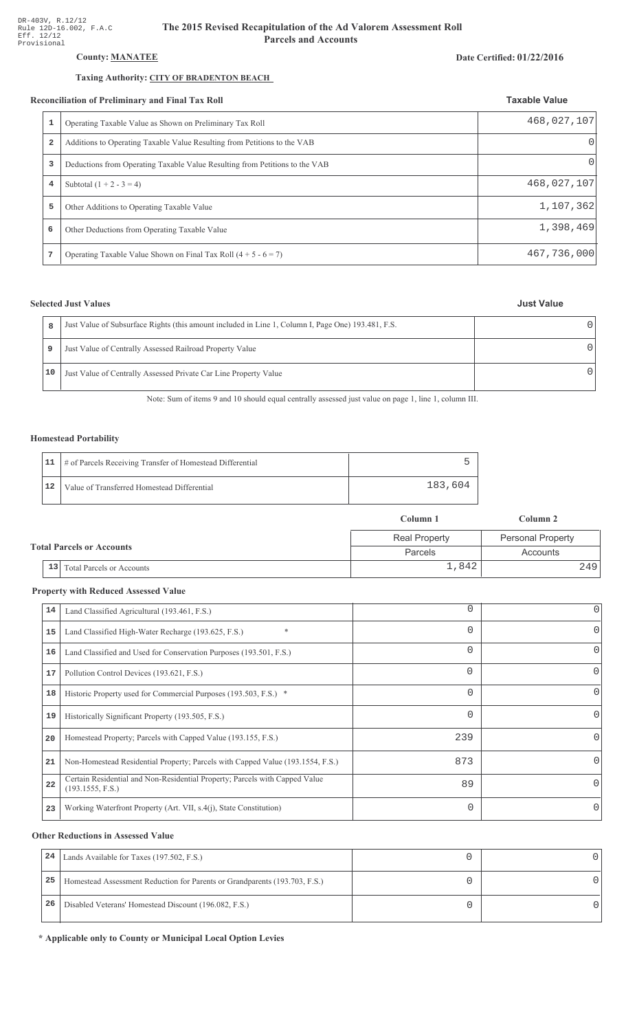DR-403V, R.12/12
Rule 12D-16.002, F.A.C
Eff. 12/12
Provisional

# The 2015 Revised Recapitulation of the Ad Valorem Assessment Roll
## Parcels and Accounts

**County: MANATEE**

**Date Certified: 01/22/2016**

**Taxing Authority: CITY OF BRADENTON BEACH**

### Reconciliation of Preliminary and Final Tax Roll

| | | Taxable Value |
|---|---|---|
| 1 | Operating Taxable Value as Shown on Preliminary Tax Roll | 468,027,107 |
| 2 | Additions to Operating Taxable Value Resulting from Petitions to the VAB | 0 |
| 3 | Deductions from Operating Taxable Value Resulting from Petitions to the VAB | 0 |
| 4 | Subtotal (1 + 2 - 3 = 4) | 468,027,107 |
| 5 | Other Additions to Operating Taxable Value | 1,107,362 |
| 6 | Other Deductions from Operating Taxable Value | 1,398,469 |
| 7 | Operating Taxable Value Shown on Final Tax Roll (4 + 5 - 6 = 7) | 467,736,000 |

### Selected Just Values

| | | Just Value |
|---|---|---|
| 8 | Just Value of Subsurface Rights (this amount included in Line 1, Column I, Page One) 193.481, F.S. | 0 |
| 9 | Just Value of Centrally Assessed Railroad Property Value | 0 |
| 10 | Just Value of Centrally Assessed Private Car Line Property Value | 0 |

Note: Sum of items 9 and 10 should equal centrally assessed just value on page 1, line 1, column III.

### Homestead Portability

| | | |
|---|---|---|
| 11 | # of Parcels Receiving Transfer of Homestead Differential | 5 |
| 12 | Value of Transferred Homestead Differential | 183,604 |

### Total Parcels or Accounts

| | | Column 1 | Column 2 |
|---|---|---|---|
| | | Real Property | Personal Property |
| | | Parcels | Accounts |
| 13 | Total Parcels or Accounts | 1,842 | 249 |

### Property with Reduced Assessed Value

| | | Column 1 | Column 2 |
|---|---|---|---|
| 14 | Land Classified Agricultural (193.461, F.S.) | 0 | 0 |
| 15 | Land Classified High-Water Recharge (193.625, F.S.) * | 0 | 0 |
| 16 | Land Classified and Used for Conservation Purposes (193.501, F.S.) | 0 | 0 |
| 17 | Pollution Control Devices (193.621, F.S.) | 0 | 0 |
| 18 | Historic Property used for Commercial Purposes (193.503, F.S.) * | 0 | 0 |
| 19 | Historically Significant Property (193.505, F.S.) | 0 | 0 |
| 20 | Homestead Property; Parcels with Capped Value (193.155, F.S.) | 239 | 0 |
| 21 | Non-Homestead Residential Property; Parcels with Capped Value (193.1554, F.S.) | 873 | 0 |
| 22 | Certain Residential and Non-Residential Property; Parcels with Capped Value (193.1555, F.S.) | 89 | 0 |
| 23 | Working Waterfront Property (Art. VII, s.4(j), State Constitution) | 0 | 0 |

### Other Reductions in Assessed Value

| | | Column 1 | Column 2 |
|---|---|---|---|
| 24 | Lands Available for Taxes (197.502, F.S.) | 0 | 0 |
| 25 | Homestead Assessment Reduction for Parents or Grandparents (193.703, F.S.) | 0 | 0 |
| 26 | Disabled Veterans' Homestead Discount (196.082, F.S.) | 0 | 0 |

**\* Applicable only to County or Municipal Local Option Levies**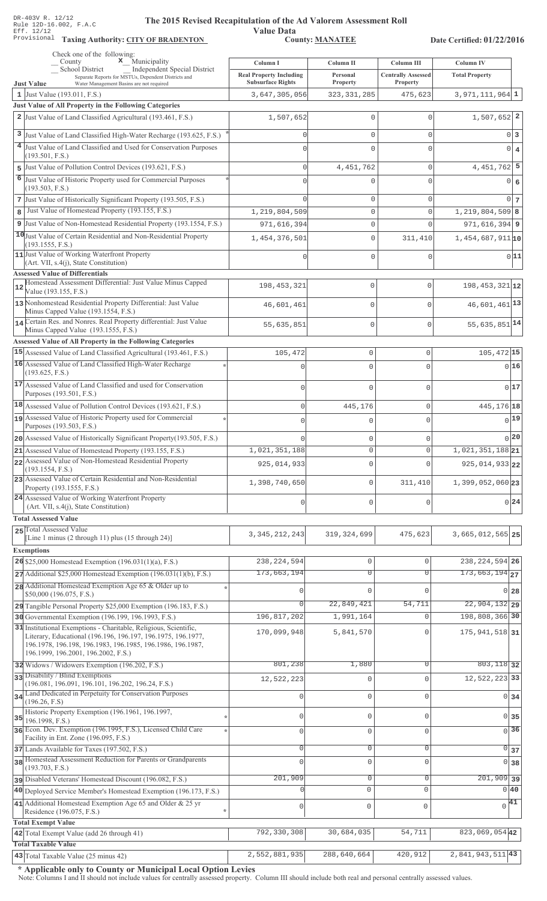DR-403V R. 12/12
Rule 12D-16.002, F.A.C
Eff. 12/12
Provisional

# The 2015 Revised Recapitulation of the Ad Valorem Assessment Roll Value Data

**Taxing Authority: CITY OF BRADENTON** | **County: MANATEE** | **Date Certified: 01/22/2016**

Check one of the following:
__ County  **x** Municipality
__ School District  __ Independent Special District
Separate Reports for MSTUs, Dependent Districts and Water Management Basins are not required

| Just Value | Column I Real Property Including Subsurface Rights | Column II Personal Property | Column III Centrally Assessed Property | Column IV Total Property | |
|---|---|---|---|---|---|
| 1 Just Value (193.011, F.S.) | 3,647,305,056 | 323,331,285 | 475,623 | 3,971,111,964 | 1 |
| **Just Value of All Property in the Following Categories** | | | | | |
| 2 Just Value of Land Classified Agricultural (193.461, F.S.) | 1,507,652 | 0 | 0 | 1,507,652 | 2 |
| 3 Just Value of Land Classified High-Water Recharge (193.625, F.S.) * | 0 | 0 | 0 | 0 | 3 |
| 4 Just Value of Land Classified and Used for Conservation Purposes (193.501, F.S.) | 0 | 0 | 0 | 0 | 4 |
| 5 Just Value of Pollution Control Devices (193.621, F.S.) | 0 | 4,451,762 | 0 | 4,451,762 | 5 |
| 6 Just Value of Historic Property used for Commercial Purposes (193.503, F.S.) * | 0 | 0 | 0 | 0 | 6 |
| 7 Just Value of Historically Significant Property (193.505, F.S.) | 0 | 0 | 0 | 0 | 7 |
| 8 Just Value of Homestead Property (193.155, F.S.) | 1,219,804,509 | 0 | 0 | 1,219,804,509 | 8 |
| 9 Just Value of Non-Homestead Residential Property (193.1554, F.S.) | 971,616,394 | 0 | 0 | 971,616,394 | 9 |
| 10 Just Value of Certain Residential and Non-Residential Property (193.1555, F.S.) | 1,454,376,501 | 0 | 311,410 | 1,454,687,911 | 10 |
| 11 Just Value of Working Waterfront Property (Art. VII, s.4(j), State Constitution) | 0 | 0 | 0 | 0 | 11 |
| **Assessed Value of Differentials** | | | | | |
| 12 Homestead Assessment Differential: Just Value Minus Capped Value (193.155, F.S.) | 198,453,321 | 0 | 0 | 198,453,321 | 12 |
| 13 Nonhomestead Residential Property Differential: Just Value Minus Capped Value (193.1554, F.S.) | 46,601,461 | 0 | 0 | 46,601,461 | 13 |
| 14 Certain Res. and Nonres. Real Property differential: Just Value Minus Capped Value (193.1555, F.S.) | 55,635,851 | 0 | 0 | 55,635,851 | 14 |
| **Assessed Value of All Property in the Following Categories** | | | | | |
| 15 Assessed Value of Land Classified Agricultural (193.461, F.S.) | 105,472 | 0 | 0 | 105,472 | 15 |
| 16 Assessed Value of Land Classified High-Water Recharge (193.625, F.S.) * | 0 | 0 | 0 | 0 | 16 |
| 17 Assessed Value of Land Classified and used for Conservation Purposes (193.501, F.S.) | 0 | 0 | 0 | 0 | 17 |
| 18 Assessed Value of Pollution Control Devices (193.621, F.S.) | 0 | 445,176 | 0 | 445,176 | 18 |
| 19 Assessed Value of Historic Property used for Commercial Purposes (193.503, F.S.) * | 0 | 0 | 0 | 0 | 19 |
| 20 Assessed Value of Historically Significant Property (193.505, F.S.) | 0 | 0 | 0 | 0 | 20 |
| 21 Assessed Value of Homestead Property (193.155, F.S.) | 1,021,351,188 | 0 | 0 | 1,021,351,188 | 21 |
| 22 Assessed Value of Non-Homestead Residential Property (193.1554, F.S.) | 925,014,933 | 0 | 0 | 925,014,933 | 22 |
| 23 Assessed Value of Certain Residential and Non-Residential Property (193.1555, F.S.) | 1,398,740,650 | 0 | 311,410 | 1,399,052,060 | 23 |
| 24 Assessed Value of Working Waterfront Property (Art. VII, s.4(j), State Constitution) | 0 | 0 | 0 | 0 | 24 |
| **Total Assessed Value** | | | | | |
| 25 Total Assessed Value [Line 1 minus (2 through 11) plus (15 through 24)] | 3,345,212,243 | 319,324,699 | 475,623 | 3,665,012,565 | 25 |
| **Exemptions** | | | | | |
| 26 $25,000 Homestead Exemption (196.031(1)(a), F.S.) | 238,224,594 | 0 | 0 | 238,224,594 | 26 |
| 27 Additional $25,000 Homestead Exemption (196.031(1)(b), F.S.) | 173,663,194 | 0 | 0 | 173,663,194 | 27 |
| 28 Additional Homestead Exemption Age 65 & Older up to $50,000 (196.075, F.S.) * | 0 | 0 | 0 | 0 | 28 |
| 29 Tangible Personal Property $25,000 Exemption (196.183, F.S.) | 0 | 22,849,421 | 54,711 | 22,904,132 | 29 |
| 30 Governmental Exemption (196.199, 196.1993, F.S.) | 196,817,202 | 1,991,164 | 0 | 198,808,366 | 30 |
| 31 Institutional Exemptions - Charitable, Religious, Scientific, Literary, Educational (196.196, 196.197, 196.1975, 196.1977, 196.1978, 196.198, 196.1983, 196.1985, 196.1986, 196.1987, 196.1999, 196.2001, 196.2002, F.S.) | 170,099,948 | 5,841,570 | 0 | 175,941,518 | 31 |
| 32 Widows / Widowers Exemption (196.202, F.S.) | 801,238 | 1,880 | 0 | 803,118 | 32 |
| 33 Disability / Blind Exemptions (196.081, 196.091, 196.101, 196.202, 196.24, F.S.) | 12,522,223 | 0 | 0 | 12,522,223 | 33 |
| 34 Land Dedicated in Perpetuity for Conservation Purposes (196.26, F.S) | 0 | 0 | 0 | 0 | 34 |
| 35 Historic Property Exemption (196.1961, 196.1997, 196.1998, F.S.) * | 0 | 0 | 0 | 0 | 35 |
| 36 Econ. Dev. Exemption (196.1995, F.S.), Licensed Child Care Facility in Ent. Zone (196.095, F.S.) * | 0 | 0 | 0 | 0 | 36 |
| 37 Lands Available for Taxes (197.502, F.S.) | 0 | 0 | 0 | 0 | 37 |
| 38 Homestead Assessment Reduction for Parents or Grandparents (193.703, F.S.) | 0 | 0 | 0 | 0 | 38 |
| 39 Disabled Veterans' Homestead Discount (196.082, F.S.) | 201,909 | 0 | 0 | 201,909 | 39 |
| 40 Deployed Service Member's Homestead Exemption (196.173, F.S.) | 0 | 0 | 0 | 0 | 40 |
| 41 Additional Homestead Exemption Age 65 and Older & 25 yr Residence (196.075, F.S.) * | 0 | 0 | 0 | 0 | 41 |
| **Total Exempt Value** | | | | | |
| 42 Total Exempt Value (add 26 through 41) | 792,330,308 | 30,684,035 | 54,711 | 823,069,054 | 42 |
| **Total Taxable Value** | | | | | |
| 43 Total Taxable Value (25 minus 42) | 2,552,881,935 | 288,640,664 | 420,912 | 2,841,943,511 | 43 |

**\* Applicable only to County or Municipal Local Option Levies**

Note: Columns I and II should not include values for centrally assessed property. Column III should include both real and personal centrally assessed values.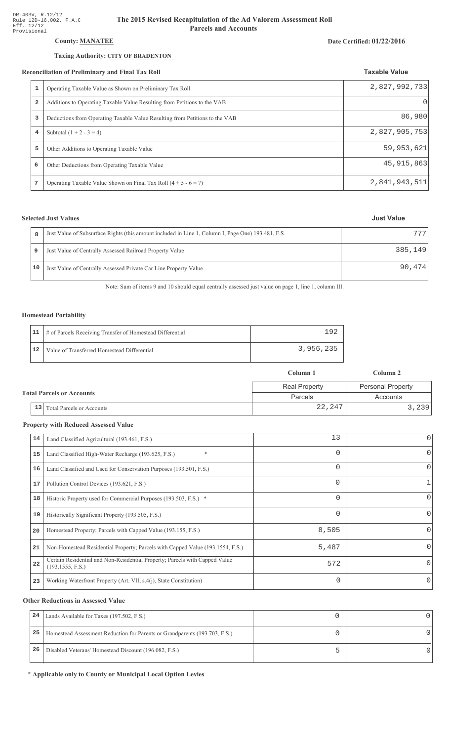DR-403V, R.12/12
Rule 12D-16.002, F.A.C
Eff. 12/12
Provisional

# The 2015 Revised Recapitulation of the Ad Valorem Assessment Roll
## Parcels and Accounts

**County: MANATEE**

**Date Certified: 01/22/2016**

**Taxing Authority: CITY OF BRADENTON**

### Reconciliation of Preliminary and Final Tax Roll

| | | Taxable Value |
|---|---|---|
| 1 | Operating Taxable Value as Shown on Preliminary Tax Roll | 2,827,992,733 |
| 2 | Additions to Operating Taxable Value Resulting from Petitions to the VAB | 0 |
| 3 | Deductions from Operating Taxable Value Resulting from Petitions to the VAB | 86,980 |
| 4 | Subtotal (1 + 2 - 3 = 4) | 2,827,905,753 |
| 5 | Other Additions to Operating Taxable Value | 59,953,621 |
| 6 | Other Deductions from Operating Taxable Value | 45,915,863 |
| 7 | Operating Taxable Value Shown on Final Tax Roll (4 + 5 - 6 = 7) | 2,841,943,511 |

### Selected Just Values

| | | Just Value |
|---|---|---|
| 8 | Just Value of Subsurface Rights (this amount included in Line 1, Column I, Page One) 193.481, F.S. | 777 |
| 9 | Just Value of Centrally Assessed Railroad Property Value | 385,149 |
| 10 | Just Value of Centrally Assessed Private Car Line Property Value | 90,474 |

Note: Sum of items 9 and 10 should equal centrally assessed just value on page 1, line 1, column III.

### Homestead Portability

| | | |
|---|---|---|
| 11 | # of Parcels Receiving Transfer of Homestead Differential | 192 |
| 12 | Value of Transferred Homestead Differential | 3,956,235 |

### Total Parcels or Accounts

| | | Column 1 | Column 2 |
|---|---|---|---|
| | | Real Property | Personal Property |
| | | Parcels | Accounts |
| 13 | Total Parcels or Accounts | 22,247 | 3,239 |

### Property with Reduced Assessed Value

| | | Column 1 | Column 2 |
|---|---|---|---|
| 14 | Land Classified Agricultural (193.461, F.S.) | 13 | 0 |
| 15 | Land Classified High-Water Recharge (193.625, F.S.) * | 0 | 0 |
| 16 | Land Classified and Used for Conservation Purposes (193.501, F.S.) | 0 | 0 |
| 17 | Pollution Control Devices (193.621, F.S.) | 0 | 1 |
| 18 | Historic Property used for Commercial Purposes (193.503, F.S.) * | 0 | 0 |
| 19 | Historically Significant Property (193.505, F.S.) | 0 | 0 |
| 20 | Homestead Property; Parcels with Capped Value (193.155, F.S.) | 8,505 | 0 |
| 21 | Non-Homestead Residential Property; Parcels with Capped Value (193.1554, F.S.) | 5,487 | 0 |
| 22 | Certain Residential and Non-Residential Property; Parcels with Capped Value (193.1555, F.S.) | 572 | 0 |
| 23 | Working Waterfront Property (Art. VII, s.4(j), State Constitution) | 0 | 0 |

### Other Reductions in Assessed Value

| | | Column 1 | Column 2 |
|---|---|---|---|
| 24 | Lands Available for Taxes (197.502, F.S.) | 0 | 0 |
| 25 | Homestead Assessment Reduction for Parents or Grandparents (193.703, F.S.) | 0 | 0 |
| 26 | Disabled Veterans' Homestead Discount (196.082, F.S.) | 5 | 0 |

**\* Applicable only to County or Municipal Local Option Levies**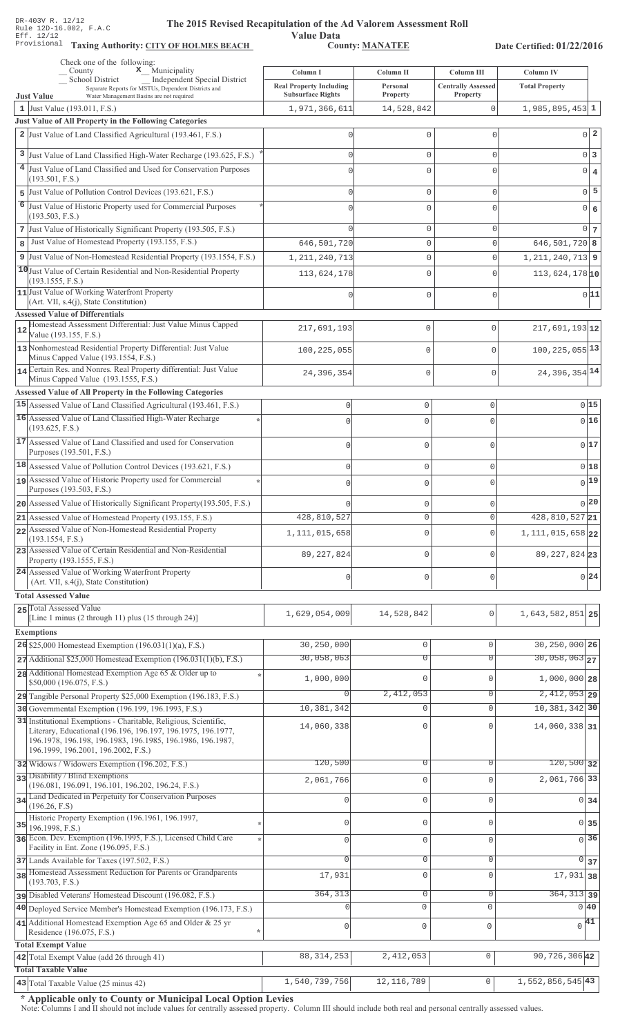DR-403V R. 12/12
Rule 12D-16.002, F.A.C
Eff. 12/12
Provisional

# The 2015 Revised Recapitulation of the Ad Valorem Assessment Roll

## Value Data

**Taxing Authority: CITY OF HOLMES BEACH** **County: MANATEE** **Date Certified: 01/22/2016**

Check one of the following:
_ County   **x** Municipality
_ School District   _ Independent Special District
Separate Reports for MSTUs, Dependent Districts and Water Management Basins are not required

| | Just Value | Column I Real Property Including Subsurface Rights | Column II Personal Property | Column III Centrally Assessed Property | Column IV Total Property | |
|---|---|---|---|---|---|---|
| 1 | Just Value (193.011, F.S.) | 1,971,366,611 | 14,528,842 | 0 | 1,985,895,453 | 1 |
| | **Just Value of All Property in the Following Categories** | | | | | |
| 2 | Just Value of Land Classified Agricultural (193.461, F.S.) | 0 | 0 | 0 | 0 | 2 |
| 3 | Just Value of Land Classified High-Water Recharge (193.625, F.S.) * | 0 | 0 | 0 | 0 | 3 |
| 4 | Just Value of Land Classified and Used for Conservation Purposes (193.501, F.S.) | 0 | 0 | 0 | 0 | 4 |
| 5 | Just Value of Pollution Control Devices (193.621, F.S.) | 0 | 0 | 0 | 0 | 5 |
| 6 | Just Value of Historic Property used for Commercial Purposes (193.503, F.S.) * | 0 | 0 | 0 | 0 | 6 |
| 7 | Just Value of Historically Significant Property (193.505, F.S.) | 0 | 0 | 0 | 0 | 7 |
| 8 | Just Value of Homestead Property (193.155, F.S.) | 646,501,720 | 0 | 0 | 646,501,720 | 8 |
| 9 | Just Value of Non-Homestead Residential Property (193.1554, F.S.) | 1,211,240,713 | 0 | 0 | 1,211,240,713 | 9 |
| 10 | Just Value of Certain Residential and Non-Residential Property (193.1555, F.S.) | 113,624,178 | 0 | 0 | 113,624,178 | 10 |
| 11 | Just Value of Working Waterfront Property (Art. VII, s.4(j), State Constitution) | 0 | 0 | 0 | 0 | 11 |
| | **Assessed Value of Differentials** | | | | | |
| 12 | Homestead Assessment Differential: Just Value Minus Capped Value (193.155, F.S.) | 217,691,193 | 0 | 0 | 217,691,193 | 12 |
| 13 | Nonhomestead Residential Property Differential: Just Value Minus Capped Value (193.1554, F.S.) | 100,225,055 | 0 | 0 | 100,225,055 | 13 |
| 14 | Certain Res. and Nonres. Real Property differential: Just Value Minus Capped Value (193.1555, F.S.) | 24,396,354 | 0 | 0 | 24,396,354 | 14 |
| | **Assessed Value of All Property in the Following Categories** | | | | | |
| 15 | Assessed Value of Land Classified Agricultural (193.461, F.S.) | 0 | 0 | 0 | 0 | 15 |
| 16 | Assessed Value of Land Classified High-Water Recharge (193.625, F.S.) * | 0 | 0 | 0 | 0 | 16 |
| 17 | Assessed Value of Land Classified and used for Conservation Purposes (193.501, F.S.) | 0 | 0 | 0 | 0 | 17 |
| 18 | Assessed Value of Pollution Control Devices (193.621, F.S.) | 0 | 0 | 0 | 0 | 18 |
| 19 | Assessed Value of Historic Property used for Commercial Purposes (193.503, F.S.) * | 0 | 0 | 0 | 0 | 19 |
| 20 | Assessed Value of Historically Significant Property(193.505, F.S.) | 0 | 0 | 0 | 0 | 20 |
| 21 | Assessed Value of Homestead Property (193.155, F.S.) | 428,810,527 | 0 | 0 | 428,810,527 | 21 |
| 22 | Assessed Value of Non-Homestead Residential Property (193.1554, F.S.) | 1,111,015,658 | 0 | 0 | 1,111,015,658 | 22 |
| 23 | Assessed Value of Certain Residential and Non-Residential Property (193.1555, F.S.) | 89,227,824 | 0 | 0 | 89,227,824 | 23 |
| 24 | Assessed Value of Working Waterfront Property (Art. VII, s.4(j), State Constitution) | 0 | 0 | 0 | 0 | 24 |
| | **Total Assessed Value** | | | | | |
| 25 | Total Assessed Value [Line 1 minus (2 through 11) plus (15 through 24)] | 1,629,054,009 | 14,528,842 | 0 | 1,643,582,851 | 25 |
| | **Exemptions** | | | | | |
| 26 | $25,000 Homestead Exemption (196.031(1)(a), F.S.) | 30,250,000 | 0 | 0 | 30,250,000 | 26 |
| 27 | Additional $25,000 Homestead Exemption (196.031(1)(b), F.S.) | 30,058,063 | 0 | 0 | 30,058,063 | 27 |
| 28 | Additional Homestead Exemption Age 65 & Older up to $50,000 (196.075, F.S.) * | 1,000,000 | 0 | 0 | 1,000,000 | 28 |
| 29 | Tangible Personal Property $25,000 Exemption (196.183, F.S.) | 0 | 2,412,053 | 0 | 2,412,053 | 29 |
| 30 | Governmental Exemption (196.199, 196.1993, F.S.) | 10,381,342 | 0 | 0 | 10,381,342 | 30 |
| 31 | Institutional Exemptions - Charitable, Religious, Scientific, Literary, Educational (196.196, 196.197, 196.1975, 196.1977, 196.1978, 196.198, 196.1983, 196.1985, 196.1986, 196.1987, 196.1999, 196.2001, 196.2002, F.S.) | 14,060,338 | 0 | 0 | 14,060,338 | 31 |
| 32 | Widows / Widowers Exemption (196.202, F.S.) | 120,500 | 0 | 0 | 120,500 | 32 |
| 33 | Disability / Blind Exemptions (196.081, 196.091, 196.101, 196.202, 196.24, F.S.) | 2,061,766 | 0 | 0 | 2,061,766 | 33 |
| 34 | Land Dedicated in Perpetuity for Conservation Purposes (196.26, F.S) | 0 | 0 | 0 | 0 | 34 |
| 35 | Historic Property Exemption (196.1961, 196.1997, 196.1998, F.S.) * | 0 | 0 | 0 | 0 | 35 |
| 36 | Econ. Dev. Exemption (196.1995, F.S.), Licensed Child Care Facility in Ent. Zone (196.095, F.S.) * | 0 | 0 | 0 | 0 | 36 |
| 37 | Lands Available for Taxes (197.502, F.S.) | 0 | 0 | 0 | 0 | 37 |
| 38 | Homestead Assessment Reduction for Parents or Grandparents (193.703, F.S.) | 17,931 | 0 | 0 | 17,931 | 38 |
| 39 | Disabled Veterans' Homestead Discount (196.082, F.S.) | 364,313 | 0 | 0 | 364,313 | 39 |
| 40 | Deployed Service Member's Homestead Exemption (196.173, F.S.) | 0 | 0 | 0 | 0 | 40 |
| 41 | Additional Homestead Exemption Age 65 and Older & 25 yr Residence (196.075, F.S.) * | 0 | 0 | 0 | 0 | 41 |
| | **Total Exempt Value** | | | | | |
| 42 | Total Exempt Value (add 26 through 41) | 88,314,253 | 2,412,053 | 0 | 90,726,306 | 42 |
| | **Total Taxable Value** | | | | | |
| 43 | Total Taxable Value (25 minus 42) | 1,540,739,756 | 12,116,789 | 0 | 1,552,856,545 | 43 |

**\* Applicable only to County or Municipal Local Option Levies**

Note: Columns I and II should not include values for centrally assessed property. Column III should include both real and personal centrally assessed values.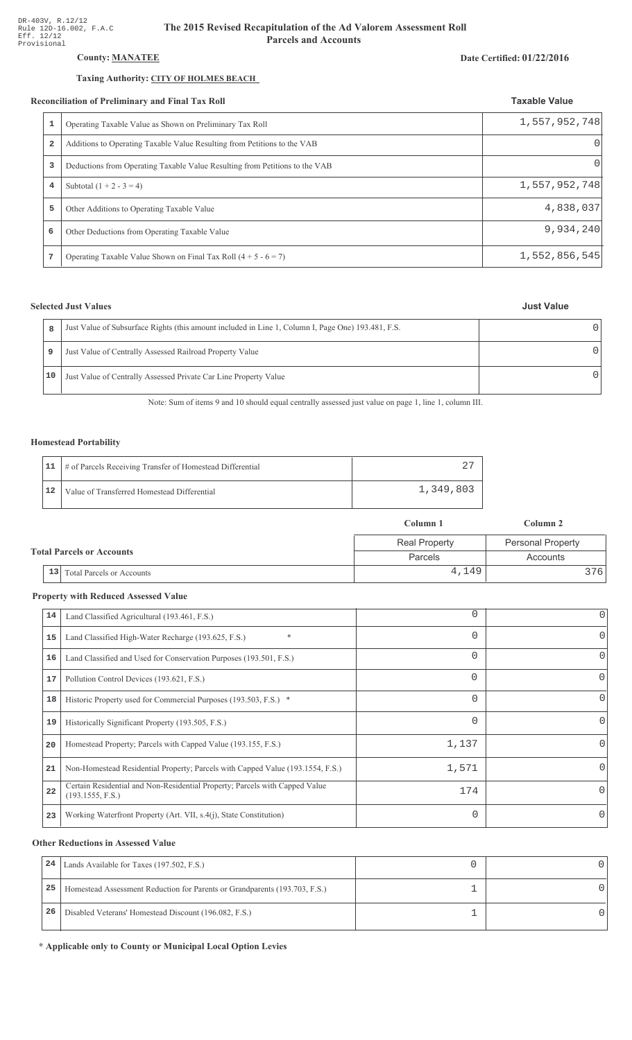DR-403V, R.12/12
Rule 12D-16.002, F.A.C
Eff. 12/12
Provisional

# The 2015 Revised Recapitulation of the Ad Valorem Assessment Roll
## Parcels and Accounts

**County:** MANATEE

**Date Certified:** 01/22/2016

**Taxing Authority:** CITY OF HOLMES BEACH

### Reconciliation of Preliminary and Final Tax Roll

| | | Taxable Value |
|---|---|---|
| 1 | Operating Taxable Value as Shown on Preliminary Tax Roll | 1,557,952,748 |
| 2 | Additions to Operating Taxable Value Resulting from Petitions to the VAB | 0 |
| 3 | Deductions from Operating Taxable Value Resulting from Petitions to the VAB | 0 |
| 4 | Subtotal (1 + 2 - 3 = 4) | 1,557,952,748 |
| 5 | Other Additions to Operating Taxable Value | 4,838,037 |
| 6 | Other Deductions from Operating Taxable Value | 9,934,240 |
| 7 | Operating Taxable Value Shown on Final Tax Roll (4 + 5 - 6 = 7) | 1,552,856,545 |

### Selected Just Values

| | | Just Value |
|---|---|---|
| 8 | Just Value of Subsurface Rights (this amount included in Line 1, Column I, Page One) 193.481, F.S. | 0 |
| 9 | Just Value of Centrally Assessed Railroad Property Value | 0 |
| 10 | Just Value of Centrally Assessed Private Car Line Property Value | 0 |

Note: Sum of items 9 and 10 should equal centrally assessed just value on page 1, line 1, column III.

### Homestead Portability

| | | |
|---|---|---|
| 11 | # of Parcels Receiving Transfer of Homestead Differential | 27 |
| 12 | Value of Transferred Homestead Differential | 1,349,803 |

### Total Parcels or Accounts

| | | Column 1<br>Real Property<br>Parcels | Column 2<br>Personal Property<br>Accounts |
|---|---|---|---|
| 13 | Total Parcels or Accounts | 4,149 | 376 |

### Property with Reduced Assessed Value

| | | Column 1 | Column 2 |
|---|---|---|---|
| 14 | Land Classified Agricultural (193.461, F.S.) | 0 | 0 |
| 15 | Land Classified High-Water Recharge (193.625, F.S.) * | 0 | 0 |
| 16 | Land Classified and Used for Conservation Purposes (193.501, F.S.) | 0 | 0 |
| 17 | Pollution Control Devices (193.621, F.S.) | 0 | 0 |
| 18 | Historic Property used for Commercial Purposes (193.503, F.S.) * | 0 | 0 |
| 19 | Historically Significant Property (193.505, F.S.) | 0 | 0 |
| 20 | Homestead Property; Parcels with Capped Value (193.155, F.S.) | 1,137 | 0 |
| 21 | Non-Homestead Residential Property; Parcels with Capped Value (193.1554, F.S.) | 1,571 | 0 |
| 22 | Certain Residential and Non-Residential Property; Parcels with Capped Value (193.1555, F.S.) | 174 | 0 |
| 23 | Working Waterfront Property (Art. VII, s.4(j), State Constitution) | 0 | 0 |

### Other Reductions in Assessed Value

| | | Column 1 | Column 2 |
|---|---|---|---|
| 24 | Lands Available for Taxes (197.502, F.S.) | 0 | 0 |
| 25 | Homestead Assessment Reduction for Parents or Grandparents (193.703, F.S.) | 1 | 0 |
| 26 | Disabled Veterans' Homestead Discount (196.082, F.S.) | 1 | 0 |

**\* Applicable only to County or Municipal Local Option Levies**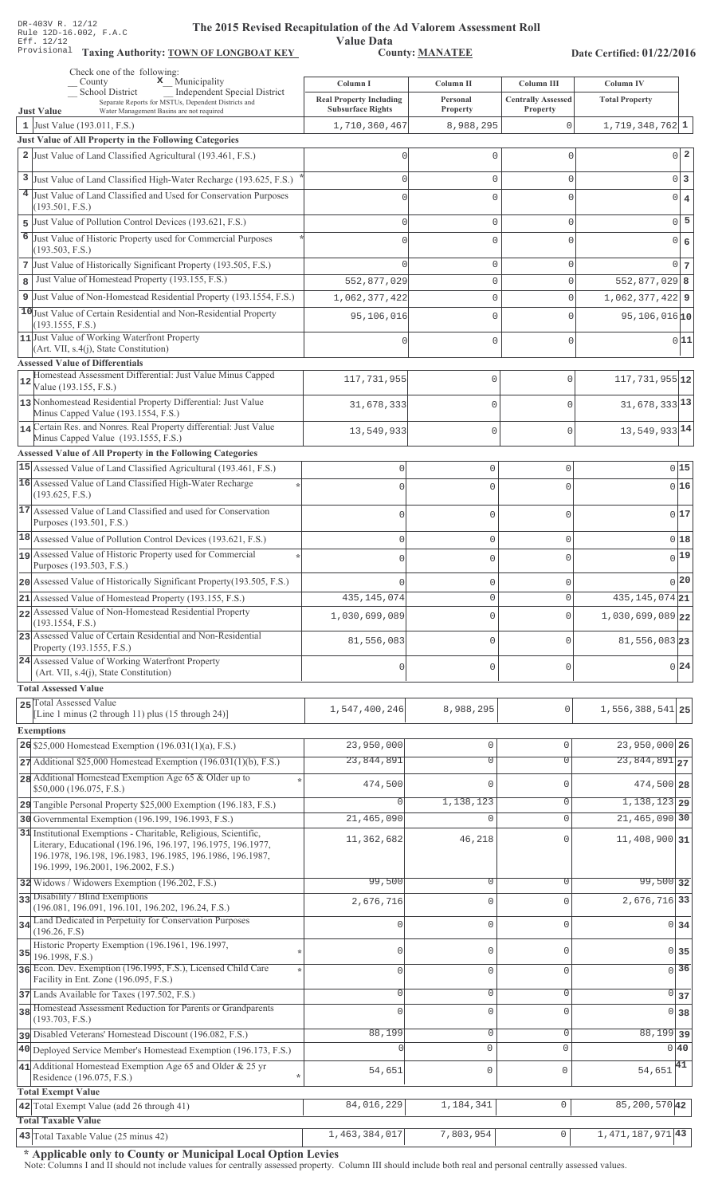DR-403V R. 12/12
Rule 12D-16.002, F.A.C
Eff. 12/12
Provisional

# The 2015 Revised Recapitulation of the Ad Valorem Assessment Roll

## Value Data

**Taxing Authority:** TOWN OF LONGBOAT KEY **County:** MANATEE **Date Certified:** 01/22/2016

Check one of the following:
_ County   x Municipality
_ School District   _ Independent Special District
Separate Reports for MSTUs, Dependent Districts and Water Management Basins are not required

| | Just Value | Column I Real Property Including Subsurface Rights | Column II Personal Property | Column III Centrally Assessed Property | Column IV Total Property | |
|---|---|---|---|---|---|---|
| 1 | Just Value (193.011, F.S.) | 1,710,360,467 | 8,988,295 | 0 | 1,719,348,762 | 1 |
| | **Just Value of All Property in the Following Categories** | | | | | |
| 2 | Just Value of Land Classified Agricultural (193.461, F.S.) | 0 | 0 | 0 | 0 | 2 |
| 3 | Just Value of Land Classified High-Water Recharge (193.625, F.S.) * | 0 | 0 | 0 | 0 | 3 |
| 4 | Just Value of Land Classified and Used for Conservation Purposes (193.501, F.S.) | 0 | 0 | 0 | 0 | 4 |
| 5 | Just Value of Pollution Control Devices (193.621, F.S.) | 0 | 0 | 0 | 0 | 5 |
| 6 | Just Value of Historic Property used for Commercial Purposes (193.503, F.S.) * | 0 | 0 | 0 | 0 | 6 |
| 7 | Just Value of Historically Significant Property (193.505, F.S.) | 0 | 0 | 0 | 0 | 7 |
| 8 | Just Value of Homestead Property (193.155, F.S.) | 552,877,029 | 0 | 0 | 552,877,029 | 8 |
| 9 | Just Value of Non-Homestead Residential Property (193.1554, F.S.) | 1,062,377,422 | 0 | 0 | 1,062,377,422 | 9 |
| 10 | Just Value of Certain Residential and Non-Residential Property (193.1555, F.S.) | 95,106,016 | 0 | 0 | 95,106,016 | 10 |
| 11 | Just Value of Working Waterfront Property (Art. VII, s.4(j), State Constitution) | 0 | 0 | 0 | 0 | 11 |
| | **Assessed Value of Differentials** | | | | | |
| 12 | Homestead Assessment Differential: Just Value Minus Capped Value (193.155, F.S.) | 117,731,955 | 0 | 0 | 117,731,955 | 12 |
| 13 | Nonhomestead Residential Property Differential: Just Value Minus Capped Value (193.1554, F.S.) | 31,678,333 | 0 | 0 | 31,678,333 | 13 |
| 14 | Certain Res. and Nonres. Real Property differential: Just Value Minus Capped Value (193.1555, F.S.) | 13,549,933 | 0 | 0 | 13,549,933 | 14 |
| | **Assessed Value of All Property in the Following Categories** | | | | | |
| 15 | Assessed Value of Land Classified Agricultural (193.461, F.S.) | 0 | 0 | 0 | 0 | 15 |
| 16 | Assessed Value of Land Classified High-Water Recharge (193.625, F.S.) * | 0 | 0 | 0 | 0 | 16 |
| 17 | Assessed Value of Land Classified and used for Conservation Purposes (193.501, F.S.) | 0 | 0 | 0 | 0 | 17 |
| 18 | Assessed Value of Pollution Control Devices (193.621, F.S.) | 0 | 0 | 0 | 0 | 18 |
| 19 | Assessed Value of Historic Property used for Commercial Purposes (193.503, F.S.) * | 0 | 0 | 0 | 0 | 19 |
| 20 | Assessed Value of Historically Significant Property(193.505, F.S.) | 0 | 0 | 0 | 0 | 20 |
| 21 | Assessed Value of Homestead Property (193.155, F.S.) | 435,145,074 | 0 | 0 | 435,145,074 | 21 |
| 22 | Assessed Value of Non-Homestead Residential Property (193.1554, F.S.) | 1,030,699,089 | 0 | 0 | 1,030,699,089 | 22 |
| 23 | Assessed Value of Certain Residential and Non-Residential Property (193.1555, F.S.) | 81,556,083 | 0 | 0 | 81,556,083 | 23 |
| 24 | Assessed Value of Working Waterfront Property (Art. VII, s.4(j), State Constitution) | 0 | 0 | 0 | 0 | 24 |
| | **Total Assessed Value** | | | | | |
| 25 | Total Assessed Value [Line 1 minus (2 through 11) plus (15 through 24)] | 1,547,400,246 | 8,988,295 | 0 | 1,556,388,541 | 25 |
| | **Exemptions** | | | | | |
| 26 | $25,000 Homestead Exemption (196.031(1)(a), F.S.) | 23,950,000 | 0 | 0 | 23,950,000 | 26 |
| 27 | Additional $25,000 Homestead Exemption (196.031(1)(b), F.S.) | 23,844,891 | 0 | 0 | 23,844,891 | 27 |
| 28 | Additional Homestead Exemption Age 65 & Older up to $50,000 (196.075, F.S.) * | 474,500 | 0 | 0 | 474,500 | 28 |
| 29 | Tangible Personal Property $25,000 Exemption (196.183, F.S.) | 0 | 1,138,123 | 0 | 1,138,123 | 29 |
| 30 | Governmental Exemption (196.199, 196.1993, F.S.) | 21,465,090 | 0 | 0 | 21,465,090 | 30 |
| 31 | Institutional Exemptions - Charitable, Religious, Scientific, Literary, Educational (196.196, 196.197, 196.1975, 196.1977, 196.1978, 196.198, 196.1983, 196.1985, 196.1986, 196.1987, 196.1999, 196.2001, 196.2002, F.S.) | 11,362,682 | 46,218 | 0 | 11,408,900 | 31 |
| 32 | Widows / Widowers Exemption (196.202, F.S.) | 99,500 | 0 | 0 | 99,500 | 32 |
| 33 | Disability / Blind Exemptions (196.081, 196.091, 196.101, 196.202, 196.24, F.S.) | 2,676,716 | 0 | 0 | 2,676,716 | 33 |
| 34 | Land Dedicated in Perpetuity for Conservation Purposes (196.26, F.S) | 0 | 0 | 0 | 0 | 34 |
| 35 | Historic Property Exemption (196.1961, 196.1997, 196.1998, F.S.) * | 0 | 0 | 0 | 0 | 35 |
| 36 | Econ. Dev. Exemption (196.1995, F.S.), Licensed Child Care Facility in Ent. Zone (196.095, F.S.) * | 0 | 0 | 0 | 0 | 36 |
| 37 | Lands Available for Taxes (197.502, F.S.) | 0 | 0 | 0 | 0 | 37 |
| 38 | Homestead Assessment Reduction for Parents or Grandparents (193.703, F.S.) | 0 | 0 | 0 | 0 | 38 |
| 39 | Disabled Veterans' Homestead Discount (196.082, F.S.) | 88,199 | 0 | 0 | 88,199 | 39 |
| 40 | Deployed Service Member's Homestead Exemption (196.173, F.S.) | 0 | 0 | 0 | 0 | 40 |
| 41 | Additional Homestead Exemption Age 65 and Older & 25 yr Residence (196.075, F.S.) * | 54,651 | 0 | 0 | 54,651 | 41 |
| | **Total Exempt Value** | | | | | |
| 42 | Total Exempt Value (add 26 through 41) | 84,016,229 | 1,184,341 | 0 | 85,200,570 | 42 |
| | **Total Taxable Value** | | | | | |
| 43 | Total Taxable Value (25 minus 42) | 1,463,384,017 | 7,803,954 | 0 | 1,471,187,971 | 43 |

**\* Applicable only to County or Municipal Local Option Levies**

Note: Columns I and II should not include values for centrally assessed property. Column III should include both real and personal centrally assessed values.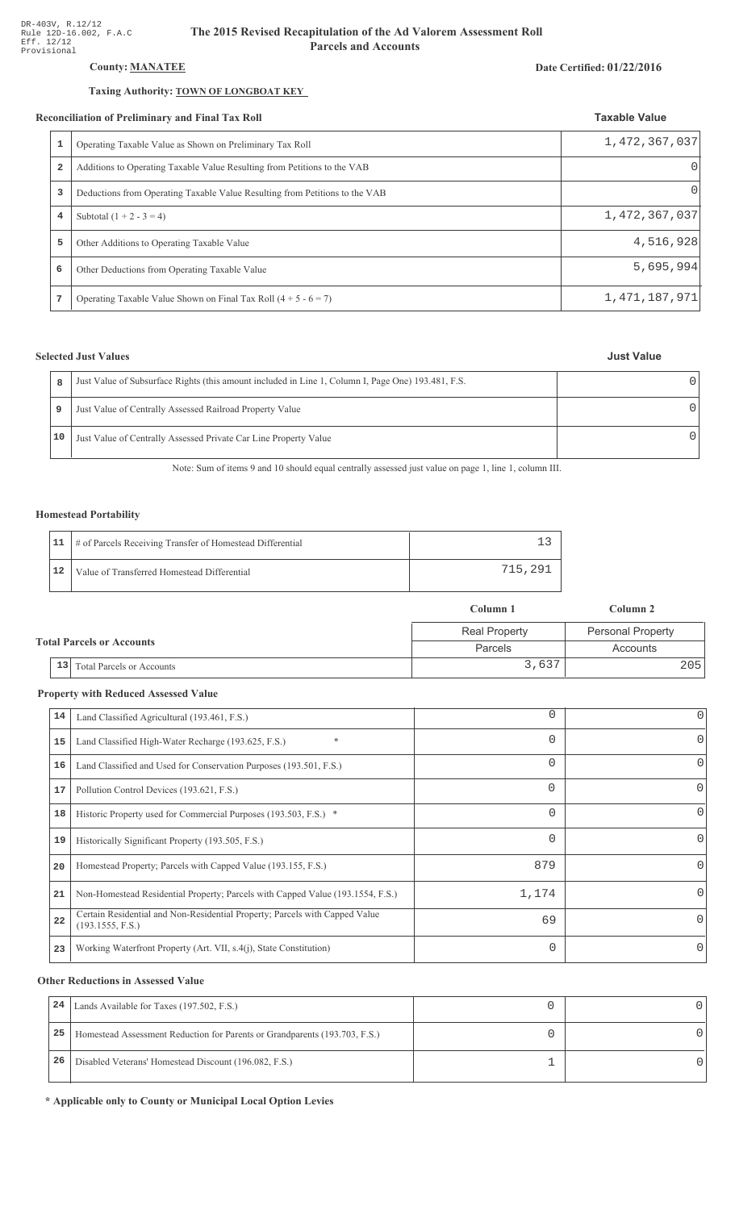DR-403V, R.12/12
Rule 12D-16.002, F.A.C
Eff. 12/12
Provisional

# The 2015 Revised Recapitulation of the Ad Valorem Assessment Roll
## Parcels and Accounts

**County:** **MANATEE**

**Date Certified: 01/22/2016**

**Taxing Authority:** **TOWN OF LONGBOAT KEY**

### Reconciliation of Preliminary and Final Tax Roll

| | | Taxable Value |
|---|---|---|
| 1 | Operating Taxable Value as Shown on Preliminary Tax Roll | 1,472,367,037 |
| 2 | Additions to Operating Taxable Value Resulting from Petitions to the VAB | 0 |
| 3 | Deductions from Operating Taxable Value Resulting from Petitions to the VAB | 0 |
| 4 | Subtotal (1 + 2 - 3 = 4) | 1,472,367,037 |
| 5 | Other Additions to Operating Taxable Value | 4,516,928 |
| 6 | Other Deductions from Operating Taxable Value | 5,695,994 |
| 7 | Operating Taxable Value Shown on Final Tax Roll (4 + 5 - 6 = 7) | 1,471,187,971 |

### Selected Just Values

| | | Just Value |
|---|---|---|
| 8 | Just Value of Subsurface Rights (this amount included in Line 1, Column I, Page One) 193.481, F.S. | 0 |
| 9 | Just Value of Centrally Assessed Railroad Property Value | 0 |
| 10 | Just Value of Centrally Assessed Private Car Line Property Value | 0 |

Note: Sum of items 9 and 10 should equal centrally assessed just value on page 1, line 1, column III.

### Homestead Portability

| | | |
|---|---|---|
| 11 | # of Parcels Receiving Transfer of Homestead Differential | 13 |
| 12 | Value of Transferred Homestead Differential | 715,291 |

### Total Parcels or Accounts

| | | Column 1 | Column 2 |
|---|---|---|---|
| | | Real Property | Personal Property |
| | | Parcels | Accounts |
| 13 | Total Parcels or Accounts | 3,637 | 205 |

### Property with Reduced Assessed Value

| | | Column 1 | Column 2 |
|---|---|---|---|
| 14 | Land Classified Agricultural (193.461, F.S.) | 0 | 0 |
| 15 | Land Classified High-Water Recharge (193.625, F.S.) * | 0 | 0 |
| 16 | Land Classified and Used for Conservation Purposes (193.501, F.S.) | 0 | 0 |
| 17 | Pollution Control Devices (193.621, F.S.) | 0 | 0 |
| 18 | Historic Property used for Commercial Purposes (193.503, F.S.) * | 0 | 0 |
| 19 | Historically Significant Property (193.505, F.S.) | 0 | 0 |
| 20 | Homestead Property; Parcels with Capped Value (193.155, F.S.) | 879 | 0 |
| 21 | Non-Homestead Residential Property; Parcels with Capped Value (193.1554, F.S.) | 1,174 | 0 |
| 22 | Certain Residential and Non-Residential Property; Parcels with Capped Value (193.1555, F.S.) | 69 | 0 |
| 23 | Working Waterfront Property (Art. VII, s.4(j), State Constitution) | 0 | 0 |

### Other Reductions in Assessed Value

| | | Column 1 | Column 2 |
|---|---|---|---|
| 24 | Lands Available for Taxes (197.502, F.S.) | 0 | 0 |
| 25 | Homestead Assessment Reduction for Parents or Grandparents (193.703, F.S.) | 0 | 0 |
| 26 | Disabled Veterans' Homestead Discount (196.082, F.S.) | 1 | 0 |

**\* Applicable only to County or Municipal Local Option Levies**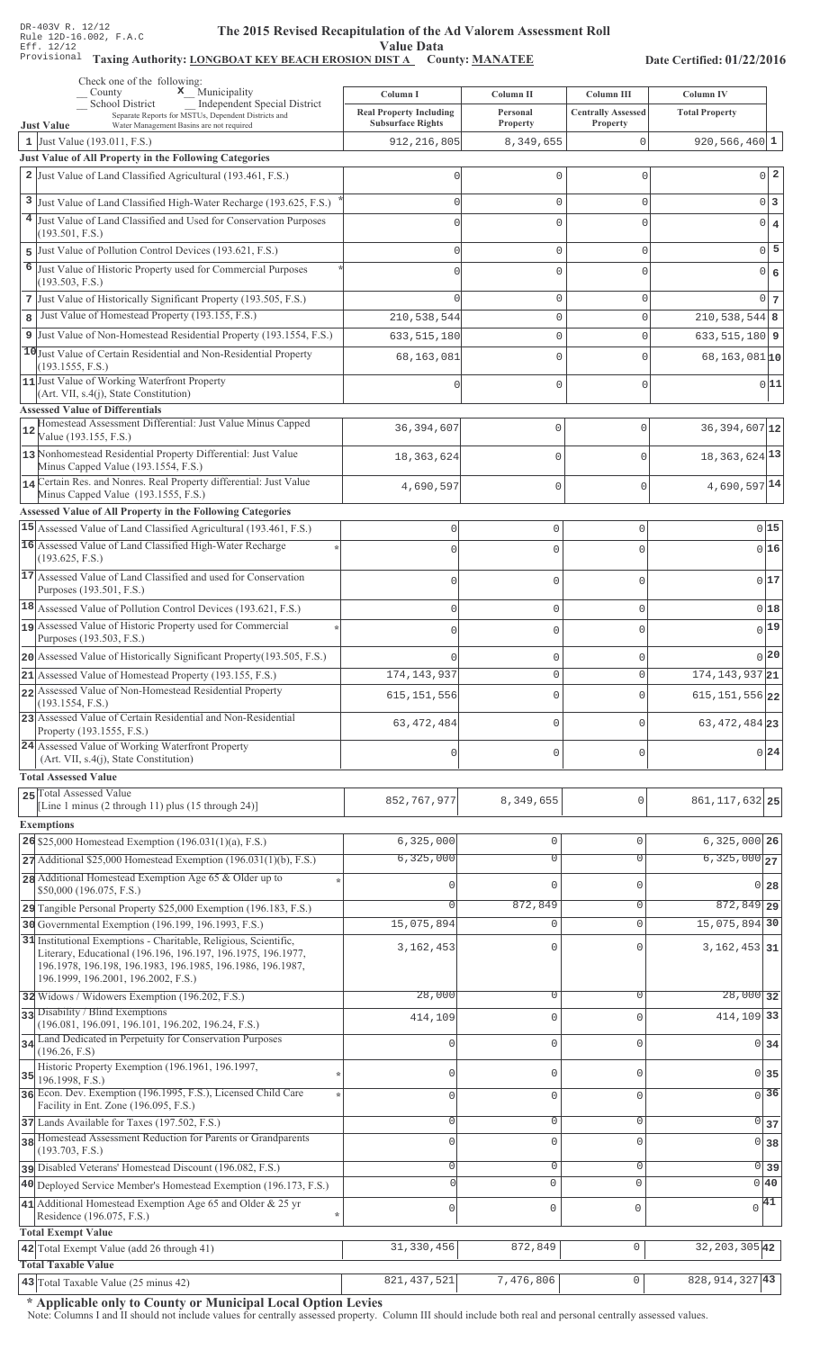DR-403V R. 12/12
Rule 12D-16.002, F.A.C
Eff. 12/12
Provisional

# The 2015 Revised Recapitulation of the Ad Valorem Assessment Roll

**Value Data**

**Taxing Authority: LONGBOAT KEY BEACH EROSION DIST A  County: MANATEE**

**Date Certified: 01/22/2016**

Check one of the following:
_ County  x Municipality
_ School District  _ Independent Special District
Separate Reports for MSTUs, Dependent Districts and Water Management Basins are not required

| | Just Value | Column I Real Property Including Subsurface Rights | Column II Personal Property | Column III Centrally Assessed Property | Column IV Total Property | |
|---|---|---|---|---|---|---|
| 1 | Just Value (193.011, F.S.) | 912,216,805 | 8,349,655 | 0 | 920,566,460 | 1 |
| | **Just Value of All Property in the Following Categories** | | | | | |
| 2 | Just Value of Land Classified Agricultural (193.461, F.S.) | 0 | 0 | 0 | 0 | 2 |
| 3 | Just Value of Land Classified High-Water Recharge (193.625, F.S.) * | 0 | 0 | 0 | 0 | 3 |
| 4 | Just Value of Land Classified and Used for Conservation Purposes (193.501, F.S.) | 0 | 0 | 0 | 0 | 4 |
| 5 | Just Value of Pollution Control Devices (193.621, F.S.) | 0 | 0 | 0 | 0 | 5 |
| 6 | Just Value of Historic Property used for Commercial Purposes (193.503, F.S.) * | 0 | 0 | 0 | 0 | 6 |
| 7 | Just Value of Historically Significant Property (193.505, F.S.) | 0 | 0 | 0 | 0 | 7 |
| 8 | Just Value of Homestead Property (193.155, F.S.) | 210,538,544 | 0 | 0 | 210,538,544 | 8 |
| 9 | Just Value of Non-Homestead Residential Property (193.1554, F.S.) | 633,515,180 | 0 | 0 | 633,515,180 | 9 |
| 10 | Just Value of Certain Residential and Non-Residential Property (193.1555, F.S.) | 68,163,081 | 0 | 0 | 68,163,081 | 10 |
| 11 | Just Value of Working Waterfront Property (Art. VII, s.4(j), State Constitution) | 0 | 0 | 0 | 0 | 11 |
| | **Assessed Value of Differentials** | | | | | |
| 12 | Homestead Assessment Differential: Just Value Minus Capped Value (193.155, F.S.) | 36,394,607 | 0 | 0 | 36,394,607 | 12 |
| 13 | Nonhomestead Residential Property Differential: Just Value Minus Capped Value (193.1554, F.S.) | 18,363,624 | 0 | 0 | 18,363,624 | 13 |
| 14 | Certain Res. and Nonres. Real Property differential: Just Value Minus Capped Value (193.1555, F.S.) | 4,690,597 | 0 | 0 | 4,690,597 | 14 |
| | **Assessed Value of All Property in the Following Categories** | | | | | |
| 15 | Assessed Value of Land Classified Agricultural (193.461, F.S.) | 0 | 0 | 0 | 0 | 15 |
| 16 | Assessed Value of Land Classified High-Water Recharge (193.625, F.S.) * | 0 | 0 | 0 | 0 | 16 |
| 17 | Assessed Value of Land Classified and used for Conservation Purposes (193.501, F.S.) | 0 | 0 | 0 | 0 | 17 |
| 18 | Assessed Value of Pollution Control Devices (193.621, F.S.) | 0 | 0 | 0 | 0 | 18 |
| 19 | Assessed Value of Historic Property used for Commercial Purposes (193.503, F.S.) * | 0 | 0 | 0 | 0 | 19 |
| 20 | Assessed Value of Historically Significant Property(193.505, F.S.) | 0 | 0 | 0 | 0 | 20 |
| 21 | Assessed Value of Homestead Property (193.155, F.S.) | 174,143,937 | 0 | 0 | 174,143,937 | 21 |
| 22 | Assessed Value of Non-Homestead Residential Property (193.1554, F.S.) | 615,151,556 | 0 | 0 | 615,151,556 | 22 |
| 23 | Assessed Value of Certain Residential and Non-Residential Property (193.1555, F.S.) | 63,472,484 | 0 | 0 | 63,472,484 | 23 |
| 24 | Assessed Value of Working Waterfront Property (Art. VII, s.4(j), State Constitution) | 0 | 0 | 0 | 0 | 24 |
| | **Total Assessed Value** | | | | | |
| 25 | Total Assessed Value [Line 1 minus (2 through 11) plus (15 through 24)] | 852,767,977 | 8,349,655 | 0 | 861,117,632 | 25 |
| | **Exemptions** | | | | | |
| 26 | $25,000 Homestead Exemption (196.031(1)(a), F.S.) | 6,325,000 | 0 | 0 | 6,325,000 | 26 |
| 27 | Additional $25,000 Homestead Exemption (196.031(1)(b), F.S.) | 6,325,000 | 0 | 0 | 6,325,000 | 27 |
| 28 | Additional Homestead Exemption Age 65 & Older up to $50,000 (196.075, F.S.) * | 0 | 0 | 0 | 0 | 28 |
| 29 | Tangible Personal Property $25,000 Exemption (196.183, F.S.) | 0 | 872,849 | 0 | 872,849 | 29 |
| 30 | Governmental Exemption (196.199, 196.1993, F.S.) | 15,075,894 | 0 | 0 | 15,075,894 | 30 |
| 31 | Institutional Exemptions - Charitable, Religious, Scientific, Literary, Educational (196.196, 196.197, 196.1975, 196.1977, 196.1978, 196.198, 196.1983, 196.1985, 196.1986, 196.1987, 196.1999, 196.2001, 196.2002, F.S.) | 3,162,453 | 0 | 0 | 3,162,453 | 31 |
| 32 | Widows / Widowers Exemption (196.202, F.S.) | 28,000 | 0 | 0 | 28,000 | 32 |
| 33 | Disability / Blind Exemptions (196.081, 196.091, 196.101, 196.202, 196.24, F.S.) | 414,109 | 0 | 0 | 414,109 | 33 |
| 34 | Land Dedicated in Perpetuity for Conservation Purposes (196.26, F.S) | 0 | 0 | 0 | 0 | 34 |
| 35 | Historic Property Exemption (196.1961, 196.1997, 196.1998, F.S.) * | 0 | 0 | 0 | 0 | 35 |
| 36 | Econ. Dev. Exemption (196.1995, F.S.), Licensed Child Care Facility in Ent. Zone (196.095, F.S.) * | 0 | 0 | 0 | 0 | 36 |
| 37 | Lands Available for Taxes (197.502, F.S.) | 0 | 0 | 0 | 0 | 37 |
| 38 | Homestead Assessment Reduction for Parents or Grandparents (193.703, F.S.) | 0 | 0 | 0 | 0 | 38 |
| 39 | Disabled Veterans' Homestead Discount (196.082, F.S.) | 0 | 0 | 0 | 0 | 39 |
| 40 | Deployed Service Member's Homestead Exemption (196.173, F.S.) | 0 | 0 | 0 | 0 | 40 |
| 41 | Additional Homestead Exemption Age 65 and Older & 25 yr Residence (196.075, F.S.) * | 0 | 0 | 0 | 0 | 41 |
| | **Total Exempt Value** | | | | | |
| 42 | Total Exempt Value (add 26 through 41) | 31,330,456 | 872,849 | 0 | 32,203,305 | 42 |
| | **Total Taxable Value** | | | | | |
| 43 | Total Taxable Value (25 minus 42) | 821,437,521 | 7,476,806 | 0 | 828,914,327 | 43 |

**\* Applicable only to County or Municipal Local Option Levies**

Note: Columns I and II should not include values for centrally assessed property. Column III should include both real and personal centrally assessed values.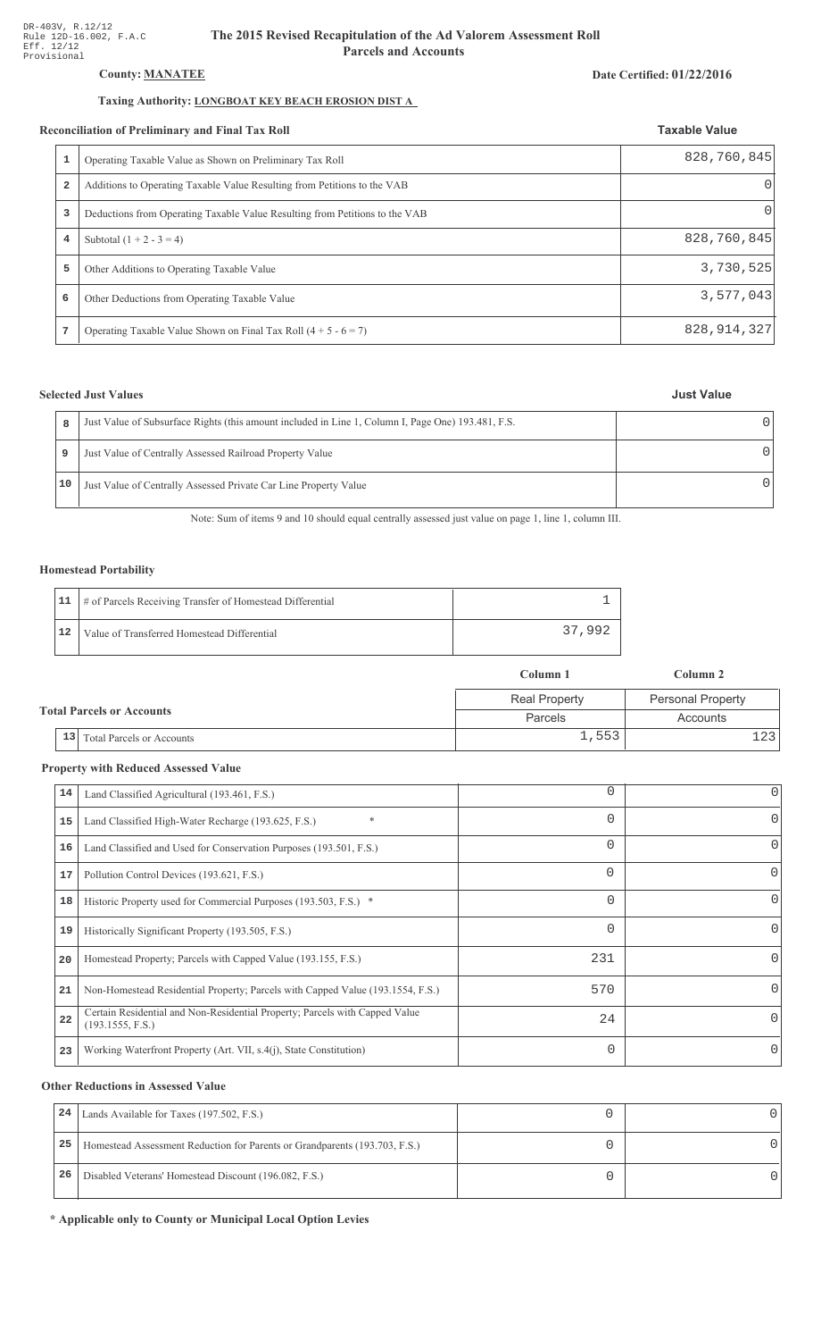DR-403V, R.12/12
Rule 12D-16.002, F.A.C
Eff. 12/12
Provisional

# The 2015 Revised Recapitulation of the Ad Valorem Assessment Roll
## Parcels and Accounts

**County: MANATEE**

**Date Certified: 01/22/2016**

**Taxing Authority: LONGBOAT KEY BEACH EROSION DIST A**

### Reconciliation of Preliminary and Final Tax Roll

| | | Taxable Value |
|---|---|---|
| 1 | Operating Taxable Value as Shown on Preliminary Tax Roll | 828,760,845 |
| 2 | Additions to Operating Taxable Value Resulting from Petitions to the VAB | 0 |
| 3 | Deductions from Operating Taxable Value Resulting from Petitions to the VAB | 0 |
| 4 | Subtotal (1 + 2 - 3 = 4) | 828,760,845 |
| 5 | Other Additions to Operating Taxable Value | 3,730,525 |
| 6 | Other Deductions from Operating Taxable Value | 3,577,043 |
| 7 | Operating Taxable Value Shown on Final Tax Roll (4 + 5 - 6 = 7) | 828,914,327 |

### Selected Just Values

| | | Just Value |
|---|---|---|
| 8 | Just Value of Subsurface Rights (this amount included in Line 1, Column I, Page One) 193.481, F.S. | 0 |
| 9 | Just Value of Centrally Assessed Railroad Property Value | 0 |
| 10 | Just Value of Centrally Assessed Private Car Line Property Value | 0 |

Note: Sum of items 9 and 10 should equal centrally assessed just value on page 1, line 1, column III.

### Homestead Portability

| | | |
|---|---|---|
| 11 | # of Parcels Receiving Transfer of Homestead Differential | 1 |
| 12 | Value of Transferred Homestead Differential | 37,992 |

### Total Parcels or Accounts

| | | Column 1 | Column 2 |
|---|---|---|---|
| | | Real Property | Personal Property |
| | | Parcels | Accounts |
| 13 | Total Parcels or Accounts | 1,553 | 123 |

### Property with Reduced Assessed Value

| | | Column 1 | Column 2 |
|---|---|---|---|
| 14 | Land Classified Agricultural (193.461, F.S.) | 0 | 0 |
| 15 | Land Classified High-Water Recharge (193.625, F.S.) * | 0 | 0 |
| 16 | Land Classified and Used for Conservation Purposes (193.501, F.S.) | 0 | 0 |
| 17 | Pollution Control Devices (193.621, F.S.) | 0 | 0 |
| 18 | Historic Property used for Commercial Purposes (193.503, F.S.) * | 0 | 0 |
| 19 | Historically Significant Property (193.505, F.S.) | 0 | 0 |
| 20 | Homestead Property; Parcels with Capped Value (193.155, F.S.) | 231 | 0 |
| 21 | Non-Homestead Residential Property; Parcels with Capped Value (193.1554, F.S.) | 570 | 0 |
| 22 | Certain Residential and Non-Residential Property; Parcels with Capped Value (193.1555, F.S.) | 24 | 0 |
| 23 | Working Waterfront Property (Art. VII, s.4(j), State Constitution) | 0 | 0 |

### Other Reductions in Assessed Value

| | | Column 1 | Column 2 |
|---|---|---|---|
| 24 | Lands Available for Taxes (197.502, F.S.) | 0 | 0 |
| 25 | Homestead Assessment Reduction for Parents or Grandparents (193.703, F.S.) | 0 | 0 |
| 26 | Disabled Veterans' Homestead Discount (196.082, F.S.) | 0 | 0 |

**\* Applicable only to County or Municipal Local Option Levies**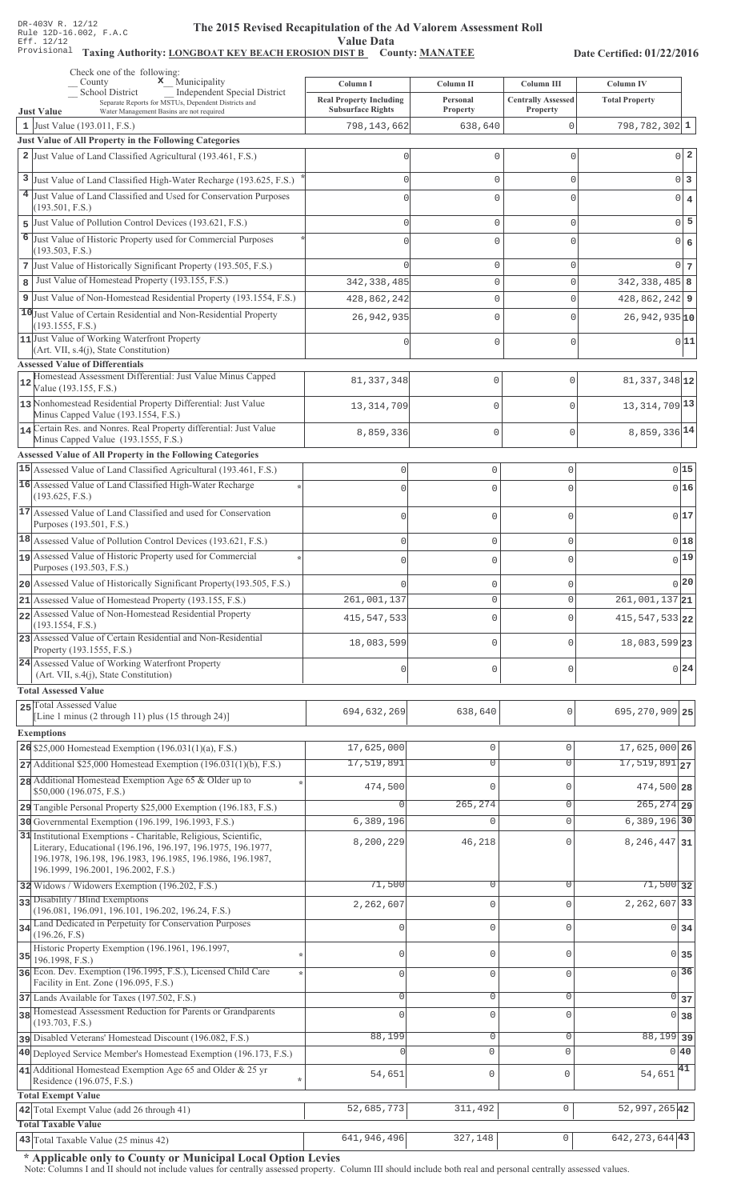DR-403V R. 12/12
Rule 12D-16.002, F.A.C
Eff. 12/12
Provisional

# The 2015 Revised Recapitulation of the Ad Valorem Assessment Roll

**Value Data**

**Taxing Authority: LONGBOAT KEY BEACH EROSION DIST B County: MANATEE**

**Date Certified: 01/22/2016**

Check one of the following:
_ County  **x** Municipality
_ School District  _ Independent Special District
Separate Reports for MSTUs, Dependent Districts and Water Management Basins are not required

| Just Value | Column I Real Property Including Subsurface Rights | Column II Personal Property | Column III Centrally Assessed Property | Column IV Total Property | |
|---|---|---|---|---|---|
| 1 Just Value (193.011, F.S.) | 798,143,662 | 638,640 | 0 | 798,782,302 | 1 |
| **Just Value of All Property in the Following Categories** | | | | | |
| 2 Just Value of Land Classified Agricultural (193.461, F.S.) | 0 | 0 | 0 | 0 | 2 |
| 3 Just Value of Land Classified High-Water Recharge (193.625, F.S.) * | 0 | 0 | 0 | 0 | 3 |
| 4 Just Value of Land Classified and Used for Conservation Purposes (193.501, F.S.) | 0 | 0 | 0 | 0 | 4 |
| 5 Just Value of Pollution Control Devices (193.621, F.S.) | 0 | 0 | 0 | 0 | 5 |
| 6 Just Value of Historic Property used for Commercial Purposes (193.503, F.S.) * | 0 | 0 | 0 | 0 | 6 |
| 7 Just Value of Historically Significant Property (193.505, F.S.) | 0 | 0 | 0 | 0 | 7 |
| 8 Just Value of Homestead Property (193.155, F.S.) | 342,338,485 | 0 | 0 | 342,338,485 | 8 |
| 9 Just Value of Non-Homestead Residential Property (193.1554, F.S.) | 428,862,242 | 0 | 0 | 428,862,242 | 9 |
| 10 Just Value of Certain Residential and Non-Residential Property (193.1555, F.S.) | 26,942,935 | 0 | 0 | 26,942,935 | 10 |
| 11 Just Value of Working Waterfront Property (Art. VII, s.4(j), State Constitution) | 0 | 0 | 0 | 0 | 11 |
| **Assessed Value of Differentials** | | | | | |
| 12 Homestead Assessment Differential: Just Value Minus Capped Value (193.155, F.S.) | 81,337,348 | 0 | 0 | 81,337,348 | 12 |
| 13 Nonhomestead Residential Property Differential: Just Value Minus Capped Value (193.1554, F.S.) | 13,314,709 | 0 | 0 | 13,314,709 | 13 |
| 14 Certain Res. and Nonres. Real Property differential: Just Value Minus Capped Value (193.1555, F.S.) | 8,859,336 | 0 | 0 | 8,859,336 | 14 |
| **Assessed Value of All Property in the Following Categories** | | | | | |
| 15 Assessed Value of Land Classified Agricultural (193.461, F.S.) | 0 | 0 | 0 | 0 | 15 |
| 16 Assessed Value of Land Classified High-Water Recharge (193.625, F.S.) * | 0 | 0 | 0 | 0 | 16 |
| 17 Assessed Value of Land Classified and used for Conservation Purposes (193.501, F.S.) | 0 | 0 | 0 | 0 | 17 |
| 18 Assessed Value of Pollution Control Devices (193.621, F.S.) | 0 | 0 | 0 | 0 | 18 |
| 19 Assessed Value of Historic Property used for Commercial Purposes (193.503, F.S.) * | 0 | 0 | 0 | 0 | 19 |
| 20 Assessed Value of Historically Significant Property(193.505, F.S.) | 0 | 0 | 0 | 0 | 20 |
| 21 Assessed Value of Homestead Property (193.155, F.S.) | 261,001,137 | 0 | 0 | 261,001,137 | 21 |
| 22 Assessed Value of Non-Homestead Residential Property (193.1554, F.S.) | 415,547,533 | 0 | 0 | 415,547,533 | 22 |
| 23 Assessed Value of Certain Residential and Non-Residential Property (193.1555, F.S.) | 18,083,599 | 0 | 0 | 18,083,599 | 23 |
| 24 Assessed Value of Working Waterfront Property (Art. VII, s.4(j), State Constitution) | 0 | 0 | 0 | 0 | 24 |
| **Total Assessed Value** | | | | | |
| 25 Total Assessed Value [Line 1 minus (2 through 11) plus (15 through 24)] | 694,632,269 | 638,640 | 0 | 695,270,909 | 25 |
| **Exemptions** | | | | | |
| 26 $25,000 Homestead Exemption (196.031(1)(a), F.S.) | 17,625,000 | 0 | 0 | 17,625,000 | 26 |
| 27 Additional $25,000 Homestead Exemption (196.031(1)(b), F.S.) | 17,519,891 | 0 | 0 | 17,519,891 | 27 |
| 28 Additional Homestead Exemption Age 65 & Older up to $50,000 (196.075, F.S.) * | 474,500 | 0 | 0 | 474,500 | 28 |
| 29 Tangible Personal Property $25,000 Exemption (196.183, F.S.) | 0 | 265,274 | 0 | 265,274 | 29 |
| 30 Governmental Exemption (196.199, 196.1993, F.S.) | 6,389,196 | 0 | 0 | 6,389,196 | 30 |
| 31 Institutional Exemptions - Charitable, Religious, Scientific, Literary, Educational (196.196, 196.197, 196.1975, 196.1977, 196.1978, 196.198, 196.1983, 196.1985, 196.1986, 196.1987, 196.1999, 196.2001, 196.2002, F.S.) | 8,200,229 | 46,218 | 0 | 8,246,447 | 31 |
| 32 Widows / Widowers Exemption (196.202, F.S.) | 71,500 | 0 | 0 | 71,500 | 32 |
| 33 Disability / Blind Exemptions (196.081, 196.091, 196.101, 196.202, 196.24, F.S.) | 2,262,607 | 0 | 0 | 2,262,607 | 33 |
| 34 Land Dedicated in Perpetuity for Conservation Purposes (196.26, F.S) | 0 | 0 | 0 | 0 | 34 |
| 35 Historic Property Exemption (196.1961, 196.1997, 196.1998, F.S.) * | 0 | 0 | 0 | 0 | 35 |
| 36 Econ. Dev. Exemption (196.1995, F.S.), Licensed Child Care Facility in Ent. Zone (196.095, F.S.) * | 0 | 0 | 0 | 0 | 36 |
| 37 Lands Available for Taxes (197.502, F.S.) | 0 | 0 | 0 | 0 | 37 |
| 38 Homestead Assessment Reduction for Parents or Grandparents (193.703, F.S.) | 0 | 0 | 0 | 0 | 38 |
| 39 Disabled Veterans' Homestead Discount (196.082, F.S.) | 88,199 | 0 | 0 | 88,199 | 39 |
| 40 Deployed Service Member's Homestead Exemption (196.173, F.S.) | 0 | 0 | 0 | 0 | 40 |
| 41 Additional Homestead Exemption Age 65 and Older & 25 yr Residence (196.075, F.S.) * | 54,651 | 0 | 0 | 54,651 | 41 |
| **Total Exempt Value** | | | | | |
| 42 Total Exempt Value (add 26 through 41) | 52,685,773 | 311,492 | 0 | 52,997,265 | 42 |
| **Total Taxable Value** | | | | | |
| 43 Total Taxable Value (25 minus 42) | 641,946,496 | 327,148 | 0 | 642,273,644 | 43 |

**\* Applicable only to County or Municipal Local Option Levies**

Note: Columns I and II should not include values for centrally assessed property. Column III should include both real and personal centrally assessed values.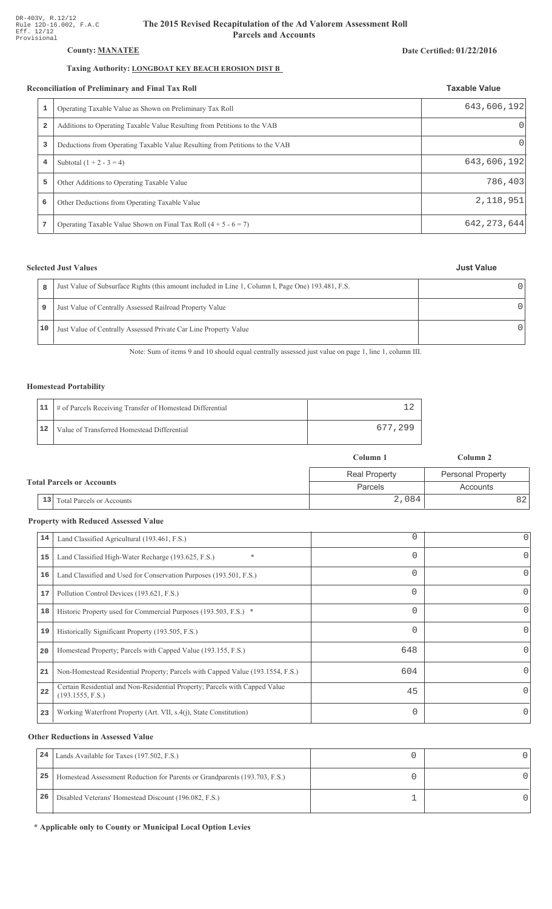DR-403V, R.12/12
Rule 12D-16.002, F.A.C
Eff. 12/12
Provisional

# The 2015 Revised Recapitulation of the Ad Valorem Assessment Roll
## Parcels and Accounts

**County: MANATEE**

**Date Certified: 01/22/2016**

**Taxing Authority: LONGBOAT KEY BEACH EROSION DIST B**

### Reconciliation of Preliminary and Final Tax Roll

| | | Taxable Value |
|---|---|---|
| 1 | Operating Taxable Value as Shown on Preliminary Tax Roll | 643,606,192 |
| 2 | Additions to Operating Taxable Value Resulting from Petitions to the VAB | 0 |
| 3 | Deductions from Operating Taxable Value Resulting from Petitions to the VAB | 0 |
| 4 | Subtotal (1 + 2 - 3 = 4) | 643,606,192 |
| 5 | Other Additions to Operating Taxable Value | 786,403 |
| 6 | Other Deductions from Operating Taxable Value | 2,118,951 |
| 7 | Operating Taxable Value Shown on Final Tax Roll (4 + 5 - 6 = 7) | 642,273,644 |

### Selected Just Values

| | | Just Value |
|---|---|---|
| 8 | Just Value of Subsurface Rights (this amount included in Line 1, Column I, Page One) 193.481, F.S. | 0 |
| 9 | Just Value of Centrally Assessed Railroad Property Value | 0 |
| 10 | Just Value of Centrally Assessed Private Car Line Property Value | 0 |

Note: Sum of items 9 and 10 should equal centrally assessed just value on page 1, line 1, column III.

### Homestead Portability

| | | |
|---|---|---|
| 11 | # of Parcels Receiving Transfer of Homestead Differential | 12 |
| 12 | Value of Transferred Homestead Differential | 677,299 |

### Total Parcels or Accounts

| | | Column 1 | Column 2 |
|---|---|---|---|
| | | Real Property | Personal Property |
| | | Parcels | Accounts |
| 13 | Total Parcels or Accounts | 2,084 | 82 |

### Property with Reduced Assessed Value

| | | Column 1 | Column 2 |
|---|---|---|---|
| 14 | Land Classified Agricultural (193.461, F.S.) | 0 | 0 |
| 15 | Land Classified High-Water Recharge (193.625, F.S.) * | 0 | 0 |
| 16 | Land Classified and Used for Conservation Purposes (193.501, F.S.) | 0 | 0 |
| 17 | Pollution Control Devices (193.621, F.S.) | 0 | 0 |
| 18 | Historic Property used for Commercial Purposes (193.503, F.S.) * | 0 | 0 |
| 19 | Historically Significant Property (193.505, F.S.) | 0 | 0 |
| 20 | Homestead Property; Parcels with Capped Value (193.155, F.S.) | 648 | 0 |
| 21 | Non-Homestead Residential Property; Parcels with Capped Value (193.1554, F.S.) | 604 | 0 |
| 22 | Certain Residential and Non-Residential Property; Parcels with Capped Value (193.1555, F.S.) | 45 | 0 |
| 23 | Working Waterfront Property (Art. VII, s.4(j), State Constitution) | 0 | 0 |

### Other Reductions in Assessed Value

| | | Column 1 | Column 2 |
|---|---|---|---|
| 24 | Lands Available for Taxes (197.502, F.S.) | 0 | 0 |
| 25 | Homestead Assessment Reduction for Parents or Grandparents (193.703, F.S.) | 0 | 0 |
| 26 | Disabled Veterans' Homestead Discount (196.082, F.S.) | 1 | 0 |

**\* Applicable only to County or Municipal Local Option Levies**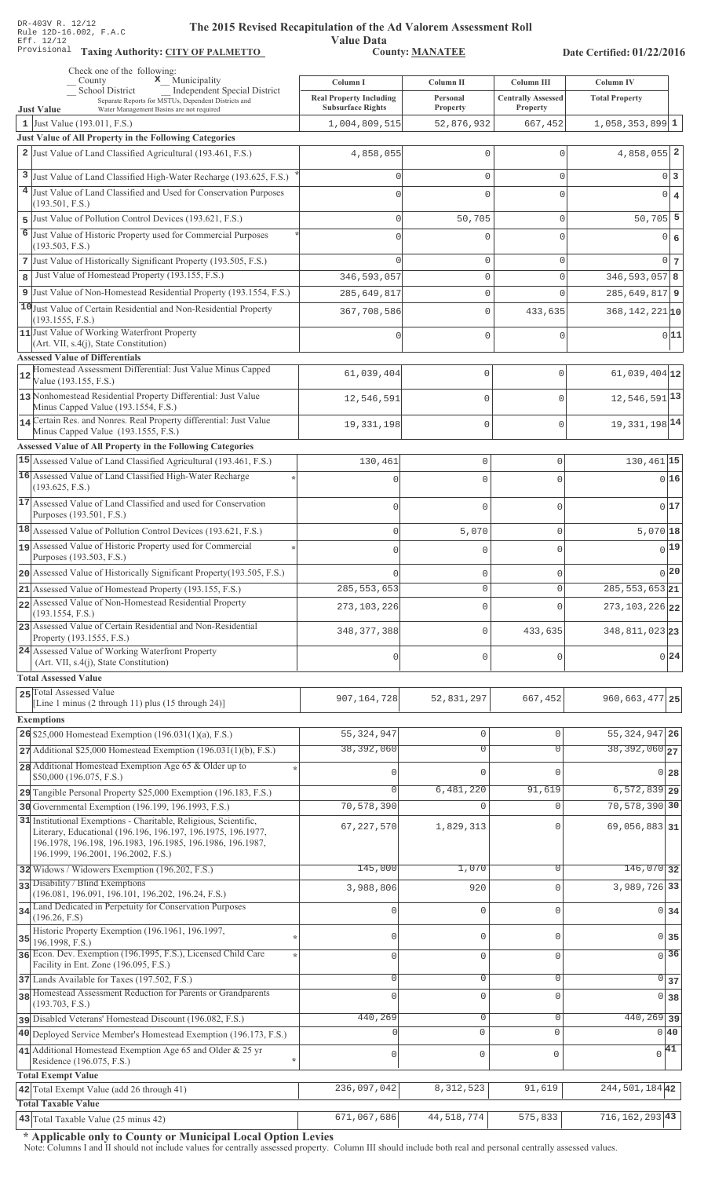DR-403V R. 12/12
Rule 12D-16.002, F.A.C
Eff. 12/12
Provisional

# The 2015 Revised Recapitulation of the Ad Valorem Assessment Roll

**Value Data**

**Taxing Authority: CITY OF PALMETTO** **County: MANATEE** **Date Certified: 01/22/2016**

Check one of the following:
_ County x Municipality
_ School District _ Independent Special District
Separate Reports for MSTUs, Dependent Districts and Water Management Basins are not required

| | Column I Real Property Including Subsurface Rights | Column II Personal Property | Column III Centrally Assessed Property | Column IV Total Property | |
|---|---|---|---|---|---|
| **Just Value** | | | | | |
| 1 Just Value (193.011, F.S.) | 1,004,809,515 | 52,876,932 | 667,452 | 1,058,353,899 | 1 |
| **Just Value of All Property in the Following Categories** | | | | | |
| 2 Just Value of Land Classified Agricultural (193.461, F.S.) | 4,858,055 | 0 | 0 | 4,858,055 | 2 |
| 3 Just Value of Land Classified High-Water Recharge (193.625, F.S.) * | 0 | 0 | 0 | 0 | 3 |
| 4 Just Value of Land Classified and Used for Conservation Purposes (193.501, F.S.) | 0 | 0 | 0 | 0 | 4 |
| 5 Just Value of Pollution Control Devices (193.621, F.S.) | 0 | 50,705 | 0 | 50,705 | 5 |
| 6 Just Value of Historic Property used for Commercial Purposes (193.503, F.S.) * | 0 | 0 | 0 | 0 | 6 |
| 7 Just Value of Historically Significant Property (193.505, F.S.) | 0 | 0 | 0 | 0 | 7 |
| 8 Just Value of Homestead Property (193.155, F.S.) | 346,593,057 | 0 | 0 | 346,593,057 | 8 |
| 9 Just Value of Non-Homestead Residential Property (193.1554, F.S.) | 285,649,817 | 0 | 0 | 285,649,817 | 9 |
| 10 Just Value of Certain Residential and Non-Residential Property (193.1555, F.S.) | 367,708,586 | 0 | 433,635 | 368,142,221 | 10 |
| 11 Just Value of Working Waterfront Property (Art. VII, s.4(j), State Constitution) | 0 | 0 | 0 | 0 | 11 |
| **Assessed Value of Differentials** | | | | | |
| 12 Homestead Assessment Differential: Just Value Minus Capped Value (193.155, F.S.) | 61,039,404 | 0 | 0 | 61,039,404 | 12 |
| 13 Nonhomestead Residential Property Differential: Just Value Minus Capped Value (193.1554, F.S.) | 12,546,591 | 0 | 0 | 12,546,591 | 13 |
| 14 Certain Res. and Nonres. Real Property differential: Just Value Minus Capped Value (193.1555, F.S.) | 19,331,198 | 0 | 0 | 19,331,198 | 14 |
| **Assessed Value of All Property in the Following Categories** | | | | | |
| 15 Assessed Value of Land Classified Agricultural (193.461, F.S.) | 130,461 | 0 | 0 | 130,461 | 15 |
| 16 Assessed Value of Land Classified High-Water Recharge (193.625, F.S.) * | 0 | 0 | 0 | 0 | 16 |
| 17 Assessed Value of Land Classified and used for Conservation Purposes (193.501, F.S.) | 0 | 0 | 0 | 0 | 17 |
| 18 Assessed Value of Pollution Control Devices (193.621, F.S.) | 0 | 5,070 | 0 | 5,070 | 18 |
| 19 Assessed Value of Historic Property used for Commercial Purposes (193.503, F.S.) * | 0 | 0 | 0 | 0 | 19 |
| 20 Assessed Value of Historically Significant Property(193.505, F.S.) | 0 | 0 | 0 | 0 | 20 |
| 21 Assessed Value of Homestead Property (193.155, F.S.) | 285,553,653 | 0 | 0 | 285,553,653 | 21 |
| 22 Assessed Value of Non-Homestead Residential Property (193.1554, F.S.) | 273,103,226 | 0 | 0 | 273,103,226 | 22 |
| 23 Assessed Value of Certain Residential and Non-Residential Property (193.1555, F.S.) | 348,377,388 | 0 | 433,635 | 348,811,023 | 23 |
| 24 Assessed Value of Working Waterfront Property (Art. VII, s.4(j), State Constitution) | 0 | 0 | 0 | 0 | 24 |
| **Total Assessed Value** | | | | | |
| 25 Total Assessed Value [Line 1 minus (2 through 11) plus (15 through 24)] | 907,164,728 | 52,831,297 | 667,452 | 960,663,477 | 25 |
| **Exemptions** | | | | | |
| 26 $25,000 Homestead Exemption (196.031(1)(a), F.S.) | 55,324,947 | 0 | 0 | 55,324,947 | 26 |
| 27 Additional $25,000 Homestead Exemption (196.031(1)(b), F.S.) | 38,392,060 | 0 | 0 | 38,392,060 | 27 |
| 28 Additional Homestead Exemption Age 65 & Older up to $50,000 (196.075, F.S.) * | 0 | 0 | 0 | 0 | 28 |
| 29 Tangible Personal Property $25,000 Exemption (196.183, F.S.) | 0 | 6,481,220 | 91,619 | 6,572,839 | 29 |
| 30 Governmental Exemption (196.199, 196.1993, F.S.) | 70,578,390 | 0 | 0 | 70,578,390 | 30 |
| 31 Institutional Exemptions - Charitable, Religious, Scientific, Literary, Educational (196.196, 196.197, 196.1975, 196.1977, 196.1978, 196.198, 196.1983, 196.1985, 196.1986, 196.1987, 196.1999, 196.2001, 196.2002, F.S.) | 67,227,570 | 1,829,313 | 0 | 69,056,883 | 31 |
| 32 Widows / Widowers Exemption (196.202, F.S.) | 145,000 | 1,070 | 0 | 146,070 | 32 |
| 33 Disability / Blind Exemptions (196.081, 196.091, 196.101, 196.202, 196.24, F.S.) | 3,988,806 | 920 | 0 | 3,989,726 | 33 |
| 34 Land Dedicated in Perpetuity for Conservation Purposes (196.26, F.S) | 0 | 0 | 0 | 0 | 34 |
| 35 Historic Property Exemption (196.1961, 196.1997, 196.1998, F.S.) * | 0 | 0 | 0 | 0 | 35 |
| 36 Econ. Dev. Exemption (196.1995, F.S.), Licensed Child Care Facility in Ent. Zone (196.095, F.S.) * | 0 | 0 | 0 | 0 | 36 |
| 37 Lands Available for Taxes (197.502, F.S.) | 0 | 0 | 0 | 0 | 37 |
| 38 Homestead Assessment Reduction for Parents or Grandparents (193.703, F.S.) | 0 | 0 | 0 | 0 | 38 |
| 39 Disabled Veterans' Homestead Discount (196.082, F.S.) | 440,269 | 0 | 0 | 440,269 | 39 |
| 40 Deployed Service Member's Homestead Exemption (196.173, F.S.) | 0 | 0 | 0 | 0 | 40 |
| 41 Additional Homestead Exemption Age 65 and Older & 25 yr Residence (196.075, F.S.) * | 0 | 0 | 0 | 0 | 41 |
| **Total Exempt Value** | | | | | |
| 42 Total Exempt Value (add 26 through 41) | 236,097,042 | 8,312,523 | 91,619 | 244,501,184 | 42 |
| **Total Taxable Value** | | | | | |
| 43 Total Taxable Value (25 minus 42) | 671,067,686 | 44,518,774 | 575,833 | 716,162,293 | 43 |

**\* Applicable only to County or Municipal Local Option Levies**

Note: Columns I and II should not include values for centrally assessed property. Column III should include both real and personal centrally assessed values.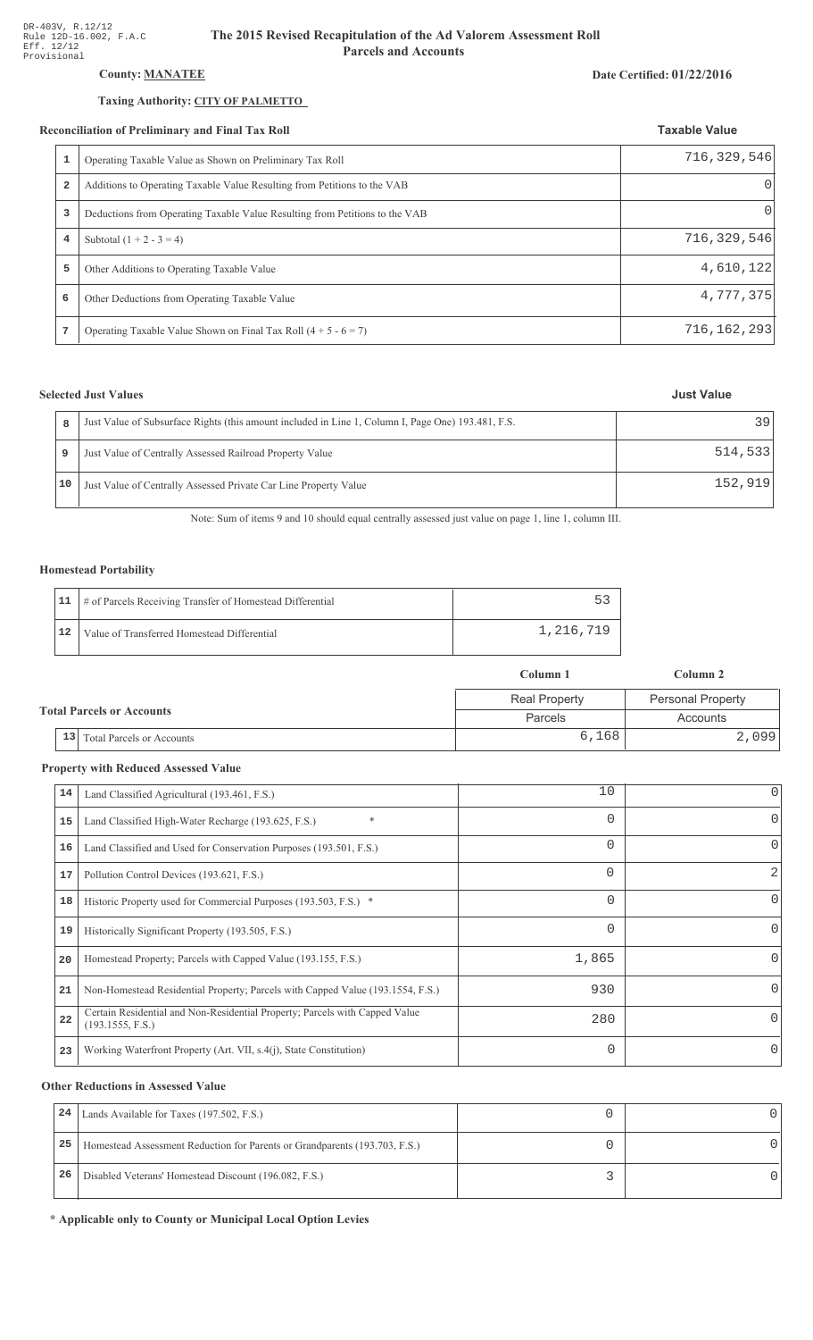DR-403V, R.12/12
Rule 12D-16.002, F.A.C
Eff. 12/12
Provisional

# The 2015 Revised Recapitulation of the Ad Valorem Assessment Roll
## Parcels and Accounts

**County: MANATEE**

**Date Certified: 01/22/2016**

**Taxing Authority: CITY OF PALMETTO**

### Reconciliation of Preliminary and Final Tax Roll

| | | Taxable Value |
|---|---|---|
| 1 | Operating Taxable Value as Shown on Preliminary Tax Roll | 716,329,546 |
| 2 | Additions to Operating Taxable Value Resulting from Petitions to the VAB | 0 |
| 3 | Deductions from Operating Taxable Value Resulting from Petitions to the VAB | 0 |
| 4 | Subtotal (1 + 2 - 3 = 4) | 716,329,546 |
| 5 | Other Additions to Operating Taxable Value | 4,610,122 |
| 6 | Other Deductions from Operating Taxable Value | 4,777,375 |
| 7 | Operating Taxable Value Shown on Final Tax Roll (4 + 5 - 6 = 7) | 716,162,293 |

### Selected Just Values

| | | Just Value |
|---|---|---|
| 8 | Just Value of Subsurface Rights (this amount included in Line 1, Column I, Page One) 193.481, F.S. | 39 |
| 9 | Just Value of Centrally Assessed Railroad Property Value | 514,533 |
| 10 | Just Value of Centrally Assessed Private Car Line Property Value | 152,919 |

Note: Sum of items 9 and 10 should equal centrally assessed just value on page 1, line 1, column III.

### Homestead Portability

| | | |
|---|---|---|
| 11 | # of Parcels Receiving Transfer of Homestead Differential | 53 |
| 12 | Value of Transferred Homestead Differential | 1,216,719 |

### Total Parcels or Accounts

| | | Column 1 | Column 2 |
|---|---|---|---|
| | | Real Property | Personal Property |
| | | Parcels | Accounts |
| 13 | Total Parcels or Accounts | 6,168 | 2,099 |

### Property with Reduced Assessed Value

| | | Column 1 | Column 2 |
|---|---|---|---|
| 14 | Land Classified Agricultural (193.461, F.S.) | 10 | 0 |
| 15 | Land Classified High-Water Recharge (193.625, F.S.) * | 0 | 0 |
| 16 | Land Classified and Used for Conservation Purposes (193.501, F.S.) | 0 | 0 |
| 17 | Pollution Control Devices (193.621, F.S.) | 0 | 2 |
| 18 | Historic Property used for Commercial Purposes (193.503, F.S.) * | 0 | 0 |
| 19 | Historically Significant Property (193.505, F.S.) | 0 | 0 |
| 20 | Homestead Property; Parcels with Capped Value (193.155, F.S.) | 1,865 | 0 |
| 21 | Non-Homestead Residential Property; Parcels with Capped Value (193.1554, F.S.) | 930 | 0 |
| 22 | Certain Residential and Non-Residential Property; Parcels with Capped Value (193.1555, F.S.) | 280 | 0 |
| 23 | Working Waterfront Property (Art. VII, s.4(j), State Constitution) | 0 | 0 |

### Other Reductions in Assessed Value

| | | Column 1 | Column 2 |
|---|---|---|---|
| 24 | Lands Available for Taxes (197.502, F.S.) | 0 | 0 |
| 25 | Homestead Assessment Reduction for Parents or Grandparents (193.703, F.S.) | 0 | 0 |
| 26 | Disabled Veterans' Homestead Discount (196.082, F.S.) | 3 | 0 |

**\* Applicable only to County or Municipal Local Option Levies**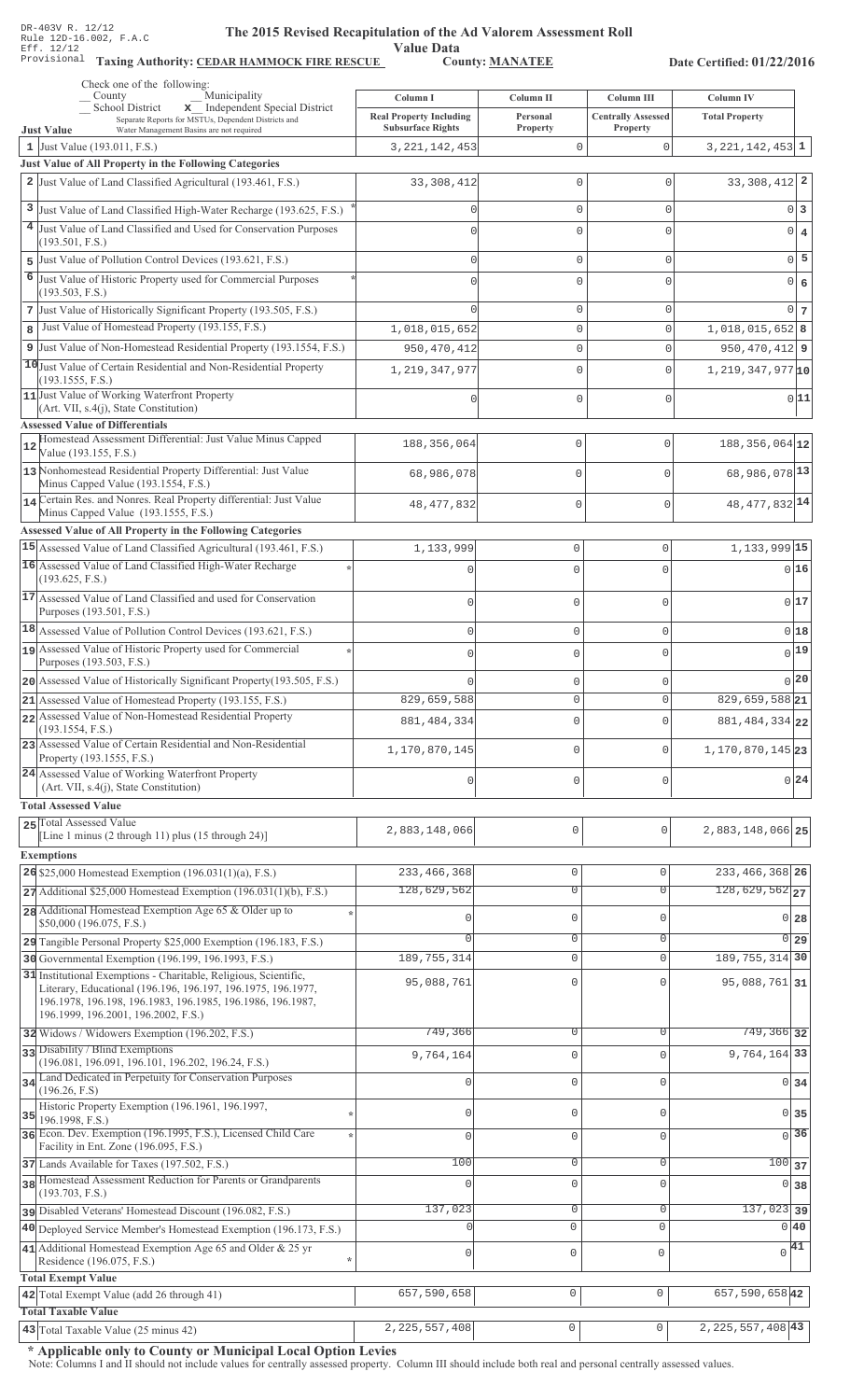DR-403V R. 12/12
Rule 12D-16.002, F.A.C
Eff. 12/12
Provisional

# The 2015 Revised Recapitulation of the Ad Valorem Assessment Roll

## Value Data

**Taxing Authority: CEDAR HAMMOCK FIRE RESCUE** **County: MANATEE** **Date Certified: 01/22/2016**

Check one of the following:
_ County _ Municipality
_ School District **x** Independent Special District
Separate Reports for MSTUs, Dependent Districts and Water Management Basins are not required

| | Just Value | Column I Real Property Including Subsurface Rights | Column II Personal Property | Column III Centrally Assessed Property | Column IV Total Property | |
|---|---|---|---|---|---|---|
| 1 | Just Value (193.011, F.S.) | 3,221,142,453 | 0 | 0 | 3,221,142,453 | 1 |
| | **Just Value of All Property in the Following Categories** | | | | | |
| 2 | Just Value of Land Classified Agricultural (193.461, F.S.) | 33,308,412 | 0 | 0 | 33,308,412 | 2 |
| 3 | Just Value of Land Classified High-Water Recharge (193.625, F.S.) * | 0 | 0 | 0 | 0 | 3 |
| 4 | Just Value of Land Classified and Used for Conservation Purposes (193.501, F.S.) | 0 | 0 | 0 | 0 | 4 |
| 5 | Just Value of Pollution Control Devices (193.621, F.S.) | 0 | 0 | 0 | 0 | 5 |
| 6 | Just Value of Historic Property used for Commercial Purposes (193.503, F.S.) * | 0 | 0 | 0 | 0 | 6 |
| 7 | Just Value of Historically Significant Property (193.505, F.S.) | 0 | 0 | 0 | 0 | 7 |
| 8 | Just Value of Homestead Property (193.155, F.S.) | 1,018,015,652 | 0 | 0 | 1,018,015,652 | 8 |
| 9 | Just Value of Non-Homestead Residential Property (193.1554, F.S.) | 950,470,412 | 0 | 0 | 950,470,412 | 9 |
| 10 | Just Value of Certain Residential and Non-Residential Property (193.1555, F.S.) | 1,219,347,977 | 0 | 0 | 1,219,347,977 | 10 |
| 11 | Just Value of Working Waterfront Property (Art. VII, s.4(j), State Constitution) | 0 | 0 | 0 | 0 | 11 |
| | **Assessed Value of Differentials** | | | | | |
| 12 | Homestead Assessment Differential: Just Value Minus Capped Value (193.155, F.S.) | 188,356,064 | 0 | 0 | 188,356,064 | 12 |
| 13 | Nonhomestead Residential Property Differential: Just Value Minus Capped Value (193.1554, F.S.) | 68,986,078 | 0 | 0 | 68,986,078 | 13 |
| 14 | Certain Res. and Nonres. Real Property differential: Just Value Minus Capped Value (193.1555, F.S.) | 48,477,832 | 0 | 0 | 48,477,832 | 14 |
| | **Assessed Value of All Property in the Following Categories** | | | | | |
| 15 | Assessed Value of Land Classified Agricultural (193.461, F.S.) | 1,133,999 | 0 | 0 | 1,133,999 | 15 |
| 16 | Assessed Value of Land Classified High-Water Recharge (193.625, F.S.) * | 0 | 0 | 0 | 0 | 16 |
| 17 | Assessed Value of Land Classified and used for Conservation Purposes (193.501, F.S.) | 0 | 0 | 0 | 0 | 17 |
| 18 | Assessed Value of Pollution Control Devices (193.621, F.S.) | 0 | 0 | 0 | 0 | 18 |
| 19 | Assessed Value of Historic Property used for Commercial Purposes (193.503, F.S.) * | 0 | 0 | 0 | 0 | 19 |
| 20 | Assessed Value of Historically Significant Property(193.505, F.S.) | 0 | 0 | 0 | 0 | 20 |
| 21 | Assessed Value of Homestead Property (193.155, F.S.) | 829,659,588 | 0 | 0 | 829,659,588 | 21 |
| 22 | Assessed Value of Non-Homestead Residential Property (193.1554, F.S.) | 881,484,334 | 0 | 0 | 881,484,334 | 22 |
| 23 | Assessed Value of Certain Residential and Non-Residential Property (193.1555, F.S.) | 1,170,870,145 | 0 | 0 | 1,170,870,145 | 23 |
| 24 | Assessed Value of Working Waterfront Property (Art. VII, s.4(j), State Constitution) | 0 | 0 | 0 | 0 | 24 |
| | **Total Assessed Value** | | | | | |
| 25 | Total Assessed Value [Line 1 minus (2 through 11) plus (15 through 24)] | 2,883,148,066 | 0 | 0 | 2,883,148,066 | 25 |
| | **Exemptions** | | | | | |
| 26 | $25,000 Homestead Exemption (196.031(1)(a), F.S.) | 233,466,368 | 0 | 0 | 233,466,368 | 26 |
| 27 | Additional $25,000 Homestead Exemption (196.031(1)(b), F.S.) | 128,629,562 | 0 | 0 | 128,629,562 | 27 |
| 28 | Additional Homestead Exemption Age 65 & Older up to $50,000 (196.075, F.S.) * | 0 | 0 | 0 | 0 | 28 |
| 29 | Tangible Personal Property $25,000 Exemption (196.183, F.S.) | 0 | 0 | 0 | 0 | 29 |
| 30 | Governmental Exemption (196.199, 196.1993, F.S.) | 189,755,314 | 0 | 0 | 189,755,314 | 30 |
| 31 | Institutional Exemptions - Charitable, Religious, Scientific, Literary, Educational (196.196, 196.197, 196.1975, 196.1977, 196.1978, 196.198, 196.1983, 196.1985, 196.1986, 196.1987, 196.1999, 196.2001, 196.2002, F.S.) | 95,088,761 | 0 | 0 | 95,088,761 | 31 |
| 32 | Widows / Widowers Exemption (196.202, F.S.) | 749,366 | 0 | 0 | 749,366 | 32 |
| 33 | Disability / Blind Exemptions (196.081, 196.091, 196.101, 196.202, 196.24, F.S.) | 9,764,164 | 0 | 0 | 9,764,164 | 33 |
| 34 | Land Dedicated in Perpetuity for Conservation Purposes (196.26, F.S) | 0 | 0 | 0 | 0 | 34 |
| 35 | Historic Property Exemption (196.1961, 196.1997, 196.1998, F.S.) * | 0 | 0 | 0 | 0 | 35 |
| 36 | Econ. Dev. Exemption (196.1995, F.S.), Licensed Child Care Facility in Ent. Zone (196.095, F.S.) * | 0 | 0 | 0 | 0 | 36 |
| 37 | Lands Available for Taxes (197.502, F.S.) | 100 | 0 | 0 | 100 | 37 |
| 38 | Homestead Assessment Reduction for Parents or Grandparents (193.703, F.S.) | 0 | 0 | 0 | 0 | 38 |
| 39 | Disabled Veterans' Homestead Discount (196.082, F.S.) | 137,023 | 0 | 0 | 137,023 | 39 |
| 40 | Deployed Service Member's Homestead Exemption (196.173, F.S.) | 0 | 0 | 0 | 0 | 40 |
| 41 | Additional Homestead Exemption Age 65 and Older & 25 yr Residence (196.075, F.S.) * | 0 | 0 | 0 | 0 | 41 |
| | **Total Exempt Value** | | | | | |
| 42 | Total Exempt Value (add 26 through 41) | 657,590,658 | 0 | 0 | 657,590,658 | 42 |
| | **Total Taxable Value** | | | | | |
| 43 | Total Taxable Value (25 minus 42) | 2,225,557,408 | 0 | 0 | 2,225,557,408 | 43 |

**\* Applicable only to County or Municipal Local Option Levies**

Note: Columns I and II should not include values for centrally assessed property. Column III should include both real and personal centrally assessed values.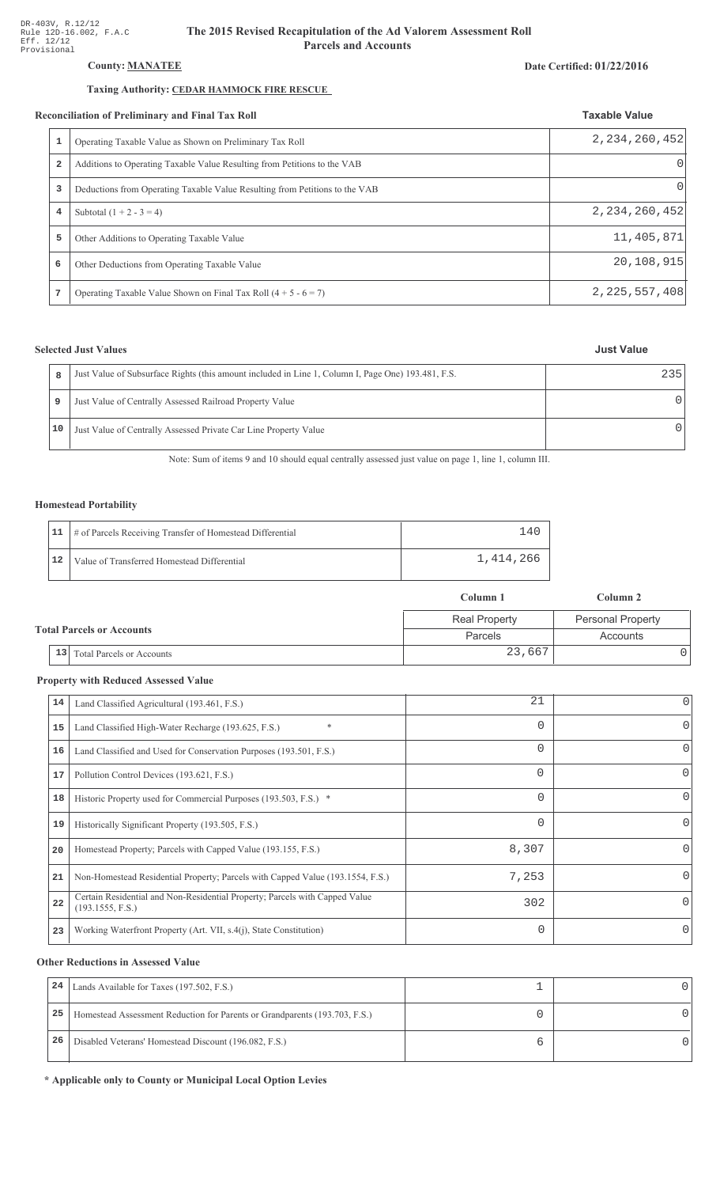DR-403V, R.12/12
Rule 12D-16.002, F.A.C
Eff. 12/12
Provisional

# The 2015 Revised Recapitulation of the Ad Valorem Assessment Roll
## Parcels and Accounts

**County: MANATEE**

**Date Certified: 01/22/2016**

**Taxing Authority: CEDAR HAMMOCK FIRE RESCUE**

### Reconciliation of Preliminary and Final Tax Roll

| | | Taxable Value |
|---|---|---|
| 1 | Operating Taxable Value as Shown on Preliminary Tax Roll | 2,234,260,452 |
| 2 | Additions to Operating Taxable Value Resulting from Petitions to the VAB | 0 |
| 3 | Deductions from Operating Taxable Value Resulting from Petitions to the VAB | 0 |
| 4 | Subtotal (1 + 2 - 3 = 4) | 2,234,260,452 |
| 5 | Other Additions to Operating Taxable Value | 11,405,871 |
| 6 | Other Deductions from Operating Taxable Value | 20,108,915 |
| 7 | Operating Taxable Value Shown on Final Tax Roll (4 + 5 - 6 = 7) | 2,225,557,408 |

### Selected Just Values

| | | Just Value |
|---|---|---|
| 8 | Just Value of Subsurface Rights (this amount included in Line 1, Column I, Page One) 193.481, F.S. | 235 |
| 9 | Just Value of Centrally Assessed Railroad Property Value | 0 |
| 10 | Just Value of Centrally Assessed Private Car Line Property Value | 0 |

Note: Sum of items 9 and 10 should equal centrally assessed just value on page 1, line 1, column III.

### Homestead Portability

| | | |
|---|---|---|
| 11 | # of Parcels Receiving Transfer of Homestead Differential | 140 |
| 12 | Value of Transferred Homestead Differential | 1,414,266 |

### Total Parcels or Accounts

| | | Column 1 | Column 2 |
|---|---|---|---|
| | | Real Property | Personal Property |
| | | Parcels | Accounts |
| 13 | Total Parcels or Accounts | 23,667 | 0 |

### Property with Reduced Assessed Value

| | | Column 1 | Column 2 |
|---|---|---|---|
| 14 | Land Classified Agricultural (193.461, F.S.) | 21 | 0 |
| 15 | Land Classified High-Water Recharge (193.625, F.S.) * | 0 | 0 |
| 16 | Land Classified and Used for Conservation Purposes (193.501, F.S.) | 0 | 0 |
| 17 | Pollution Control Devices (193.621, F.S.) | 0 | 0 |
| 18 | Historic Property used for Commercial Purposes (193.503, F.S.) * | 0 | 0 |
| 19 | Historically Significant Property (193.505, F.S.) | 0 | 0 |
| 20 | Homestead Property; Parcels with Capped Value (193.155, F.S.) | 8,307 | 0 |
| 21 | Non-Homestead Residential Property; Parcels with Capped Value (193.1554, F.S.) | 7,253 | 0 |
| 22 | Certain Residential and Non-Residential Property; Parcels with Capped Value (193.1555, F.S.) | 302 | 0 |
| 23 | Working Waterfront Property (Art. VII, s.4(j), State Constitution) | 0 | 0 |

### Other Reductions in Assessed Value

| | | Column 1 | Column 2 |
|---|---|---|---|
| 24 | Lands Available for Taxes (197.502, F.S.) | 1 | 0 |
| 25 | Homestead Assessment Reduction for Parents or Grandparents (193.703, F.S.) | 0 | 0 |
| 26 | Disabled Veterans' Homestead Discount (196.082, F.S.) | 6 | 0 |

**\* Applicable only to County or Municipal Local Option Levies**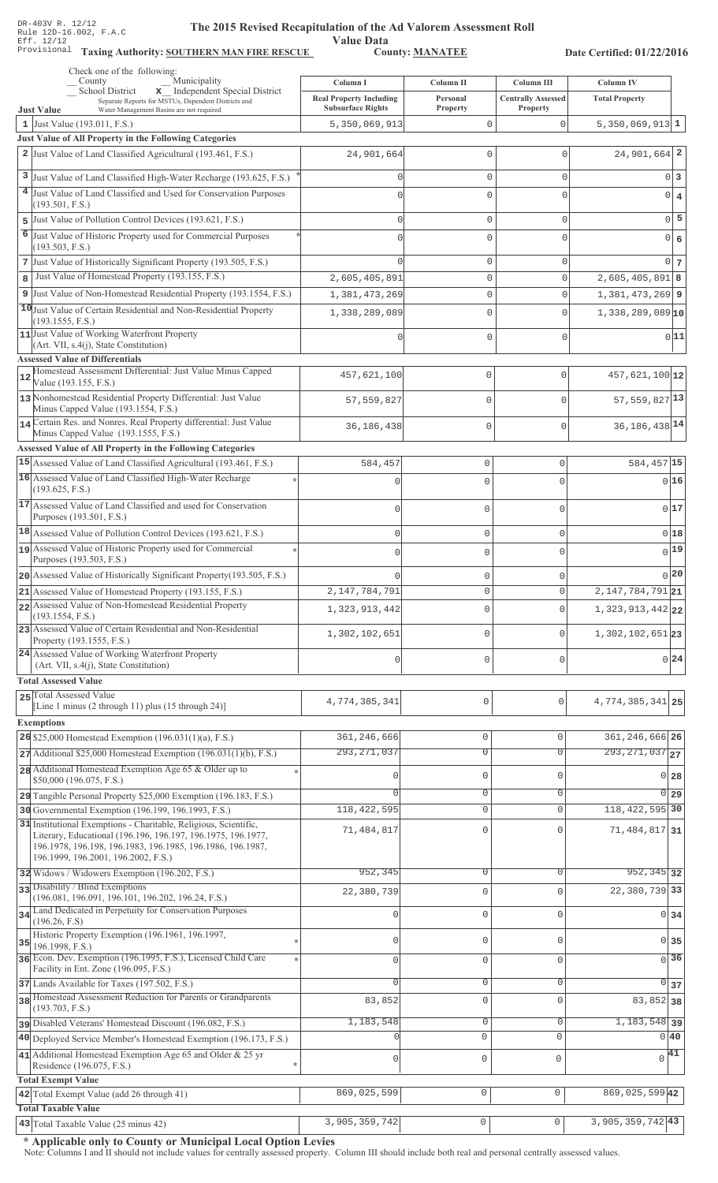DR-403V R. 12/12
Rule 12D-16.002, F.A.C
Eff. 12/12
Provisional

# The 2015 Revised Recapitulation of the Ad Valorem Assessment Roll

## Value Data

**Taxing Authority: SOUTHERN MAN FIRE RESCUE** **County: MANATEE** **Date Certified: 01/22/2016**

Check one of the following:
_ County _ Municipality
_ School District **x** Independent Special District
Separate Reports for MSTUs, Dependent Districts and Water Management Basins are not required

| | Just Value | Column I Real Property Including Subsurface Rights | Column II Personal Property | Column III Centrally Assessed Property | Column IV Total Property | |
|---|---|---|---|---|---|---|
| 1 | Just Value (193.011, F.S.) | 5,350,069,913 | 0 | 0 | 5,350,069,913 | 1 |
| | **Just Value of All Property in the Following Categories** | | | | | |
| 2 | Just Value of Land Classified Agricultural (193.461, F.S.) | 24,901,664 | 0 | 0 | 24,901,664 | 2 |
| 3 | Just Value of Land Classified High-Water Recharge (193.625, F.S.) * | 0 | 0 | 0 | 0 | 3 |
| 4 | Just Value of Land Classified and Used for Conservation Purposes (193.501, F.S.) | 0 | 0 | 0 | 0 | 4 |
| 5 | Just Value of Pollution Control Devices (193.621, F.S.) | 0 | 0 | 0 | 0 | 5 |
| 6 | Just Value of Historic Property used for Commercial Purposes (193.503, F.S.) * | 0 | 0 | 0 | 0 | 6 |
| 7 | Just Value of Historically Significant Property (193.505, F.S.) | 0 | 0 | 0 | 0 | 7 |
| 8 | Just Value of Homestead Property (193.155, F.S.) | 2,605,405,891 | 0 | 0 | 2,605,405,891 | 8 |
| 9 | Just Value of Non-Homestead Residential Property (193.1554, F.S.) | 1,381,473,269 | 0 | 0 | 1,381,473,269 | 9 |
| 10 | Just Value of Certain Residential and Non-Residential Property (193.1555, F.S.) | 1,338,289,089 | 0 | 0 | 1,338,289,089 | 10 |
| 11 | Just Value of Working Waterfront Property (Art. VII, s.4(j), State Constitution) | 0 | 0 | 0 | 0 | 11 |
| | **Assessed Value of Differentials** | | | | | |
| 12 | Homestead Assessment Differential: Just Value Minus Capped Value (193.155, F.S.) | 457,621,100 | 0 | 0 | 457,621,100 | 12 |
| 13 | Nonhomestead Residential Property Differential: Just Value Minus Capped Value (193.1554, F.S.) | 57,559,827 | 0 | 0 | 57,559,827 | 13 |
| 14 | Certain Res. and Nonres. Real Property differential: Just Value Minus Capped Value (193.1555, F.S.) | 36,186,438 | 0 | 0 | 36,186,438 | 14 |
| | **Assessed Value of All Property in the Following Categories** | | | | | |
| 15 | Assessed Value of Land Classified Agricultural (193.461, F.S.) | 584,457 | 0 | 0 | 584,457 | 15 |
| 16 | Assessed Value of Land Classified High-Water Recharge (193.625, F.S.) * | 0 | 0 | 0 | 0 | 16 |
| 17 | Assessed Value of Land Classified and used for Conservation Purposes (193.501, F.S.) | 0 | 0 | 0 | 0 | 17 |
| 18 | Assessed Value of Pollution Control Devices (193.621, F.S.) | 0 | 0 | 0 | 0 | 18 |
| 19 | Assessed Value of Historic Property used for Commercial Purposes (193.503, F.S.) * | 0 | 0 | 0 | 0 | 19 |
| 20 | Assessed Value of Historically Significant Property(193.505, F.S.) | 0 | 0 | 0 | 0 | 20 |
| 21 | Assessed Value of Homestead Property (193.155, F.S.) | 2,147,784,791 | 0 | 0 | 2,147,784,791 | 21 |
| 22 | Assessed Value of Non-Homestead Residential Property (193.1554, F.S.) | 1,323,913,442 | 0 | 0 | 1,323,913,442 | 22 |
| 23 | Assessed Value of Certain Residential and Non-Residential Property (193.1555, F.S.) | 1,302,102,651 | 0 | 0 | 1,302,102,651 | 23 |
| 24 | Assessed Value of Working Waterfront Property (Art. VII, s.4(j), State Constitution) | 0 | 0 | 0 | 0 | 24 |
| | **Total Assessed Value** | | | | | |
| 25 | Total Assessed Value [Line 1 minus (2 through 11) plus (15 through 24)] | 4,774,385,341 | 0 | 0 | 4,774,385,341 | 25 |
| | **Exemptions** | | | | | |
| 26 | $25,000 Homestead Exemption (196.031(1)(a), F.S.) | 361,246,666 | 0 | 0 | 361,246,666 | 26 |
| 27 | Additional $25,000 Homestead Exemption (196.031(1)(b), F.S.) | 293,271,037 | 0 | 0 | 293,271,037 | 27 |
| 28 | Additional Homestead Exemption Age 65 & Older up to $50,000 (196.075, F.S.) * | 0 | 0 | 0 | 0 | 28 |
| 29 | Tangible Personal Property $25,000 Exemption (196.183, F.S.) | 0 | 0 | 0 | 0 | 29 |
| 30 | Governmental Exemption (196.199, 196.1993, F.S.) | 118,422,595 | 0 | 0 | 118,422,595 | 30 |
| 31 | Institutional Exemptions - Charitable, Religious, Scientific, Literary, Educational (196.196, 196.197, 196.1975, 196.1977, 196.1978, 196.198, 196.1983, 196.1985, 196.1986, 196.1987, 196.1999, 196.2001, 196.2002, F.S.) | 71,484,817 | 0 | 0 | 71,484,817 | 31 |
| 32 | Widows / Widowers Exemption (196.202, F.S.) | 952,345 | 0 | 0 | 952,345 | 32 |
| 33 | Disability / Blind Exemptions (196.081, 196.091, 196.101, 196.202, 196.24, F.S.) | 22,380,739 | 0 | 0 | 22,380,739 | 33 |
| 34 | Land Dedicated in Perpetuity for Conservation Purposes (196.26, F.S) | 0 | 0 | 0 | 0 | 34 |
| 35 | Historic Property Exemption (196.1961, 196.1997, 196.1998, F.S.) * | 0 | 0 | 0 | 0 | 35 |
| 36 | Econ. Dev. Exemption (196.1995, F.S.), Licensed Child Care Facility in Ent. Zone (196.095, F.S.) * | 0 | 0 | 0 | 0 | 36 |
| 37 | Lands Available for Taxes (197.502, F.S.) | 0 | 0 | 0 | 0 | 37 |
| 38 | Homestead Assessment Reduction for Parents or Grandparents (193.703, F.S.) | 83,852 | 0 | 0 | 83,852 | 38 |
| 39 | Disabled Veterans' Homestead Discount (196.082, F.S.) | 1,183,548 | 0 | 0 | 1,183,548 | 39 |
| 40 | Deployed Service Member's Homestead Exemption (196.173, F.S.) | 0 | 0 | 0 | 0 | 40 |
| 41 | Additional Homestead Exemption Age 65 and Older & 25 yr Residence (196.075, F.S.) * | 0 | 0 | 0 | 0 | 41 |
| | **Total Exempt Value** | | | | | |
| 42 | Total Exempt Value (add 26 through 41) | 869,025,599 | 0 | 0 | 869,025,599 | 42 |
| | **Total Taxable Value** | | | | | |
| 43 | Total Taxable Value (25 minus 42) | 3,905,359,742 | 0 | 0 | 3,905,359,742 | 43 |

**\* Applicable only to County or Municipal Local Option Levies**

Note: Columns I and II should not include values for centrally assessed property. Column III should include both real and personal centrally assessed values.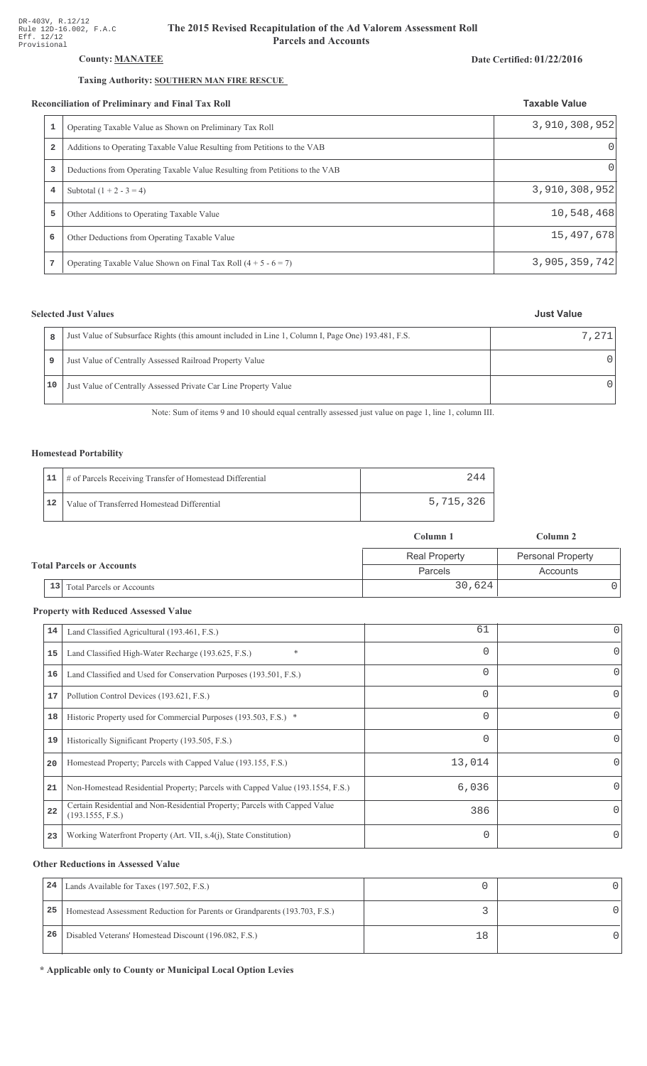DR-403V, R.12/12
Rule 12D-16.002, F.A.C
Eff. 12/12
Provisional

# The 2015 Revised Recapitulation of the Ad Valorem Assessment Roll
## Parcels and Accounts

**County: MANATEE**

**Date Certified: 01/22/2016**

**Taxing Authority: SOUTHERN MAN FIRE RESCUE**

### Reconciliation of Preliminary and Final Tax Roll

| # | | Taxable Value |
|---|---|---|
| 1 | Operating Taxable Value as Shown on Preliminary Tax Roll | 3,910,308,952 |
| 2 | Additions to Operating Taxable Value Resulting from Petitions to the VAB | 0 |
| 3 | Deductions from Operating Taxable Value Resulting from Petitions to the VAB | 0 |
| 4 | Subtotal (1 + 2 - 3 = 4) | 3,910,308,952 |
| 5 | Other Additions to Operating Taxable Value | 10,548,468 |
| 6 | Other Deductions from Operating Taxable Value | 15,497,678 |
| 7 | Operating Taxable Value Shown on Final Tax Roll (4 + 5 - 6 = 7) | 3,905,359,742 |

### Selected Just Values

| # | | Just Value |
|---|---|---|
| 8 | Just Value of Subsurface Rights (this amount included in Line 1, Column I, Page One) 193.481, F.S. | 7,271 |
| 9 | Just Value of Centrally Assessed Railroad Property Value | 0 |
| 10 | Just Value of Centrally Assessed Private Car Line Property Value | 0 |

Note: Sum of items 9 and 10 should equal centrally assessed just value on page 1, line 1, column III.

### Homestead Portability

| # | | |
|---|---|---|
| 11 | # of Parcels Receiving Transfer of Homestead Differential | 244 |
| 12 | Value of Transferred Homestead Differential | 5,715,326 |

### Total Parcels or Accounts

| # | | Column 1<br>Real Property<br>Parcels | Column 2<br>Personal Property<br>Accounts |
|---|---|---|---|
| 13 | Total Parcels or Accounts | 30,624 | 0 |

### Property with Reduced Assessed Value

| # | | Column 1 | Column 2 |
|---|---|---|---|
| 14 | Land Classified Agricultural (193.461, F.S.) | 61 | 0 |
| 15 | Land Classified High-Water Recharge (193.625, F.S.) * | 0 | 0 |
| 16 | Land Classified and Used for Conservation Purposes (193.501, F.S.) | 0 | 0 |
| 17 | Pollution Control Devices (193.621, F.S.) | 0 | 0 |
| 18 | Historic Property used for Commercial Purposes (193.503, F.S.) * | 0 | 0 |
| 19 | Historically Significant Property (193.505, F.S.) | 0 | 0 |
| 20 | Homestead Property; Parcels with Capped Value (193.155, F.S.) | 13,014 | 0 |
| 21 | Non-Homestead Residential Property; Parcels with Capped Value (193.1554, F.S.) | 6,036 | 0 |
| 22 | Certain Residential and Non-Residential Property; Parcels with Capped Value (193.1555, F.S.) | 386 | 0 |
| 23 | Working Waterfront Property (Art. VII, s.4(j), State Constitution) | 0 | 0 |

### Other Reductions in Assessed Value

| # | | Column 1 | Column 2 |
|---|---|---|---|
| 24 | Lands Available for Taxes (197.502, F.S.) | 0 | 0 |
| 25 | Homestead Assessment Reduction for Parents or Grandparents (193.703, F.S.) | 3 | 0 |
| 26 | Disabled Veterans' Homestead Discount (196.082, F.S.) | 18 | 0 |

**\* Applicable only to County or Municipal Local Option Levies**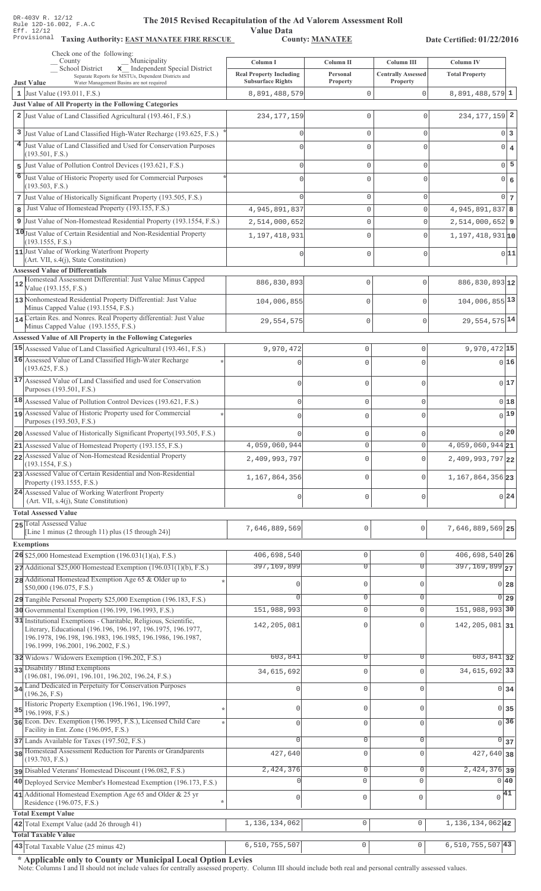DR-403V R. 12/12
Rule 12D-16.002, F.A.C
Eff. 12/12
Provisional

# The 2015 Revised Recapitulation of the Ad Valorem Assessment Roll
## Value Data

**Taxing Authority: EAST MANATEE FIRE RESCUE** **County: MANATEE** **Date Certified: 01/22/2016**

Check one of the following:
__ County __ Municipality
__ School District **x** Independent Special District
Separate Reports for MSTUs, Dependent Districts and Water Management Basins are not required

| | Column I Real Property Including Subsurface Rights | Column II Personal Property | Column III Centrally Assessed Property | Column IV Total Property | |
|---|---|---|---|---|---|
| **Just Value** | | | | | |
| 1 Just Value (193.011, F.S.) | 8,891,488,579 | 0 | 0 | 8,891,488,579 | 1 |
| **Just Value of All Property in the Following Categories** | | | | | |
| 2 Just Value of Land Classified Agricultural (193.461, F.S.) | 234,177,159 | 0 | 0 | 234,177,159 | 2 |
| 3 Just Value of Land Classified High-Water Recharge (193.625, F.S.) * | 0 | 0 | 0 | 0 | 3 |
| 4 Just Value of Land Classified and Used for Conservation Purposes (193.501, F.S.) | 0 | 0 | 0 | 0 | 4 |
| 5 Just Value of Pollution Control Devices (193.621, F.S.) | 0 | 0 | 0 | 0 | 5 |
| 6 Just Value of Historic Property used for Commercial Purposes (193.503, F.S.) * | 0 | 0 | 0 | 0 | 6 |
| 7 Just Value of Historically Significant Property (193.505, F.S.) | 0 | 0 | 0 | 0 | 7 |
| 8 Just Value of Homestead Property (193.155, F.S.) | 4,945,891,837 | 0 | 0 | 4,945,891,837 | 8 |
| 9 Just Value of Non-Homestead Residential Property (193.1554, F.S.) | 2,514,000,652 | 0 | 0 | 2,514,000,652 | 9 |
| 10 Just Value of Certain Residential and Non-Residential Property (193.1555, F.S.) | 1,197,418,931 | 0 | 0 | 1,197,418,931 | 10 |
| 11 Just Value of Working Waterfront Property (Art. VII, s.4(j), State Constitution) | 0 | 0 | 0 | 0 | 11 |
| **Assessed Value of Differentials** | | | | | |
| 12 Homestead Assessment Differential: Just Value Minus Capped Value (193.155, F.S.) | 886,830,893 | 0 | 0 | 886,830,893 | 12 |
| 13 Nonhomestead Residential Property Differential: Just Value Minus Capped Value (193.1554, F.S.) | 104,006,855 | 0 | 0 | 104,006,855 | 13 |
| 14 Certain Res. and Nonres. Real Property differential: Just Value Minus Capped Value (193.1555, F.S.) | 29,554,575 | 0 | 0 | 29,554,575 | 14 |
| **Assessed Value of All Property in the Following Categories** | | | | | |
| 15 Assessed Value of Land Classified Agricultural (193.461, F.S.) | 9,970,472 | 0 | 0 | 9,970,472 | 15 |
| 16 Assessed Value of Land Classified High-Water Recharge (193.625, F.S.) * | 0 | 0 | 0 | 0 | 16 |
| 17 Assessed Value of Land Classified and used for Conservation Purposes (193.501, F.S.) | 0 | 0 | 0 | 0 | 17 |
| 18 Assessed Value of Pollution Control Devices (193.621, F.S.) | 0 | 0 | 0 | 0 | 18 |
| 19 Assessed Value of Historic Property used for Commercial Purposes (193.503, F.S.) * | 0 | 0 | 0 | 0 | 19 |
| 20 Assessed Value of Historically Significant Property(193.505, F.S.) | 0 | 0 | 0 | 0 | 20 |
| 21 Assessed Value of Homestead Property (193.155, F.S.) | 4,059,060,944 | 0 | 0 | 4,059,060,944 | 21 |
| 22 Assessed Value of Non-Homestead Residential Property (193.1554, F.S.) | 2,409,993,797 | 0 | 0 | 2,409,993,797 | 22 |
| 23 Assessed Value of Certain Residential and Non-Residential Property (193.1555, F.S.) | 1,167,864,356 | 0 | 0 | 1,167,864,356 | 23 |
| 24 Assessed Value of Working Waterfront Property (Art. VII, s.4(j), State Constitution) | 0 | 0 | 0 | 0 | 24 |
| **Total Assessed Value** | | | | | |
| 25 Total Assessed Value [Line 1 minus (2 through 11) plus (15 through 24)] | 7,646,889,569 | 0 | 0 | 7,646,889,569 | 25 |
| **Exemptions** | | | | | |
| 26 $25,000 Homestead Exemption (196.031(1)(a), F.S.) | 406,698,540 | 0 | 0 | 406,698,540 | 26 |
| 27 Additional $25,000 Homestead Exemption (196.031(1)(b), F.S.) | 397,169,899 | 0 | 0 | 397,169,899 | 27 |
| 28 Additional Homestead Exemption Age 65 & Older up to $50,000 (196.075, F.S.) * | 0 | 0 | 0 | 0 | 28 |
| 29 Tangible Personal Property $25,000 Exemption (196.183, F.S.) | 0 | 0 | 0 | 0 | 29 |
| 30 Governmental Exemption (196.199, 196.1993, F.S.) | 151,988,993 | 0 | 0 | 151,988,993 | 30 |
| 31 Institutional Exemptions - Charitable, Religious, Scientific, Literary, Educational (196.196, 196.197, 196.1975, 196.1977, 196.1978, 196.198, 196.1983, 196.1985, 196.1986, 196.1987, 196.1999, 196.2001, 196.2002, F.S.) | 142,205,081 | 0 | 0 | 142,205,081 | 31 |
| 32 Widows / Widowers Exemption (196.202, F.S.) | 603,841 | 0 | 0 | 603,841 | 32 |
| 33 Disability / Blind Exemptions (196.081, 196.091, 196.101, 196.202, 196.24, F.S.) | 34,615,692 | 0 | 0 | 34,615,692 | 33 |
| 34 Land Dedicated in Perpetuity for Conservation Purposes (196.26, F.S) | 0 | 0 | 0 | 0 | 34 |
| 35 Historic Property Exemption (196.1961, 196.1997, 196.1998, F.S.) * | 0 | 0 | 0 | 0 | 35 |
| 36 Econ. Dev. Exemption (196.1995, F.S.), Licensed Child Care Facility in Ent. Zone (196.095, F.S.) * | 0 | 0 | 0 | 0 | 36 |
| 37 Lands Available for Taxes (197.502, F.S.) | 0 | 0 | 0 | 0 | 37 |
| 38 Homestead Assessment Reduction for Parents or Grandparents (193.703, F.S.) | 427,640 | 0 | 0 | 427,640 | 38 |
| 39 Disabled Veterans' Homestead Discount (196.082, F.S.) | 2,424,376 | 0 | 0 | 2,424,376 | 39 |
| 40 Deployed Service Member's Homestead Exemption (196.173, F.S.) | 0 | 0 | 0 | 0 | 40 |
| 41 Additional Homestead Exemption Age 65 and Older & 25 yr Residence (196.075, F.S.) * | 0 | 0 | 0 | 0 | 41 |
| **Total Exempt Value** | | | | | |
| 42 Total Exempt Value (add 26 through 41) | 1,136,134,062 | 0 | 0 | 1,136,134,062 | 42 |
| **Total Taxable Value** | | | | | |
| 43 Total Taxable Value (25 minus 42) | 6,510,755,507 | 0 | 0 | 6,510,755,507 | 43 |

**\* Applicable only to County or Municipal Local Option Levies**
Note: Columns I and II should not include values for centrally assessed property. Column III should include both real and personal centrally assessed values.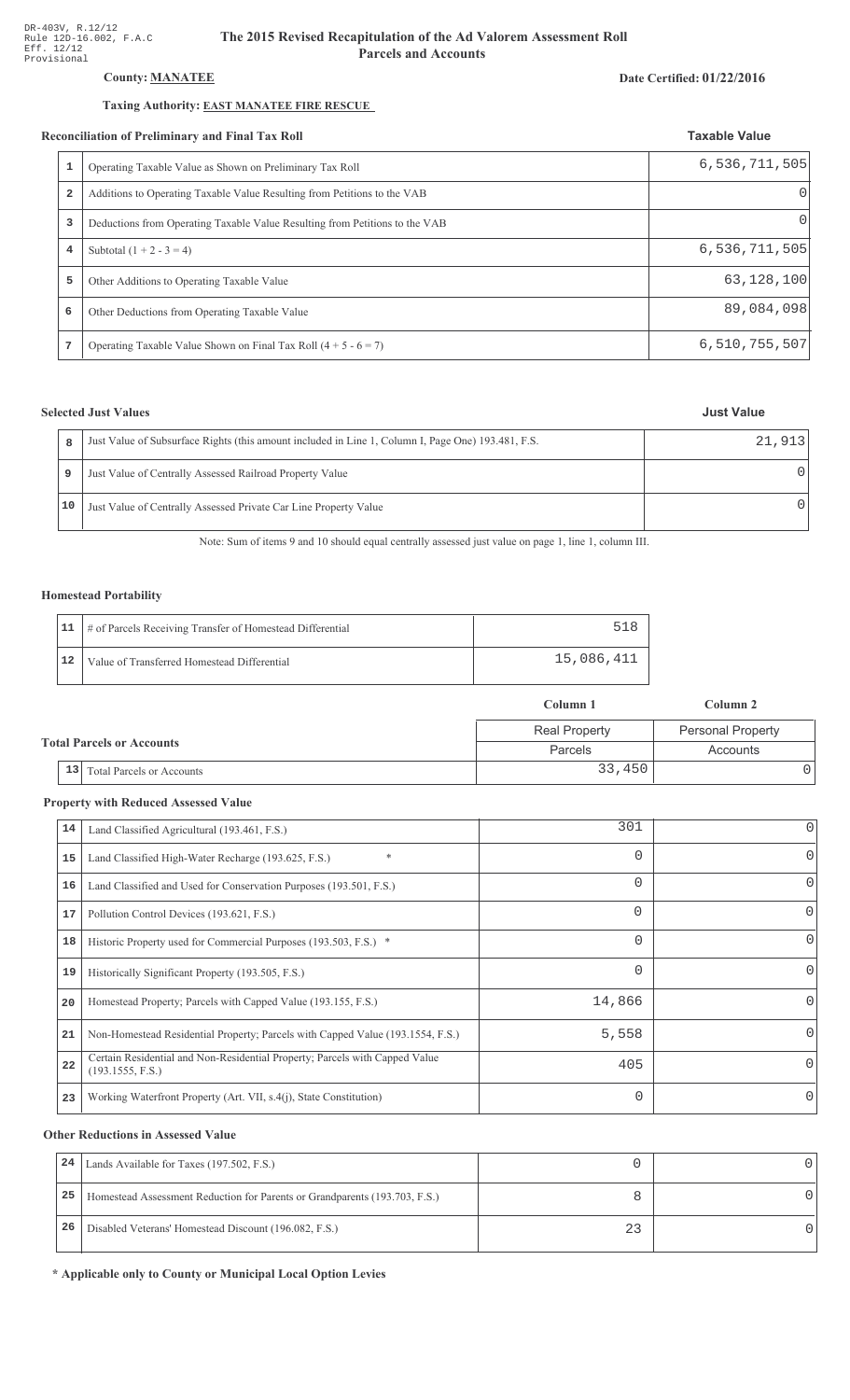DR-403V, R.12/12
Rule 12D-16.002, F.A.C
Eff. 12/12
Provisional

# The 2015 Revised Recapitulation of the Ad Valorem Assessment Roll
## Parcels and Accounts

**County: MANATEE**

**Date Certified: 01/22/2016**

**Taxing Authority: EAST MANATEE FIRE RESCUE**

### Reconciliation of Preliminary and Final Tax Roll

| | | Taxable Value |
|---|---|---|
| 1 | Operating Taxable Value as Shown on Preliminary Tax Roll | 6,536,711,505 |
| 2 | Additions to Operating Taxable Value Resulting from Petitions to the VAB | 0 |
| 3 | Deductions from Operating Taxable Value Resulting from Petitions to the VAB | 0 |
| 4 | Subtotal (1 + 2 - 3 = 4) | 6,536,711,505 |
| 5 | Other Additions to Operating Taxable Value | 63,128,100 |
| 6 | Other Deductions from Operating Taxable Value | 89,084,098 |
| 7 | Operating Taxable Value Shown on Final Tax Roll (4 + 5 - 6 = 7) | 6,510,755,507 |

### Selected Just Values

| | | Just Value |
|---|---|---|
| 8 | Just Value of Subsurface Rights (this amount included in Line 1, Column I, Page One) 193.481, F.S. | 21,913 |
| 9 | Just Value of Centrally Assessed Railroad Property Value | 0 |
| 10 | Just Value of Centrally Assessed Private Car Line Property Value | 0 |

Note: Sum of items 9 and 10 should equal centrally assessed just value on page 1, line 1, column III.

### Homestead Portability

| | | |
|---|---|---|
| 11 | # of Parcels Receiving Transfer of Homestead Differential | 518 |
| 12 | Value of Transferred Homestead Differential | 15,086,411 |

### Total Parcels or Accounts

| | | Column 1 | Column 2 |
|---|---|---|---|
| | | Real Property | Personal Property |
| | | Parcels | Accounts |
| 13 | Total Parcels or Accounts | 33,450 | 0 |

### Property with Reduced Assessed Value

| | | | |
|---|---|---|---|
| 14 | Land Classified Agricultural (193.461, F.S.) | 301 | 0 |
| 15 | Land Classified High-Water Recharge (193.625, F.S.) * | 0 | 0 |
| 16 | Land Classified and Used for Conservation Purposes (193.501, F.S.) | 0 | 0 |
| 17 | Pollution Control Devices (193.621, F.S.) | 0 | 0 |
| 18 | Historic Property used for Commercial Purposes (193.503, F.S.) * | 0 | 0 |
| 19 | Historically Significant Property (193.505, F.S.) | 0 | 0 |
| 20 | Homestead Property; Parcels with Capped Value (193.155, F.S.) | 14,866 | 0 |
| 21 | Non-Homestead Residential Property; Parcels with Capped Value (193.1554, F.S.) | 5,558 | 0 |
| 22 | Certain Residential and Non-Residential Property; Parcels with Capped Value (193.1555, F.S.) | 405 | 0 |
| 23 | Working Waterfront Property (Art. VII, s.4(j), State Constitution) | 0 | 0 |

### Other Reductions in Assessed Value

| | | | |
|---|---|---|---|
| 24 | Lands Available for Taxes (197.502, F.S.) | 0 | 0 |
| 25 | Homestead Assessment Reduction for Parents or Grandparents (193.703, F.S.) | 8 | 0 |
| 26 | Disabled Veterans' Homestead Discount (196.082, F.S.) | 23 | 0 |

**\* Applicable only to County or Municipal Local Option Levies**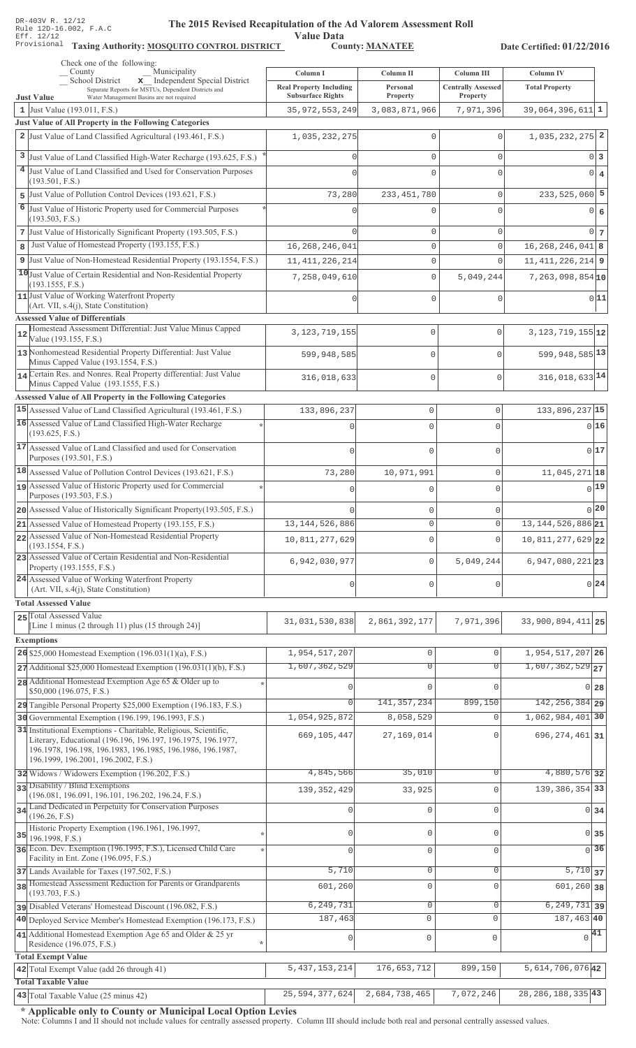DR-403V R. 12/12
Rule 12D-16.002, F.A.C
Eff. 12/12
Provisional

# The 2015 Revised Recapitulation of the Ad Valorem Assessment Roll

## Value Data

**Taxing Authority: MOSQUITO CONTROL DISTRICT** **County: MANATEE** **Date Certified: 01/22/2016**

Check one of the following:
_ County _ Municipality
_ School District **x** Independent Special District
Separate Reports for MSTUs, Dependent Districts and Water Management Basins are not required

| | Just Value | Column I Real Property Including Subsurface Rights | Column II Personal Property | Column III Centrally Assessed Property | Column IV Total Property | |
|---|---|---|---|---|---|---|
| 1 | Just Value (193.011, F.S.) | 35,972,553,249 | 3,083,871,966 | 7,971,396 | 39,064,396,611 | 1 |
| | **Just Value of All Property in the Following Categories** | | | | | |
| 2 | Just Value of Land Classified Agricultural (193.461, F.S.) | 1,035,232,275 | 0 | 0 | 1,035,232,275 | 2 |
| 3 | Just Value of Land Classified High-Water Recharge (193.625, F.S.) * | 0 | 0 | 0 | 0 | 3 |
| 4 | Just Value of Land Classified and Used for Conservation Purposes (193.501, F.S.) | 0 | 0 | 0 | 0 | 4 |
| 5 | Just Value of Pollution Control Devices (193.621, F.S.) | 73,280 | 233,451,780 | 0 | 233,525,060 | 5 |
| 6 | Just Value of Historic Property used for Commercial Purposes (193.503, F.S.) * | 0 | 0 | 0 | 0 | 6 |
| 7 | Just Value of Historically Significant Property (193.505, F.S.) | 0 | 0 | 0 | 0 | 7 |
| 8 | Just Value of Homestead Property (193.155, F.S.) | 16,268,246,041 | 0 | 0 | 16,268,246,041 | 8 |
| 9 | Just Value of Non-Homestead Residential Property (193.1554, F.S.) | 11,411,226,214 | 0 | 0 | 11,411,226,214 | 9 |
| 10 | Just Value of Certain Residential and Non-Residential Property (193.1555, F.S.) | 7,258,049,610 | 0 | 5,049,244 | 7,263,098,854 | 10 |
| 11 | Just Value of Working Waterfront Property (Art. VII, s.4(j), State Constitution) | 0 | 0 | 0 | 0 | 11 |
| | **Assessed Value of Differentials** | | | | | |
| 12 | Homestead Assessment Differential: Just Value Minus Capped Value (193.155, F.S.) | 3,123,719,155 | 0 | 0 | 3,123,719,155 | 12 |
| 13 | Nonhomestead Residential Property Differential: Just Value Minus Capped Value (193.1554, F.S.) | 599,948,585 | 0 | 0 | 599,948,585 | 13 |
| 14 | Certain Res. and Nonres. Real Property differential: Just Value Minus Capped Value (193.1555, F.S.) | 316,018,633 | 0 | 0 | 316,018,633 | 14 |
| | **Assessed Value of All Property in the Following Categories** | | | | | |
| 15 | Assessed Value of Land Classified Agricultural (193.461, F.S.) | 133,896,237 | 0 | 0 | 133,896,237 | 15 |
| 16 | Assessed Value of Land Classified High-Water Recharge (193.625, F.S.) * | 0 | 0 | 0 | 0 | 16 |
| 17 | Assessed Value of Land Classified and used for Conservation Purposes (193.501, F.S.) | 0 | 0 | 0 | 0 | 17 |
| 18 | Assessed Value of Pollution Control Devices (193.621, F.S.) | 73,280 | 10,971,991 | 0 | 11,045,271 | 18 |
| 19 | Assessed Value of Historic Property used for Commercial Purposes (193.503, F.S.) * | 0 | 0 | 0 | 0 | 19 |
| 20 | Assessed Value of Historically Significant Property(193.505, F.S.) | 0 | 0 | 0 | 0 | 20 |
| 21 | Assessed Value of Homestead Property (193.155, F.S.) | 13,144,526,886 | 0 | 0 | 13,144,526,886 | 21 |
| 22 | Assessed Value of Non-Homestead Residential Property (193.1554, F.S.) | 10,811,277,629 | 0 | 0 | 10,811,277,629 | 22 |
| 23 | Assessed Value of Certain Residential and Non-Residential Property (193.1555, F.S.) | 6,942,030,977 | 0 | 5,049,244 | 6,947,080,221 | 23 |
| 24 | Assessed Value of Working Waterfront Property (Art. VII, s.4(j), State Constitution) | 0 | 0 | 0 | 0 | 24 |
| | **Total Assessed Value** | | | | | |
| 25 | Total Assessed Value [Line 1 minus (2 through 11) plus (15 through 24)] | 31,031,530,838 | 2,861,392,177 | 7,971,396 | 33,900,894,411 | 25 |
| | **Exemptions** | | | | | |
| 26 | $25,000 Homestead Exemption (196.031(1)(a), F.S.) | 1,954,517,207 | 0 | 0 | 1,954,517,207 | 26 |
| 27 | Additional $25,000 Homestead Exemption (196.031(1)(b), F.S.) | 1,607,362,529 | 0 | 0 | 1,607,362,529 | 27 |
| 28 | Additional Homestead Exemption Age 65 & Older up to $50,000 (196.075, F.S.) * | 0 | 0 | 0 | 0 | 28 |
| 29 | Tangible Personal Property $25,000 Exemption (196.183, F.S.) | 0 | 141,357,234 | 899,150 | 142,256,384 | 29 |
| 30 | Governmental Exemption (196.199, 196.1993, F.S.) | 1,054,925,872 | 8,058,529 | 0 | 1,062,984,401 | 30 |
| 31 | Institutional Exemptions - Charitable, Religious, Scientific, Literary, Educational (196.196, 196.197, 196.1975, 196.1977, 196.1978, 196.198, 196.1983, 196.1985, 196.1986, 196.1987, 196.1999, 196.2001, 196.2002, F.S.) | 669,105,447 | 27,169,014 | 0 | 696,274,461 | 31 |
| 32 | Widows / Widowers Exemption (196.202, F.S.) | 4,845,566 | 35,010 | 0 | 4,880,576 | 32 |
| 33 | Disability / Blind Exemptions (196.081, 196.091, 196.101, 196.202, 196.24, F.S.) | 139,352,429 | 33,925 | 0 | 139,386,354 | 33 |
| 34 | Land Dedicated in Perpetuity for Conservation Purposes (196.26, F.S) | 0 | 0 | 0 | 0 | 34 |
| 35 | Historic Property Exemption (196.1961, 196.1997, 196.1998, F.S.) * | 0 | 0 | 0 | 0 | 35 |
| 36 | Econ. Dev. Exemption (196.1995, F.S.), Licensed Child Care Facility in Ent. Zone (196.095, F.S.) * | 0 | 0 | 0 | 0 | 36 |
| 37 | Lands Available for Taxes (197.502, F.S.) | 5,710 | 0 | 0 | 5,710 | 37 |
| 38 | Homestead Assessment Reduction for Parents or Grandparents (193.703, F.S.) | 601,260 | 0 | 0 | 601,260 | 38 |
| 39 | Disabled Veterans' Homestead Discount (196.082, F.S.) | 6,249,731 | 0 | 0 | 6,249,731 | 39 |
| 40 | Deployed Service Member's Homestead Exemption (196.173, F.S.) | 187,463 | 0 | 0 | 187,463 | 40 |
| 41 | Additional Homestead Exemption Age 65 and Older & 25 yr Residence (196.075, F.S.) * | 0 | 0 | 0 | 0 | 41 |
| | **Total Exempt Value** | | | | | |
| 42 | Total Exempt Value (add 26 through 41) | 5,437,153,214 | 176,653,712 | 899,150 | 5,614,706,076 | 42 |
| | **Total Taxable Value** | | | | | |
| 43 | Total Taxable Value (25 minus 42) | 25,594,377,624 | 2,684,738,465 | 7,072,246 | 28,286,188,335 | 43 |

**\* Applicable only to County or Municipal Local Option Levies**

Note: Columns I and II should not include values for centrally assessed property. Column III should include both real and personal centrally assessed values.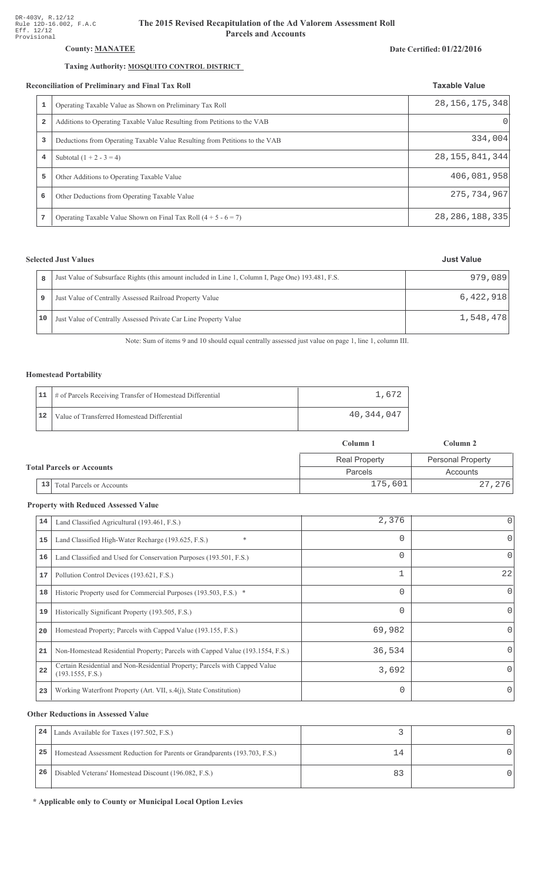DR-403V, R.12/12
Rule 12D-16.002, F.A.C
Eff. 12/12
Provisional

# The 2015 Revised Recapitulation of the Ad Valorem Assessment Roll
## Parcels and Accounts

**County: MANATEE**

**Date Certified: 01/22/2016**

**Taxing Authority: MOSQUITO CONTROL DISTRICT**

### Reconciliation of Preliminary and Final Tax Roll

| # | Description | Taxable Value |
|---|---|---|
| 1 | Operating Taxable Value as Shown on Preliminary Tax Roll | 28,156,175,348 |
| 2 | Additions to Operating Taxable Value Resulting from Petitions to the VAB | 0 |
| 3 | Deductions from Operating Taxable Value Resulting from Petitions to the VAB | 334,004 |
| 4 | Subtotal (1 + 2 - 3 = 4) | 28,155,841,344 |
| 5 | Other Additions to Operating Taxable Value | 406,081,958 |
| 6 | Other Deductions from Operating Taxable Value | 275,734,967 |
| 7 | Operating Taxable Value Shown on Final Tax Roll (4 + 5 - 6 = 7) | 28,286,188,335 |

### Selected Just Values

| # | Description | Just Value |
|---|---|---|
| 8 | Just Value of Subsurface Rights (this amount included in Line 1, Column I, Page One) 193.481, F.S. | 979,089 |
| 9 | Just Value of Centrally Assessed Railroad Property Value | 6,422,918 |
| 10 | Just Value of Centrally Assessed Private Car Line Property Value | 1,548,478 |

Note: Sum of items 9 and 10 should equal centrally assessed just value on page 1, line 1, column III.

### Homestead Portability

| # | Description | Value |
|---|---|---|
| 11 | # of Parcels Receiving Transfer of Homestead Differential | 1,672 |
| 12 | Value of Transferred Homestead Differential | 40,344,047 |

### Total Parcels or Accounts

| # | Description | Column 1<br>Real Property<br>Parcels | Column 2<br>Personal Property<br>Accounts |
|---|---|---|---|
| 13 | Total Parcels or Accounts | 175,601 | 27,276 |

### Property with Reduced Assessed Value

| # | Description | Real Property Parcels | Personal Property Accounts |
|---|---|---|---|
| 14 | Land Classified Agricultural (193.461, F.S.) | 2,376 | 0 |
| 15 | Land Classified High-Water Recharge (193.625, F.S.) * | 0 | 0 |
| 16 | Land Classified and Used for Conservation Purposes (193.501, F.S.) | 0 | 0 |
| 17 | Pollution Control Devices (193.621, F.S.) | 1 | 22 |
| 18 | Historic Property used for Commercial Purposes (193.503, F.S.) * | 0 | 0 |
| 19 | Historically Significant Property (193.505, F.S.) | 0 | 0 |
| 20 | Homestead Property; Parcels with Capped Value (193.155, F.S.) | 69,982 | 0 |
| 21 | Non-Homestead Residential Property; Parcels with Capped Value (193.1554, F.S.) | 36,534 | 0 |
| 22 | Certain Residential and Non-Residential Property; Parcels with Capped Value (193.1555, F.S.) | 3,692 | 0 |
| 23 | Working Waterfront Property (Art. VII, s.4(j), State Constitution) | 0 | 0 |

### Other Reductions in Assessed Value

| # | Description | Real Property Parcels | Personal Property Accounts |
|---|---|---|---|
| 24 | Lands Available for Taxes (197.502, F.S.) | 3 | 0 |
| 25 | Homestead Assessment Reduction for Parents or Grandparents (193.703, F.S.) | 14 | 0 |
| 26 | Disabled Veterans' Homestead Discount (196.082, F.S.) | 83 | 0 |

**\* Applicable only to County or Municipal Local Option Levies**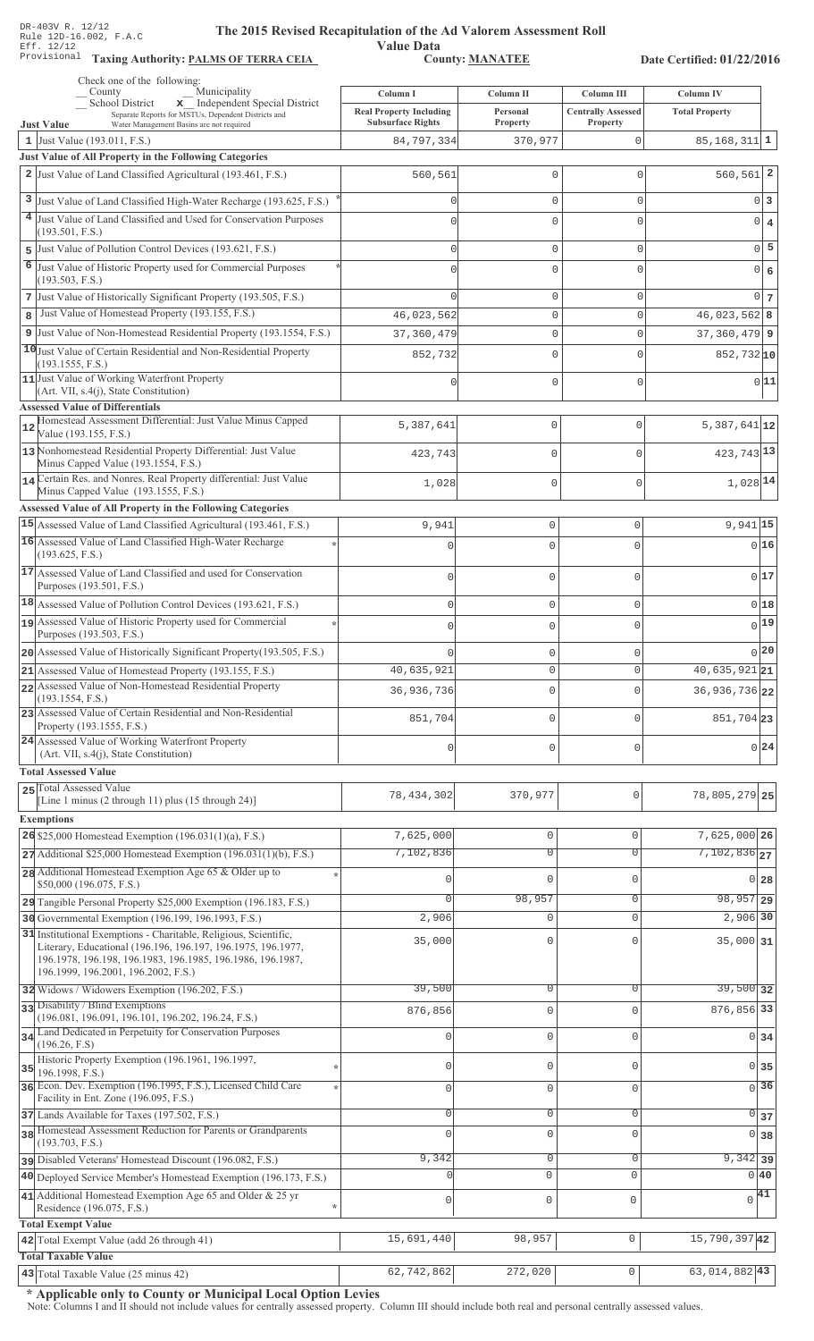DR-403V R. 12/12
Rule 12D-16.002, F.A.C
Eff. 12/12
Provisional

# The 2015 Revised Recapitulation of the Ad Valorem Assessment Roll

## Value Data

**Taxing Authority: PALMS OF TERRA CEIA** **County: MANATEE** **Date Certified: 01/22/2016**

Check one of the following:
__ County __ Municipality
__ School District **x** Independent Special District
Separate Reports for MSTUs, Dependent Districts and Water Management Basins are not required

| | Just Value | Column I Real Property Including Subsurface Rights | Column II Personal Property | Column III Centrally Assessed Property | Column IV Total Property | |
|---|---|---|---|---|---|---|
| 1 | Just Value (193.011, F.S.) | 84,797,334 | 370,977 | 0 | 85,168,311 | 1 |
| | **Just Value of All Property in the Following Categories** | | | | | |
| 2 | Just Value of Land Classified Agricultural (193.461, F.S.) | 560,561 | 0 | 0 | 560,561 | 2 |
| 3 | Just Value of Land Classified High-Water Recharge (193.625, F.S.) * | 0 | 0 | 0 | 0 | 3 |
| 4 | Just Value of Land Classified and Used for Conservation Purposes (193.501, F.S.) | 0 | 0 | 0 | 0 | 4 |
| 5 | Just Value of Pollution Control Devices (193.621, F.S.) | 0 | 0 | 0 | 0 | 5 |
| 6 | Just Value of Historic Property used for Commercial Purposes (193.503, F.S.) * | 0 | 0 | 0 | 0 | 6 |
| 7 | Just Value of Historically Significant Property (193.505, F.S.) | 0 | 0 | 0 | 0 | 7 |
| 8 | Just Value of Homestead Property (193.155, F.S.) | 46,023,562 | 0 | 0 | 46,023,562 | 8 |
| 9 | Just Value of Non-Homestead Residential Property (193.1554, F.S.) | 37,360,479 | 0 | 0 | 37,360,479 | 9 |
| 10 | Just Value of Certain Residential and Non-Residential Property (193.1555, F.S.) | 852,732 | 0 | 0 | 852,732 | 10 |
| 11 | Just Value of Working Waterfront Property (Art. VII, s.4(j), State Constitution) | 0 | 0 | 0 | 0 | 11 |
| | **Assessed Value of Differentials** | | | | | |
| 12 | Homestead Assessment Differential: Just Value Minus Capped Value (193.155, F.S.) | 5,387,641 | 0 | 0 | 5,387,641 | 12 |
| 13 | Nonhomestead Residential Property Differential: Just Value Minus Capped Value (193.1554, F.S.) | 423,743 | 0 | 0 | 423,743 | 13 |
| 14 | Certain Res. and Nonres. Real Property differential: Just Value Minus Capped Value (193.1555, F.S.) | 1,028 | 0 | 0 | 1,028 | 14 |
| | **Assessed Value of All Property in the Following Categories** | | | | | |
| 15 | Assessed Value of Land Classified Agricultural (193.461, F.S.) | 9,941 | 0 | 0 | 9,941 | 15 |
| 16 | Assessed Value of Land Classified High-Water Recharge (193.625, F.S.) * | 0 | 0 | 0 | 0 | 16 |
| 17 | Assessed Value of Land Classified and used for Conservation Purposes (193.501, F.S.) | 0 | 0 | 0 | 0 | 17 |
| 18 | Assessed Value of Pollution Control Devices (193.621, F.S.) | 0 | 0 | 0 | 0 | 18 |
| 19 | Assessed Value of Historic Property used for Commercial Purposes (193.503, F.S.) * | 0 | 0 | 0 | 0 | 19 |
| 20 | Assessed Value of Historically Significant Property(193.505, F.S.) | 0 | 0 | 0 | 0 | 20 |
| 21 | Assessed Value of Homestead Property (193.155, F.S.) | 40,635,921 | 0 | 0 | 40,635,921 | 21 |
| 22 | Assessed Value of Non-Homestead Residential Property (193.1554, F.S.) | 36,936,736 | 0 | 0 | 36,936,736 | 22 |
| 23 | Assessed Value of Certain Residential and Non-Residential Property (193.1555, F.S.) | 851,704 | 0 | 0 | 851,704 | 23 |
| 24 | Assessed Value of Working Waterfront Property (Art. VII, s.4(j), State Constitution) | 0 | 0 | 0 | 0 | 24 |
| | **Total Assessed Value** | | | | | |
| 25 | Total Assessed Value [Line 1 minus (2 through 11) plus (15 through 24)] | 78,434,302 | 370,977 | 0 | 78,805,279 | 25 |
| | **Exemptions** | | | | | |
| 26 | $25,000 Homestead Exemption (196.031(1)(a), F.S.) | 7,625,000 | 0 | 0 | 7,625,000 | 26 |
| 27 | Additional $25,000 Homestead Exemption (196.031(1)(b), F.S.) | 7,102,836 | 0 | 0 | 7,102,836 | 27 |
| 28 | Additional Homestead Exemption Age 65 & Older up to $50,000 (196.075, F.S.) * | 0 | 0 | 0 | 0 | 28 |
| 29 | Tangible Personal Property $25,000 Exemption (196.183, F.S.) | 0 | 98,957 | 0 | 98,957 | 29 |
| 30 | Governmental Exemption (196.199, 196.1993, F.S.) | 2,906 | 0 | 0 | 2,906 | 30 |
| 31 | Institutional Exemptions - Charitable, Religious, Scientific, Literary, Educational (196.196, 196.197, 196.1975, 196.1977, 196.1978, 196.198, 196.1983, 196.1985, 196.1986, 196.1987, 196.1999, 196.2001, 196.2002, F.S.) | 35,000 | 0 | 0 | 35,000 | 31 |
| 32 | Widows / Widowers Exemption (196.202, F.S.) | 39,500 | 0 | 0 | 39,500 | 32 |
| 33 | Disability / Blind Exemptions (196.081, 196.091, 196.101, 196.202, 196.24, F.S.) | 876,856 | 0 | 0 | 876,856 | 33 |
| 34 | Land Dedicated in Perpetuity for Conservation Purposes (196.26, F.S) | 0 | 0 | 0 | 0 | 34 |
| 35 | Historic Property Exemption (196.1961, 196.1997, 196.1998, F.S.) * | 0 | 0 | 0 | 0 | 35 |
| 36 | Econ. Dev. Exemption (196.1995, F.S.), Licensed Child Care Facility in Ent. Zone (196.095, F.S.) * | 0 | 0 | 0 | 0 | 36 |
| 37 | Lands Available for Taxes (197.502, F.S.) | 0 | 0 | 0 | 0 | 37 |
| 38 | Homestead Assessment Reduction for Parents or Grandparents (193.703, F.S.) | 0 | 0 | 0 | 0 | 38 |
| 39 | Disabled Veterans' Homestead Discount (196.082, F.S.) | 9,342 | 0 | 0 | 9,342 | 39 |
| 40 | Deployed Service Member's Homestead Exemption (196.173, F.S.) | 0 | 0 | 0 | 0 | 40 |
| 41 | Additional Homestead Exemption Age 65 and Older & 25 yr Residence (196.075, F.S.) * | 0 | 0 | 0 | 0 | 41 |
| | **Total Exempt Value** | | | | | |
| 42 | Total Exempt Value (add 26 through 41) | 15,691,440 | 98,957 | 0 | 15,790,397 | 42 |
| | **Total Taxable Value** | | | | | |
| 43 | Total Taxable Value (25 minus 42) | 62,742,862 | 272,020 | 0 | 63,014,882 | 43 |

**\* Applicable only to County or Municipal Local Option Levies**

Note: Columns I and II should not include values for centrally assessed property. Column III should include both real and personal centrally assessed values.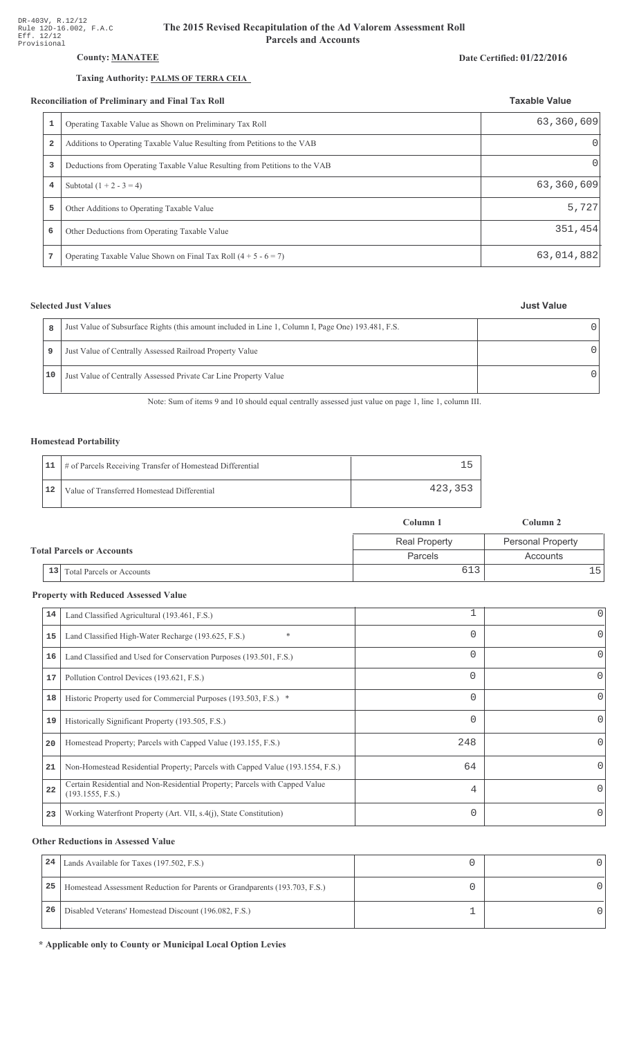DR-403V, R.12/12
Rule 12D-16.002, F.A.C
Eff. 12/12
Provisional

# The 2015 Revised Recapitulation of the Ad Valorem Assessment Roll
## Parcels and Accounts

**County: MANATEE**

**Date Certified: 01/22/2016**

**Taxing Authority: PALMS OF TERRA CEIA**

### Reconciliation of Preliminary and Final Tax Roll

| | | Taxable Value |
|---|---|---|
| 1 | Operating Taxable Value as Shown on Preliminary Tax Roll | 63,360,609 |
| 2 | Additions to Operating Taxable Value Resulting from Petitions to the VAB | 0 |
| 3 | Deductions from Operating Taxable Value Resulting from Petitions to the VAB | 0 |
| 4 | Subtotal (1 + 2 - 3 = 4) | 63,360,609 |
| 5 | Other Additions to Operating Taxable Value | 5,727 |
| 6 | Other Deductions from Operating Taxable Value | 351,454 |
| 7 | Operating Taxable Value Shown on Final Tax Roll (4 + 5 - 6 = 7) | 63,014,882 |

### Selected Just Values

| | | Just Value |
|---|---|---|
| 8 | Just Value of Subsurface Rights (this amount included in Line 1, Column I, Page One) 193.481, F.S. | 0 |
| 9 | Just Value of Centrally Assessed Railroad Property Value | 0 |
| 10 | Just Value of Centrally Assessed Private Car Line Property Value | 0 |

Note: Sum of items 9 and 10 should equal centrally assessed just value on page 1, line 1, column III.

### Homestead Portability

| | | |
|---|---|---|
| 11 | # of Parcels Receiving Transfer of Homestead Differential | 15 |
| 12 | Value of Transferred Homestead Differential | 423,353 |

### Total Parcels or Accounts

| | | Column 1 | Column 2 |
|---|---|---|---|
| | | Real Property | Personal Property |
| | | Parcels | Accounts |
| 13 | Total Parcels or Accounts | 613 | 15 |

### Property with Reduced Assessed Value

| | | Column 1 | Column 2 |
|---|---|---|---|
| 14 | Land Classified Agricultural (193.461, F.S.) | 1 | 0 |
| 15 | Land Classified High-Water Recharge (193.625, F.S.) * | 0 | 0 |
| 16 | Land Classified and Used for Conservation Purposes (193.501, F.S.) | 0 | 0 |
| 17 | Pollution Control Devices (193.621, F.S.) | 0 | 0 |
| 18 | Historic Property used for Commercial Purposes (193.503, F.S.) * | 0 | 0 |
| 19 | Historically Significant Property (193.505, F.S.) | 0 | 0 |
| 20 | Homestead Property; Parcels with Capped Value (193.155, F.S.) | 248 | 0 |
| 21 | Non-Homestead Residential Property; Parcels with Capped Value (193.1554, F.S.) | 64 | 0 |
| 22 | Certain Residential and Non-Residential Property; Parcels with Capped Value (193.1555, F.S.) | 4 | 0 |
| 23 | Working Waterfront Property (Art. VII, s.4(j), State Constitution) | 0 | 0 |

### Other Reductions in Assessed Value

| | | Column 1 | Column 2 |
|---|---|---|---|
| 24 | Lands Available for Taxes (197.502, F.S.) | 0 | 0 |
| 25 | Homestead Assessment Reduction for Parents or Grandparents (193.703, F.S.) | 0 | 0 |
| 26 | Disabled Veterans' Homestead Discount (196.082, F.S.) | 1 | 0 |

**\* Applicable only to County or Municipal Local Option Levies**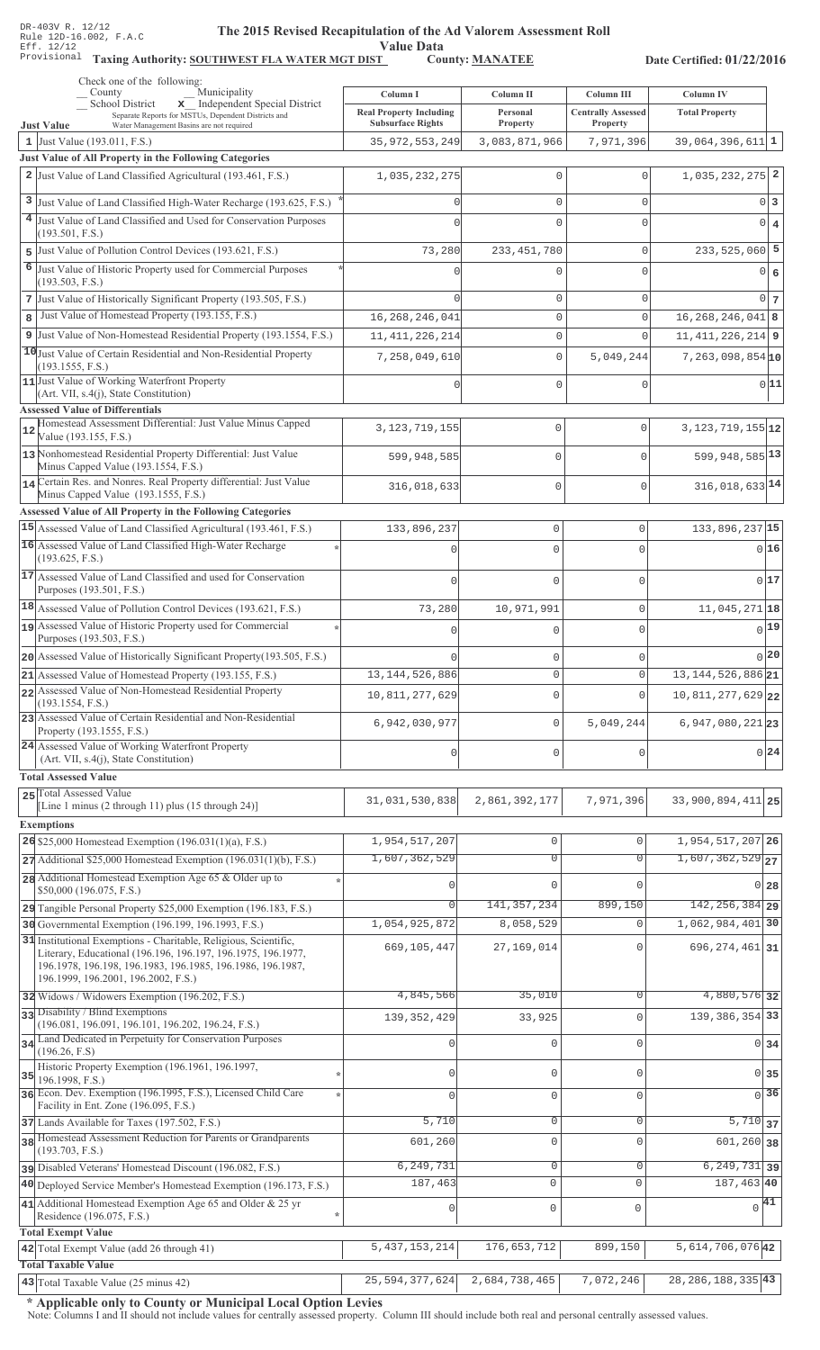DR-403V R. 12/12
Rule 12D-16.002, F.A.C
Eff. 12/12
Provisional

# The 2015 Revised Recapitulation of the Ad Valorem Assessment Roll Value Data

**Taxing Authority: SOUTHWEST FLA WATER MGT DIST** **County: MANATEE** **Date Certified: 01/22/2016**

Check one of the following:
_ County _ Municipality
_ School District **x** Independent Special District
Separate Reports for MSTUs, Dependent Districts and Water Management Basins are not required

| | Just Value | Column I Real Property Including Subsurface Rights | Column II Personal Property | Column III Centrally Assessed Property | Column IV Total Property | |
|---|---|---|---|---|---|---|
| 1 | Just Value (193.011, F.S.) | 35,972,553,249 | 3,083,871,966 | 7,971,396 | 39,064,396,611 | 1 |
| | **Just Value of All Property in the Following Categories** | | | | | |
| 2 | Just Value of Land Classified Agricultural (193.461, F.S.) | 1,035,232,275 | 0 | 0 | 1,035,232,275 | 2 |
| 3 | Just Value of Land Classified High-Water Recharge (193.625, F.S.) * | 0 | 0 | 0 | 0 | 3 |
| 4 | Just Value of Land Classified and Used for Conservation Purposes (193.501, F.S.) | 0 | 0 | 0 | 0 | 4 |
| 5 | Just Value of Pollution Control Devices (193.621, F.S.) | 73,280 | 233,451,780 | 0 | 233,525,060 | 5 |
| 6 | Just Value of Historic Property used for Commercial Purposes (193.503, F.S.) * | 0 | 0 | 0 | 0 | 6 |
| 7 | Just Value of Historically Significant Property (193.505, F.S.) | 0 | 0 | 0 | 0 | 7 |
| 8 | Just Value of Homestead Property (193.155, F.S.) | 16,268,246,041 | 0 | 0 | 16,268,246,041 | 8 |
| 9 | Just Value of Non-Homestead Residential Property (193.1554, F.S.) | 11,411,226,214 | 0 | 0 | 11,411,226,214 | 9 |
| 10 | Just Value of Certain Residential and Non-Residential Property (193.1555, F.S.) | 7,258,049,610 | 0 | 5,049,244 | 7,263,098,854 | 10 |
| 11 | Just Value of Working Waterfront Property (Art. VII, s.4(j), State Constitution) | 0 | 0 | 0 | 0 | 11 |
| | **Assessed Value of Differentials** | | | | | |
| 12 | Homestead Assessment Differential: Just Value Minus Capped Value (193.155, F.S.) | 3,123,719,155 | 0 | 0 | 3,123,719,155 | 12 |
| 13 | Nonhomestead Residential Property Differential: Just Value Minus Capped Value (193.1554, F.S.) | 599,948,585 | 0 | 0 | 599,948,585 | 13 |
| 14 | Certain Res. and Nonres. Real Property differential: Just Value Minus Capped Value (193.1555, F.S.) | 316,018,633 | 0 | 0 | 316,018,633 | 14 |
| | **Assessed Value of All Property in the Following Categories** | | | | | |
| 15 | Assessed Value of Land Classified Agricultural (193.461, F.S.) | 133,896,237 | 0 | 0 | 133,896,237 | 15 |
| 16 | Assessed Value of Land Classified High-Water Recharge (193.625, F.S.) * | 0 | 0 | 0 | 0 | 16 |
| 17 | Assessed Value of Land Classified and used for Conservation Purposes (193.501, F.S.) | 0 | 0 | 0 | 0 | 17 |
| 18 | Assessed Value of Pollution Control Devices (193.621, F.S.) | 73,280 | 10,971,991 | 0 | 11,045,271 | 18 |
| 19 | Assessed Value of Historic Property used for Commercial Purposes (193.503, F.S.) * | 0 | 0 | 0 | 0 | 19 |
| 20 | Assessed Value of Historically Significant Property(193.505, F.S.) | 0 | 0 | 0 | 0 | 20 |
| 21 | Assessed Value of Homestead Property (193.155, F.S.) | 13,144,526,886 | 0 | 0 | 13,144,526,886 | 21 |
| 22 | Assessed Value of Non-Homestead Residential Property (193.1554, F.S.) | 10,811,277,629 | 0 | 0 | 10,811,277,629 | 22 |
| 23 | Assessed Value of Certain Residential and Non-Residential Property (193.1555, F.S.) | 6,942,030,977 | 0 | 5,049,244 | 6,947,080,221 | 23 |
| 24 | Assessed Value of Working Waterfront Property (Art. VII, s.4(j), State Constitution) | 0 | 0 | 0 | 0 | 24 |
| | **Total Assessed Value** | | | | | |
| 25 | Total Assessed Value [Line 1 minus (2 through 11) plus (15 through 24)] | 31,031,530,838 | 2,861,392,177 | 7,971,396 | 33,900,894,411 | 25 |
| | **Exemptions** | | | | | |
| 26 | $25,000 Homestead Exemption (196.031(1)(a), F.S.) | 1,954,517,207 | 0 | 0 | 1,954,517,207 | 26 |
| 27 | Additional $25,000 Homestead Exemption (196.031(1)(b), F.S.) | 1,607,362,529 | 0 | 0 | 1,607,362,529 | 27 |
| 28 | Additional Homestead Exemption Age 65 & Older up to $50,000 (196.075, F.S.) * | 0 | 0 | 0 | 0 | 28 |
| 29 | Tangible Personal Property $25,000 Exemption (196.183, F.S.) | 0 | 141,357,234 | 899,150 | 142,256,384 | 29 |
| 30 | Governmental Exemption (196.199, 196.1993, F.S.) | 1,054,925,872 | 8,058,529 | 0 | 1,062,984,401 | 30 |
| 31 | Institutional Exemptions - Charitable, Religious, Scientific, Literary, Educational (196.196, 196.197, 196.1975, 196.1977, 196.1978, 196.198, 196.1983, 196.1985, 196.1986, 196.1987, 196.1999, 196.2001, 196.2002, F.S.) | 669,105,447 | 27,169,014 | 0 | 696,274,461 | 31 |
| 32 | Widows / Widowers Exemption (196.202, F.S.) | 4,845,566 | 35,010 | 0 | 4,880,576 | 32 |
| 33 | Disability / Blind Exemptions (196.081, 196.091, 196.101, 196.202, 196.24, F.S.) | 139,352,429 | 33,925 | 0 | 139,386,354 | 33 |
| 34 | Land Dedicated in Perpetuity for Conservation Purposes (196.26, F.S) | 0 | 0 | 0 | 0 | 34 |
| 35 | Historic Property Exemption (196.1961, 196.1997, 196.1998, F.S.) * | 0 | 0 | 0 | 0 | 35 |
| 36 | Econ. Dev. Exemption (196.1995, F.S.), Licensed Child Care Facility in Ent. Zone (196.095, F.S.) * | 0 | 0 | 0 | 0 | 36 |
| 37 | Lands Available for Taxes (197.502, F.S.) | 5,710 | 0 | 0 | 5,710 | 37 |
| 38 | Homestead Assessment Reduction for Parents or Grandparents (193.703, F.S.) | 601,260 | 0 | 0 | 601,260 | 38 |
| 39 | Disabled Veterans' Homestead Discount (196.082, F.S.) | 6,249,731 | 0 | 0 | 6,249,731 | 39 |
| 40 | Deployed Service Member's Homestead Exemption (196.173, F.S.) | 187,463 | 0 | 0 | 187,463 | 40 |
| 41 | Additional Homestead Exemption Age 65 and Older & 25 yr Residence (196.075, F.S.) * | 0 | 0 | 0 | 0 | 41 |
| | **Total Exempt Value** | | | | | |
| 42 | Total Exempt Value (add 26 through 41) | 5,437,153,214 | 176,653,712 | 899,150 | 5,614,706,076 | 42 |
| | **Total Taxable Value** | | | | | |
| 43 | Total Taxable Value (25 minus 42) | 25,594,377,624 | 2,684,738,465 | 7,072,246 | 28,286,188,335 | 43 |

**\* Applicable only to County or Municipal Local Option Levies**

Note: Columns I and II should not include values for centrally assessed property. Column III should include both real and personal centrally assessed values.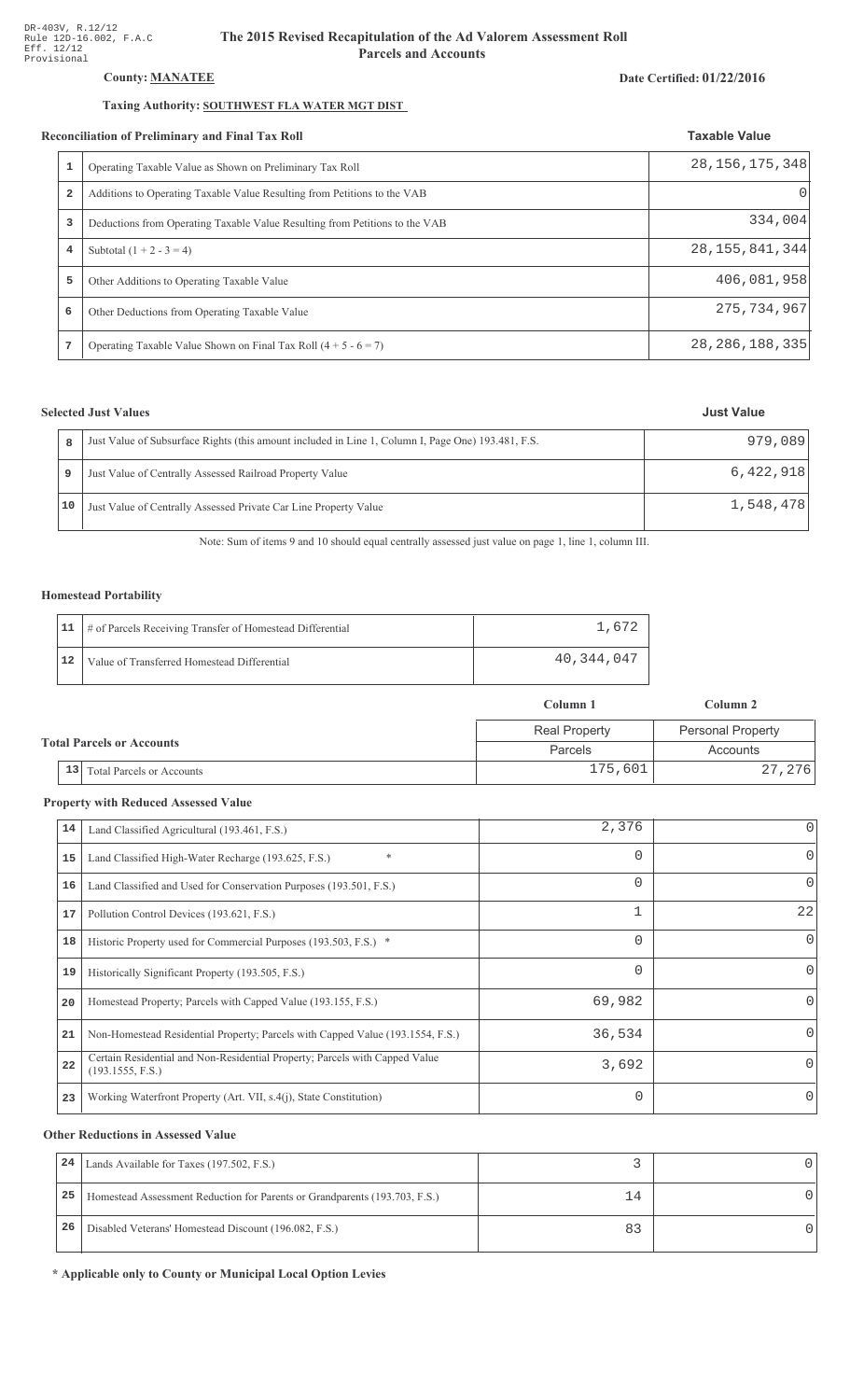DR-403V, R.12/12
Rule 12D-16.002, F.A.C
Eff. 12/12
Provisional

# The 2015 Revised Recapitulation of the Ad Valorem Assessment Roll
## Parcels and Accounts

**County: MANATEE**

**Date Certified: 01/22/2016**

**Taxing Authority: SOUTHWEST FLA WATER MGT DIST**

### Reconciliation of Preliminary and Final Tax Roll

| | | Taxable Value |
|---|---|---|
| 1 | Operating Taxable Value as Shown on Preliminary Tax Roll | 28,156,175,348 |
| 2 | Additions to Operating Taxable Value Resulting from Petitions to the VAB | 0 |
| 3 | Deductions from Operating Taxable Value Resulting from Petitions to the VAB | 334,004 |
| 4 | Subtotal (1 + 2 - 3 = 4) | 28,155,841,344 |
| 5 | Other Additions to Operating Taxable Value | 406,081,958 |
| 6 | Other Deductions from Operating Taxable Value | 275,734,967 |
| 7 | Operating Taxable Value Shown on Final Tax Roll (4 + 5 - 6 = 7) | 28,286,188,335 |

### Selected Just Values

| | | Just Value |
|---|---|---|
| 8 | Just Value of Subsurface Rights (this amount included in Line 1, Column I, Page One) 193.481, F.S. | 979,089 |
| 9 | Just Value of Centrally Assessed Railroad Property Value | 6,422,918 |
| 10 | Just Value of Centrally Assessed Private Car Line Property Value | 1,548,478 |

Note: Sum of items 9 and 10 should equal centrally assessed just value on page 1, line 1, column III.

### Homestead Portability

| | | |
|---|---|---|
| 11 | # of Parcels Receiving Transfer of Homestead Differential | 1,672 |
| 12 | Value of Transferred Homestead Differential | 40,344,047 |

### Total Parcels or Accounts

| | | Column 1 | Column 2 |
|---|---|---|---|
| | | Real Property | Personal Property |
| | | Parcels | Accounts |
| 13 | Total Parcels or Accounts | 175,601 | 27,276 |

### Property with Reduced Assessed Value

| | | Column 1 | Column 2 |
|---|---|---|---|
| 14 | Land Classified Agricultural (193.461, F.S.) | 2,376 | 0 |
| 15 | Land Classified High-Water Recharge (193.625, F.S.) * | 0 | 0 |
| 16 | Land Classified and Used for Conservation Purposes (193.501, F.S.) | 0 | 0 |
| 17 | Pollution Control Devices (193.621, F.S.) | 1 | 22 |
| 18 | Historic Property used for Commercial Purposes (193.503, F.S.) * | 0 | 0 |
| 19 | Historically Significant Property (193.505, F.S.) | 0 | 0 |
| 20 | Homestead Property; Parcels with Capped Value (193.155, F.S.) | 69,982 | 0 |
| 21 | Non-Homestead Residential Property; Parcels with Capped Value (193.1554, F.S.) | 36,534 | 0 |
| 22 | Certain Residential and Non-Residential Property; Parcels with Capped Value (193.1555, F.S.) | 3,692 | 0 |
| 23 | Working Waterfront Property (Art. VII, s.4(j), State Constitution) | 0 | 0 |

### Other Reductions in Assessed Value

| | | Column 1 | Column 2 |
|---|---|---|---|
| 24 | Lands Available for Taxes (197.502, F.S.) | 3 | 0 |
| 25 | Homestead Assessment Reduction for Parents or Grandparents (193.703, F.S.) | 14 | 0 |
| 26 | Disabled Veterans' Homestead Discount (196.082, F.S.) | 83 | 0 |

**\* Applicable only to County or Municipal Local Option Levies**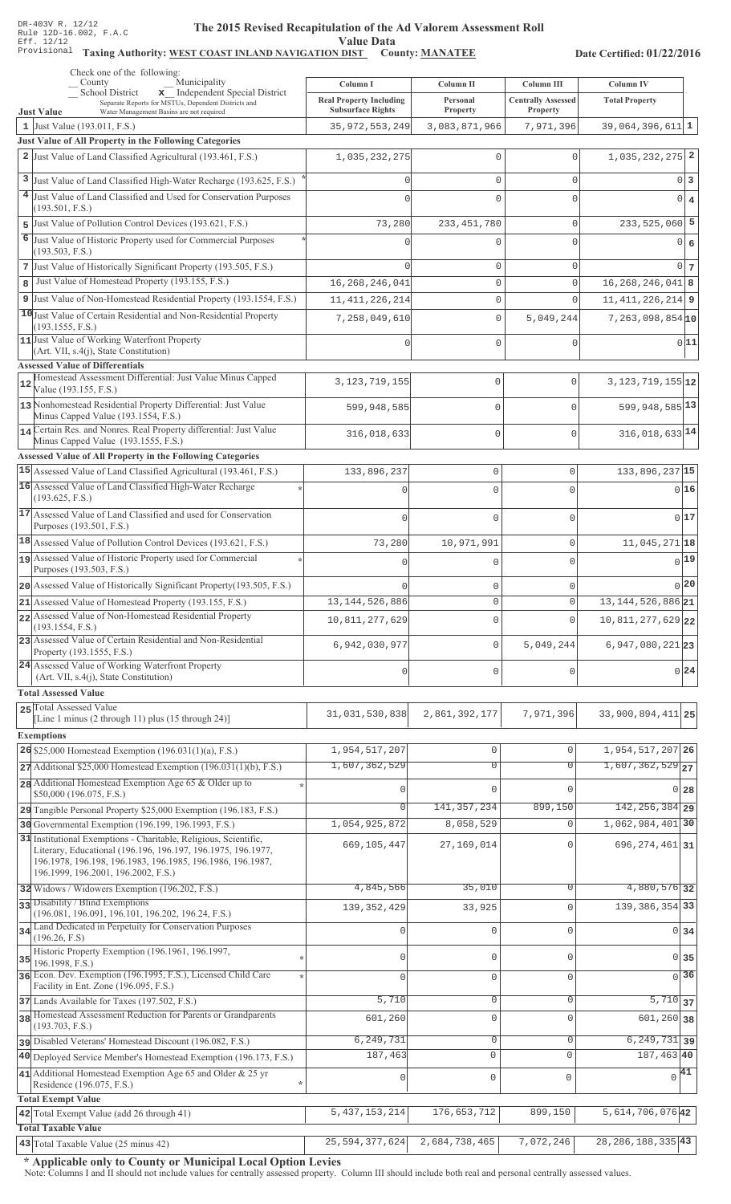DR-403V R. 12/12
Rule 12D-16.002, F.A.C
Eff. 12/12
Provisional

# The 2015 Revised Recapitulation of the Ad Valorem Assessment Roll Value Data

**Taxing Authority: WEST COAST INLAND NAVIGATION DIST County: MANATEE**

**Date Certified: 01/22/2016**

Check one of the following:
_ County _ Municipality
_ School District **x** Independent Special District
Separate Reports for MSTUs, Dependent Districts and Water Management Basins are not required

| Just Value | Column I Real Property Including Subsurface Rights | Column II Personal Property | Column III Centrally Assessed Property | Column IV Total Property | |
|---|---|---|---|---|---|
| 1 Just Value (193.011, F.S.) | 35,972,553,249 | 3,083,871,966 | 7,971,396 | 39,064,396,611 | 1 |
| **Just Value of All Property in the Following Categories** | | | | | |
| 2 Just Value of Land Classified Agricultural (193.461, F.S.) | 1,035,232,275 | 0 | 0 | 1,035,232,275 | 2 |
| 3 Just Value of Land Classified High-Water Recharge (193.625, F.S.) * | 0 | 0 | 0 | 0 | 3 |
| 4 Just Value of Land Classified and Used for Conservation Purposes (193.501, F.S.) | 0 | 0 | 0 | 0 | 4 |
| 5 Just Value of Pollution Control Devices (193.621, F.S.) | 73,280 | 233,451,780 | 0 | 233,525,060 | 5 |
| 6 Just Value of Historic Property used for Commercial Purposes (193.503, F.S.) * | 0 | 0 | 0 | 0 | 6 |
| 7 Just Value of Historically Significant Property (193.505, F.S.) | 0 | 0 | 0 | 0 | 7 |
| 8 Just Value of Homestead Property (193.155, F.S.) | 16,268,246,041 | 0 | 0 | 16,268,246,041 | 8 |
| 9 Just Value of Non-Homestead Residential Property (193.1554, F.S.) | 11,411,226,214 | 0 | 0 | 11,411,226,214 | 9 |
| 10 Just Value of Certain Residential and Non-Residential Property (193.1555, F.S.) | 7,258,049,610 | 0 | 5,049,244 | 7,263,098,854 | 10 |
| 11 Just Value of Working Waterfront Property (Art. VII, s.4(j), State Constitution) | 0 | 0 | 0 | 0 | 11 |
| **Assessed Value of Differentials** | | | | | |
| 12 Homestead Assessment Differential: Just Value Minus Capped Value (193.155, F.S.) | 3,123,719,155 | 0 | 0 | 3,123,719,155 | 12 |
| 13 Nonhomestead Residential Property Differential: Just Value Minus Capped Value (193.1554, F.S.) | 599,948,585 | 0 | 0 | 599,948,585 | 13 |
| 14 Certain Res. and Nonres. Real Property differential: Just Value Minus Capped Value (193.1555, F.S.) | 316,018,633 | 0 | 0 | 316,018,633 | 14 |
| **Assessed Value of All Property in the Following Categories** | | | | | |
| 15 Assessed Value of Land Classified Agricultural (193.461, F.S.) | 133,896,237 | 0 | 0 | 133,896,237 | 15 |
| 16 Assessed Value of Land Classified High-Water Recharge (193.625, F.S.) * | 0 | 0 | 0 | 0 | 16 |
| 17 Assessed Value of Land Classified and used for Conservation Purposes (193.501, F.S.) | 0 | 0 | 0 | 0 | 17 |
| 18 Assessed Value of Pollution Control Devices (193.621, F.S.) | 73,280 | 10,971,991 | 0 | 11,045,271 | 18 |
| 19 Assessed Value of Historic Property used for Commercial Purposes (193.503, F.S.) * | 0 | 0 | 0 | 0 | 19 |
| 20 Assessed Value of Historically Significant Property(193.505, F.S.) | 0 | 0 | 0 | 0 | 20 |
| 21 Assessed Value of Homestead Property (193.155, F.S.) | 13,144,526,886 | 0 | 0 | 13,144,526,886 | 21 |
| 22 Assessed Value of Non-Homestead Residential Property (193.1554, F.S.) | 10,811,277,629 | 0 | 0 | 10,811,277,629 | 22 |
| 23 Assessed Value of Certain Residential and Non-Residential Property (193.1555, F.S.) | 6,942,030,977 | 0 | 5,049,244 | 6,947,080,221 | 23 |
| 24 Assessed Value of Working Waterfront Property (Art. VII, s.4(j), State Constitution) | 0 | 0 | 0 | 0 | 24 |
| **Total Assessed Value** | | | | | |
| 25 Total Assessed Value [Line 1 minus (2 through 11) plus (15 through 24)] | 31,031,530,838 | 2,861,392,177 | 7,971,396 | 33,900,894,411 | 25 |
| **Exemptions** | | | | | |
| 26 $25,000 Homestead Exemption (196.031(1)(a), F.S.) | 1,954,517,207 | 0 | 0 | 1,954,517,207 | 26 |
| 27 Additional $25,000 Homestead Exemption (196.031(1)(b), F.S.) | 1,607,362,529 | 0 | 0 | 1,607,362,529 | 27 |
| 28 Additional Homestead Exemption Age 65 & Older up to $50,000 (196.075, F.S.) * | 0 | 0 | 0 | 0 | 28 |
| 29 Tangible Personal Property $25,000 Exemption (196.183, F.S.) | 0 | 141,357,234 | 899,150 | 142,256,384 | 29 |
| 30 Governmental Exemption (196.199, 196.1993, F.S.) | 1,054,925,872 | 8,058,529 | 0 | 1,062,984,401 | 30 |
| 31 Institutional Exemptions - Charitable, Religious, Scientific, Literary, Educational (196.196, 196.197, 196.1975, 196.1977, 196.1978, 196.198, 196.1983, 196.1985, 196.1986, 196.1987, 196.1999, 196.2001, 196.2002, F.S.) | 669,105,447 | 27,169,014 | 0 | 696,274,461 | 31 |
| 32 Widows / Widowers Exemption (196.202, F.S.) | 4,845,566 | 35,010 | 0 | 4,880,576 | 32 |
| 33 Disability / Blind Exemptions (196.081, 196.091, 196.101, 196.202, 196.24, F.S.) | 139,352,429 | 33,925 | 0 | 139,386,354 | 33 |
| 34 Land Dedicated in Perpetuity for Conservation Purposes (196.26, F.S) | 0 | 0 | 0 | 0 | 34 |
| 35 Historic Property Exemption (196.1961, 196.1997, 196.1998, F.S.) * | 0 | 0 | 0 | 0 | 35 |
| 36 Econ. Dev. Exemption (196.1995, F.S.), Licensed Child Care Facility in Ent. Zone (196.095, F.S.) * | 0 | 0 | 0 | 0 | 36 |
| 37 Lands Available for Taxes (197.502, F.S.) | 5,710 | 0 | 0 | 5,710 | 37 |
| 38 Homestead Assessment Reduction for Parents or Grandparents (193.703, F.S.) | 601,260 | 0 | 0 | 601,260 | 38 |
| 39 Disabled Veterans' Homestead Discount (196.082, F.S.) | 6,249,731 | 0 | 0 | 6,249,731 | 39 |
| 40 Deployed Service Member's Homestead Exemption (196.173, F.S.) | 187,463 | 0 | 0 | 187,463 | 40 |
| 41 Additional Homestead Exemption Age 65 and Older & 25 yr Residence (196.075, F.S.) * | 0 | 0 | 0 | 0 | 41 |
| **Total Exempt Value** | | | | | |
| 42 Total Exempt Value (add 26 through 41) | 5,437,153,214 | 176,653,712 | 899,150 | 5,614,706,076 | 42 |
| **Total Taxable Value** | | | | | |
| 43 Total Taxable Value (25 minus 42) | 25,594,377,624 | 2,684,738,465 | 7,072,246 | 28,286,188,335 | 43 |

**\* Applicable only to County or Municipal Local Option Levies**

Note: Columns I and II should not include values for centrally assessed property. Column III should include both real and personal centrally assessed values.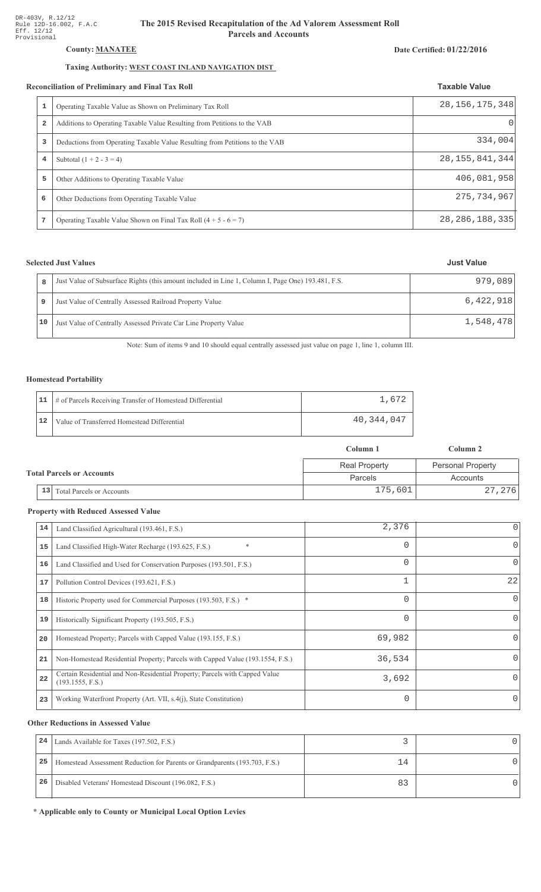DR-403V, R.12/12
Rule 12D-16.002, F.A.C
Eff. 12/12
Provisional

# The 2015 Revised Recapitulation of the Ad Valorem Assessment Roll
## Parcels and Accounts

**County: MANATEE**

**Date Certified: 01/22/2016**

**Taxing Authority: WEST COAST INLAND NAVIGATION DIST**

### Reconciliation of Preliminary and Final Tax Roll

| | | Taxable Value |
|---|---|---|
| 1 | Operating Taxable Value as Shown on Preliminary Tax Roll | 28,156,175,348 |
| 2 | Additions to Operating Taxable Value Resulting from Petitions to the VAB | 0 |
| 3 | Deductions from Operating Taxable Value Resulting from Petitions to the VAB | 334,004 |
| 4 | Subtotal (1 + 2 - 3 = 4) | 28,155,841,344 |
| 5 | Other Additions to Operating Taxable Value | 406,081,958 |
| 6 | Other Deductions from Operating Taxable Value | 275,734,967 |
| 7 | Operating Taxable Value Shown on Final Tax Roll (4 + 5 - 6 = 7) | 28,286,188,335 |

### Selected Just Values

| | | Just Value |
|---|---|---|
| 8 | Just Value of Subsurface Rights (this amount included in Line 1, Column I, Page One) 193.481, F.S. | 979,089 |
| 9 | Just Value of Centrally Assessed Railroad Property Value | 6,422,918 |
| 10 | Just Value of Centrally Assessed Private Car Line Property Value | 1,548,478 |

Note: Sum of items 9 and 10 should equal centrally assessed just value on page 1, line 1, column III.

### Homestead Portability

| | | |
|---|---|---|
| 11 | # of Parcels Receiving Transfer of Homestead Differential | 1,672 |
| 12 | Value of Transferred Homestead Differential | 40,344,047 |

### Total Parcels or Accounts

| | | Column 1 | Column 2 |
|---|---|---|---|
| | | Real Property | Personal Property |
| | | Parcels | Accounts |
| 13 | Total Parcels or Accounts | 175,601 | 27,276 |

### Property with Reduced Assessed Value

| | | Column 1 | Column 2 |
|---|---|---|---|
| 14 | Land Classified Agricultural (193.461, F.S.) | 2,376 | 0 |
| 15 | Land Classified High-Water Recharge (193.625, F.S.) * | 0 | 0 |
| 16 | Land Classified and Used for Conservation Purposes (193.501, F.S.) | 0 | 0 |
| 17 | Pollution Control Devices (193.621, F.S.) | 1 | 22 |
| 18 | Historic Property used for Commercial Purposes (193.503, F.S.) * | 0 | 0 |
| 19 | Historically Significant Property (193.505, F.S.) | 0 | 0 |
| 20 | Homestead Property; Parcels with Capped Value (193.155, F.S.) | 69,982 | 0 |
| 21 | Non-Homestead Residential Property; Parcels with Capped Value (193.1554, F.S.) | 36,534 | 0 |
| 22 | Certain Residential and Non-Residential Property; Parcels with Capped Value (193.1555, F.S.) | 3,692 | 0 |
| 23 | Working Waterfront Property (Art. VII, s.4(j), State Constitution) | 0 | 0 |

### Other Reductions in Assessed Value

| | | Column 1 | Column 2 |
|---|---|---|---|
| 24 | Lands Available for Taxes (197.502, F.S.) | 3 | 0 |
| 25 | Homestead Assessment Reduction for Parents or Grandparents (193.703, F.S.) | 14 | 0 |
| 26 | Disabled Veterans' Homestead Discount (196.082, F.S.) | 83 | 0 |

**\* Applicable only to County or Municipal Local Option Levies**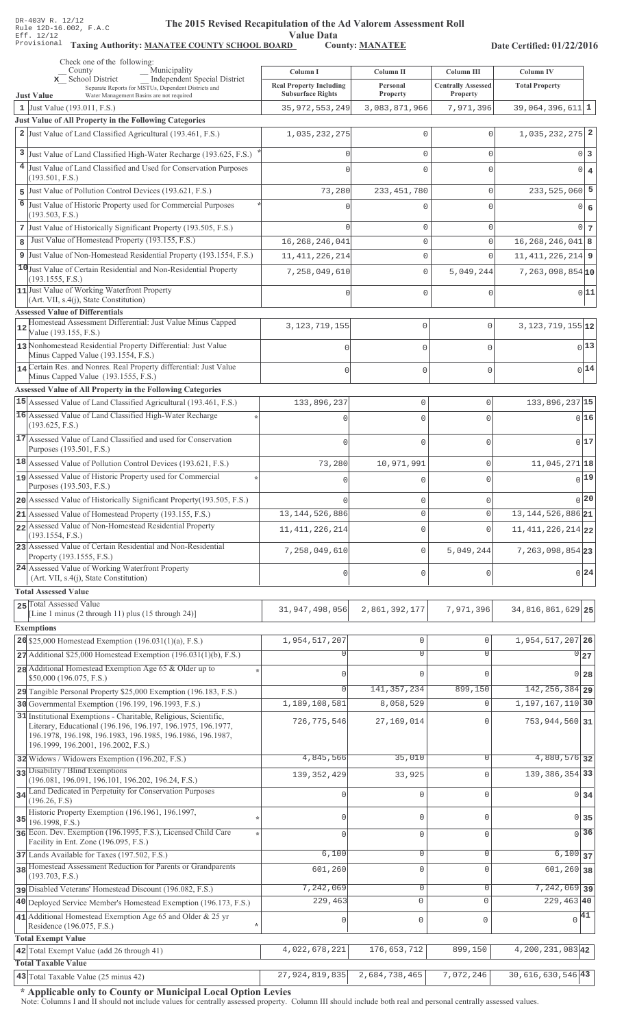DR-403V R. 12/12
Rule 12D-16.002, F.A.C
Eff. 12/12
Provisional

# The 2015 Revised Recapitulation of the Ad Valorem Assessment Roll

## Value Data

**Taxing Authority: MANATEE COUNTY SCHOOL BOARD** **County: MANATEE** **Date Certified: 01/22/2016**

Check one of the following:
__ County __ Municipality
x School District __ Independent Special District
Separate Reports for MSTUs, Dependent Districts and Water Management Basins are not required

| | Just Value | Column I Real Property Including Subsurface Rights | Column II Personal Property | Column III Centrally Assessed Property | Column IV Total Property | |
|---|---|---|---|---|---|---|
| 1 | Just Value (193.011, F.S.) | 35,972,553,249 | 3,083,871,966 | 7,971,396 | 39,064,396,611 | 1 |
| | **Just Value of All Property in the Following Categories** | | | | | |
| 2 | Just Value of Land Classified Agricultural (193.461, F.S.) | 1,035,232,275 | 0 | 0 | 1,035,232,275 | 2 |
| 3 | Just Value of Land Classified High-Water Recharge (193.625, F.S.) * | 0 | 0 | 0 | 0 | 3 |
| 4 | Just Value of Land Classified and Used for Conservation Purposes (193.501, F.S.) | 0 | 0 | 0 | 0 | 4 |
| 5 | Just Value of Pollution Control Devices (193.621, F.S.) | 73,280 | 233,451,780 | 0 | 233,525,060 | 5 |
| 6 | Just Value of Historic Property used for Commercial Purposes (193.503, F.S.) * | 0 | 0 | 0 | 0 | 6 |
| 7 | Just Value of Historically Significant Property (193.505, F.S.) | 0 | 0 | 0 | 0 | 7 |
| 8 | Just Value of Homestead Property (193.155, F.S.) | 16,268,246,041 | 0 | 0 | 16,268,246,041 | 8 |
| 9 | Just Value of Non-Homestead Residential Property (193.1554, F.S.) | 11,411,226,214 | 0 | 0 | 11,411,226,214 | 9 |
| 10 | Just Value of Certain Residential and Non-Residential Property (193.1555, F.S.) | 7,258,049,610 | 0 | 5,049,244 | 7,263,098,854 | 10 |
| 11 | Just Value of Working Waterfront Property (Art. VII, s.4(j), State Constitution) | 0 | 0 | 0 | 0 | 11 |
| | **Assessed Value of Differentials** | | | | | |
| 12 | Homestead Assessment Differential: Just Value Minus Capped Value (193.155, F.S.) | 3,123,719,155 | 0 | 0 | 3,123,719,155 | 12 |
| 13 | Nonhomestead Residential Property Differential: Just Value Minus Capped Value (193.1554, F.S.) | 0 | 0 | 0 | 0 | 13 |
| 14 | Certain Res. and Nonres. Real Property differential: Just Value Minus Capped Value (193.1555, F.S.) | 0 | 0 | 0 | 0 | 14 |
| | **Assessed Value of All Property in the Following Categories** | | | | | |
| 15 | Assessed Value of Land Classified Agricultural (193.461, F.S.) | 133,896,237 | 0 | 0 | 133,896,237 | 15 |
| 16 | Assessed Value of Land Classified High-Water Recharge (193.625, F.S.) * | 0 | 0 | 0 | 0 | 16 |
| 17 | Assessed Value of Land Classified and used for Conservation Purposes (193.501, F.S.) | 0 | 0 | 0 | 0 | 17 |
| 18 | Assessed Value of Pollution Control Devices (193.621, F.S.) | 73,280 | 10,971,991 | 0 | 11,045,271 | 18 |
| 19 | Assessed Value of Historic Property used for Commercial Purposes (193.503, F.S.) * | 0 | 0 | 0 | 0 | 19 |
| 20 | Assessed Value of Historically Significant Property(193.505, F.S.) | 0 | 0 | 0 | 0 | 20 |
| 21 | Assessed Value of Homestead Property (193.155, F.S.) | 13,144,526,886 | 0 | 0 | 13,144,526,886 | 21 |
| 22 | Assessed Value of Non-Homestead Residential Property (193.1554, F.S.) | 11,411,226,214 | 0 | 0 | 11,411,226,214 | 22 |
| 23 | Assessed Value of Certain Residential and Non-Residential Property (193.1555, F.S.) | 7,258,049,610 | 0 | 5,049,244 | 7,263,098,854 | 23 |
| 24 | Assessed Value of Working Waterfront Property (Art. VII, s.4(j), State Constitution) | 0 | 0 | 0 | 0 | 24 |
| | **Total Assessed Value** | | | | | |
| 25 | Total Assessed Value [Line 1 minus (2 through 11) plus (15 through 24)] | 31,947,498,056 | 2,861,392,177 | 7,971,396 | 34,816,861,629 | 25 |
| | **Exemptions** | | | | | |
| 26 | $25,000 Homestead Exemption (196.031(1)(a), F.S.) | 1,954,517,207 | 0 | 0 | 1,954,517,207 | 26 |
| 27 | Additional $25,000 Homestead Exemption (196.031(1)(b), F.S.) | 0 | 0 | 0 | 0 | 27 |
| 28 | Additional Homestead Exemption Age 65 & Older up to $50,000 (196.075, F.S.) * | 0 | 0 | 0 | 0 | 28 |
| 29 | Tangible Personal Property $25,000 Exemption (196.183, F.S.) | 0 | 141,357,234 | 899,150 | 142,256,384 | 29 |
| 30 | Governmental Exemption (196.199, 196.1993, F.S.) | 1,189,108,581 | 8,058,529 | 0 | 1,197,167,110 | 30 |
| 31 | Institutional Exemptions - Charitable, Religious, Scientific, Literary, Educational (196.196, 196.197, 196.1975, 196.1977, 196.1978, 196.198, 196.1983, 196.1985, 196.1986, 196.1987, 196.1999, 196.2001, 196.2002, F.S.) | 726,775,546 | 27,169,014 | 0 | 753,944,560 | 31 |
| 32 | Widows / Widowers Exemption (196.202, F.S.) | 4,845,566 | 35,010 | 0 | 4,880,576 | 32 |
| 33 | Disability / Blind Exemptions (196.081, 196.091, 196.101, 196.202, 196.24, F.S.) | 139,352,429 | 33,925 | 0 | 139,386,354 | 33 |
| 34 | Land Dedicated in Perpetuity for Conservation Purposes (196.26, F.S) | 0 | 0 | 0 | 0 | 34 |
| 35 | Historic Property Exemption (196.1961, 196.1997, 196.1998, F.S.) * | 0 | 0 | 0 | 0 | 35 |
| 36 | Econ. Dev. Exemption (196.1995, F.S.), Licensed Child Care Facility in Ent. Zone (196.095, F.S.) * | 0 | 0 | 0 | 0 | 36 |
| 37 | Lands Available for Taxes (197.502, F.S.) | 6,100 | 0 | 0 | 6,100 | 37 |
| 38 | Homestead Assessment Reduction for Parents or Grandparents (193.703, F.S.) | 601,260 | 0 | 0 | 601,260 | 38 |
| 39 | Disabled Veterans' Homestead Discount (196.082, F.S.) | 7,242,069 | 0 | 0 | 7,242,069 | 39 |
| 40 | Deployed Service Member's Homestead Exemption (196.173, F.S.) | 229,463 | 0 | 0 | 229,463 | 40 |
| 41 | Additional Homestead Exemption Age 65 and Older & 25 yr Residence (196.075, F.S.) * | 0 | 0 | 0 | 0 | 41 |
| | **Total Exempt Value** | | | | | |
| 42 | Total Exempt Value (add 26 through 41) | 4,022,678,221 | 176,653,712 | 899,150 | 4,200,231,083 | 42 |
| | **Total Taxable Value** | | | | | |
| 43 | Total Taxable Value (25 minus 42) | 27,924,819,835 | 2,684,738,465 | 7,072,246 | 30,616,630,546 | 43 |

**\* Applicable only to County or Municipal Local Option Levies**

Note: Columns I and II should not include values for centrally assessed property. Column III should include both real and personal centrally assessed values.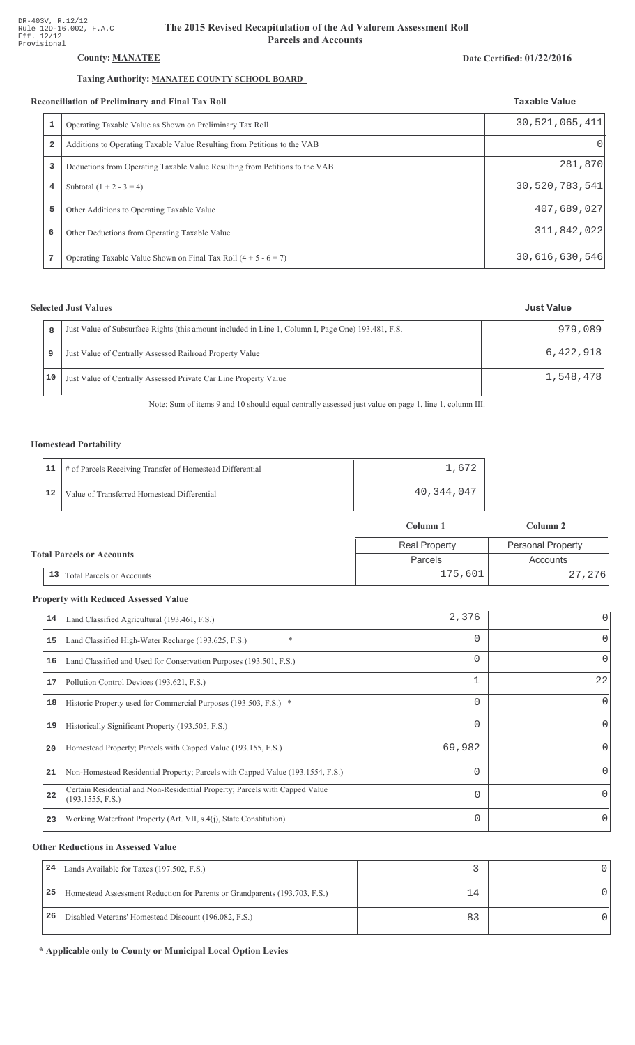DR-403V, R.12/12
Rule 12D-16.002, F.A.C
Eff. 12/12
Provisional

# The 2015 Revised Recapitulation of the Ad Valorem Assessment Roll
## Parcels and Accounts

**County: MANATEE**

**Date Certified: 01/22/2016**

**Taxing Authority: MANATEE COUNTY SCHOOL BOARD**

### Reconciliation of Preliminary and Final Tax Roll

| | | Taxable Value |
|---|---|---|
| 1 | Operating Taxable Value as Shown on Preliminary Tax Roll | 30,521,065,411 |
| 2 | Additions to Operating Taxable Value Resulting from Petitions to the VAB | 0 |
| 3 | Deductions from Operating Taxable Value Resulting from Petitions to the VAB | 281,870 |
| 4 | Subtotal (1 + 2 - 3 = 4) | 30,520,783,541 |
| 5 | Other Additions to Operating Taxable Value | 407,689,027 |
| 6 | Other Deductions from Operating Taxable Value | 311,842,022 |
| 7 | Operating Taxable Value Shown on Final Tax Roll (4 + 5 - 6 = 7) | 30,616,630,546 |

### Selected Just Values

| | | Just Value |
|---|---|---|
| 8 | Just Value of Subsurface Rights (this amount included in Line 1, Column I, Page One) 193.481, F.S. | 979,089 |
| 9 | Just Value of Centrally Assessed Railroad Property Value | 6,422,918 |
| 10 | Just Value of Centrally Assessed Private Car Line Property Value | 1,548,478 |

Note: Sum of items 9 and 10 should equal centrally assessed just value on page 1, line 1, column III.

### Homestead Portability

| | | |
|---|---|---|
| 11 | # of Parcels Receiving Transfer of Homestead Differential | 1,672 |
| 12 | Value of Transferred Homestead Differential | 40,344,047 |

### Total Parcels or Accounts

| | | Column 1 | Column 2 |
|---|---|---|---|
| | | Real Property | Personal Property |
| | | Parcels | Accounts |
| 13 | Total Parcels or Accounts | 175,601 | 27,276 |

### Property with Reduced Assessed Value

| | | Column 1 | Column 2 |
|---|---|---|---|
| 14 | Land Classified Agricultural (193.461, F.S.) | 2,376 | 0 |
| 15 | Land Classified High-Water Recharge (193.625, F.S.) * | 0 | 0 |
| 16 | Land Classified and Used for Conservation Purposes (193.501, F.S.) | 0 | 0 |
| 17 | Pollution Control Devices (193.621, F.S.) | 1 | 22 |
| 18 | Historic Property used for Commercial Purposes (193.503, F.S.) * | 0 | 0 |
| 19 | Historically Significant Property (193.505, F.S.) | 0 | 0 |
| 20 | Homestead Property; Parcels with Capped Value (193.155, F.S.) | 69,982 | 0 |
| 21 | Non-Homestead Residential Property; Parcels with Capped Value (193.1554, F.S.) | 0 | 0 |
| 22 | Certain Residential and Non-Residential Property; Parcels with Capped Value (193.1555, F.S.) | 0 | 0 |
| 23 | Working Waterfront Property (Art. VII, s.4(j), State Constitution) | 0 | 0 |

### Other Reductions in Assessed Value

| | | Column 1 | Column 2 |
|---|---|---|---|
| 24 | Lands Available for Taxes (197.502, F.S.) | 3 | 0 |
| 25 | Homestead Assessment Reduction for Parents or Grandparents (193.703, F.S.) | 14 | 0 |
| 26 | Disabled Veterans' Homestead Discount (196.082, F.S.) | 83 | 0 |

**\* Applicable only to County or Municipal Local Option Levies**